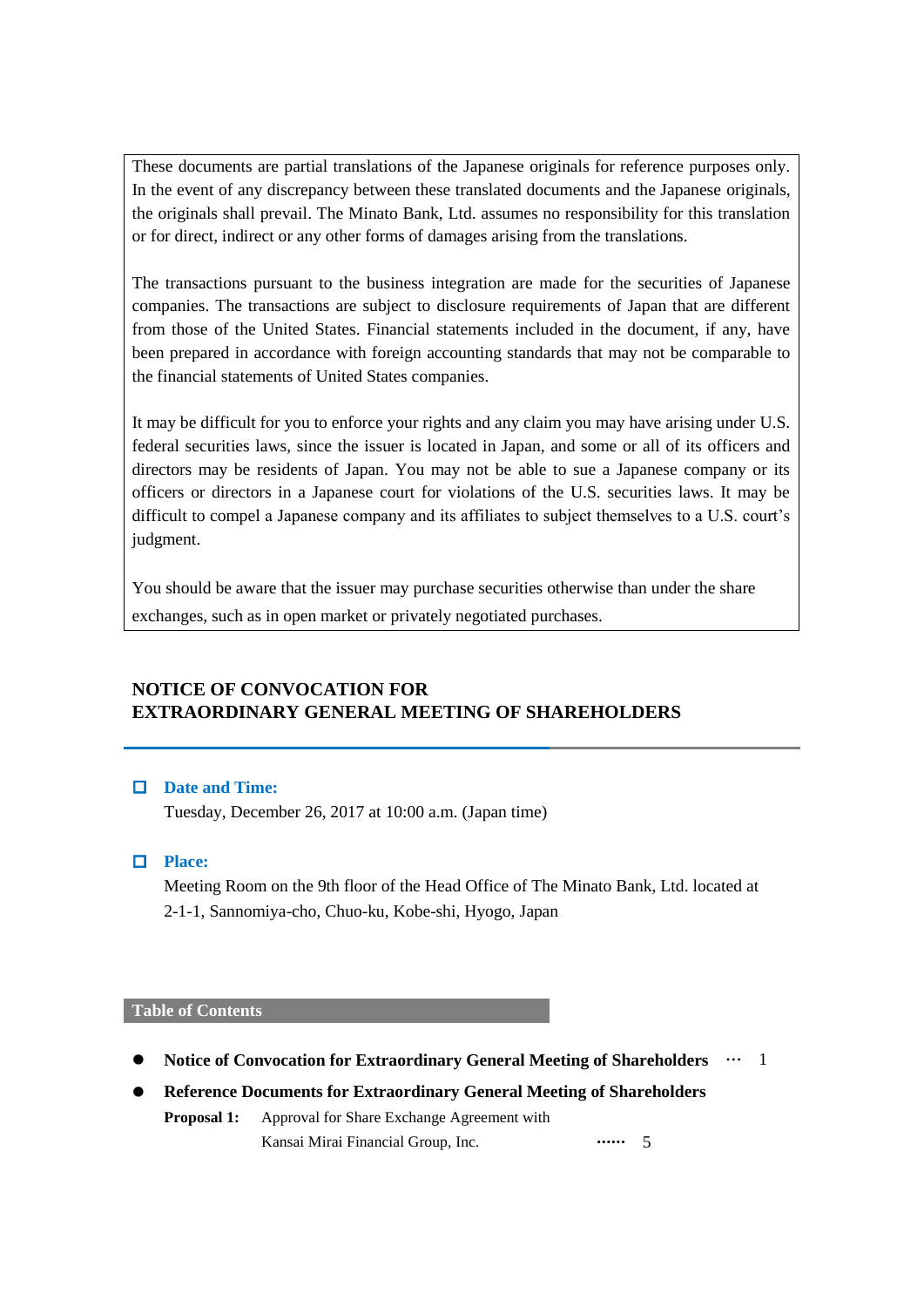These documents are partial translations of the Japanese originals for reference purposes only. In the event of any discrepancy between these translated documents and the Japanese originals, the originals shall prevail. The Minato Bank, Ltd. assumes no responsibility for this translation or for direct, indirect or any other forms of damages arising from the translations.

The transactions pursuant to the business integration are made for the securities of Japanese companies. The transactions are subject to disclosure requirements of Japan that are different from those of the United States. Financial statements included in the document, if any, have been prepared in accordance with foreign accounting standards that may not be comparable to the financial statements of United States companies.

It may be difficult for you to enforce your rights and any claim you may have arising under U.S. federal securities laws, since the issuer is located in Japan, and some or all of its officers and directors may be residents of Japan. You may not be able to sue a Japanese company or its officers or directors in a Japanese court for violations of the U.S. securities laws. It may be difficult to compel a Japanese company and its affiliates to subject themselves to a U.S. court's judgment.

You should be aware that the issuer may purchase securities otherwise than under the share exchanges, such as in open market or privately negotiated purchases.

# NOTICE OF CONVOCATION FOR EXTRAORDINARY GENERAL MEETING OF SHAREHOLDERS

**Date and Time:**

Tuesday, December 26, 2017 at 10:00 a.m. (Japan time)

**Place:**

Meeting Room on the 9th floor of the Head Office of The Minato Bank, Ltd. located at 2-1-1, Sannomiya-cho, Chuo-ku, Kobe-shi, Hyogo, Japan

## Table of Contents

- **Notice of Convocation for Extraordinary General Meeting of Shareholders** … 1
- **Reference Documents for Extraordinary General Meeting of Shareholders**
  - **Proposal 1:** Approval for Share Exchange Agreement with Kansai Mirai Financial Group, Inc. …… 5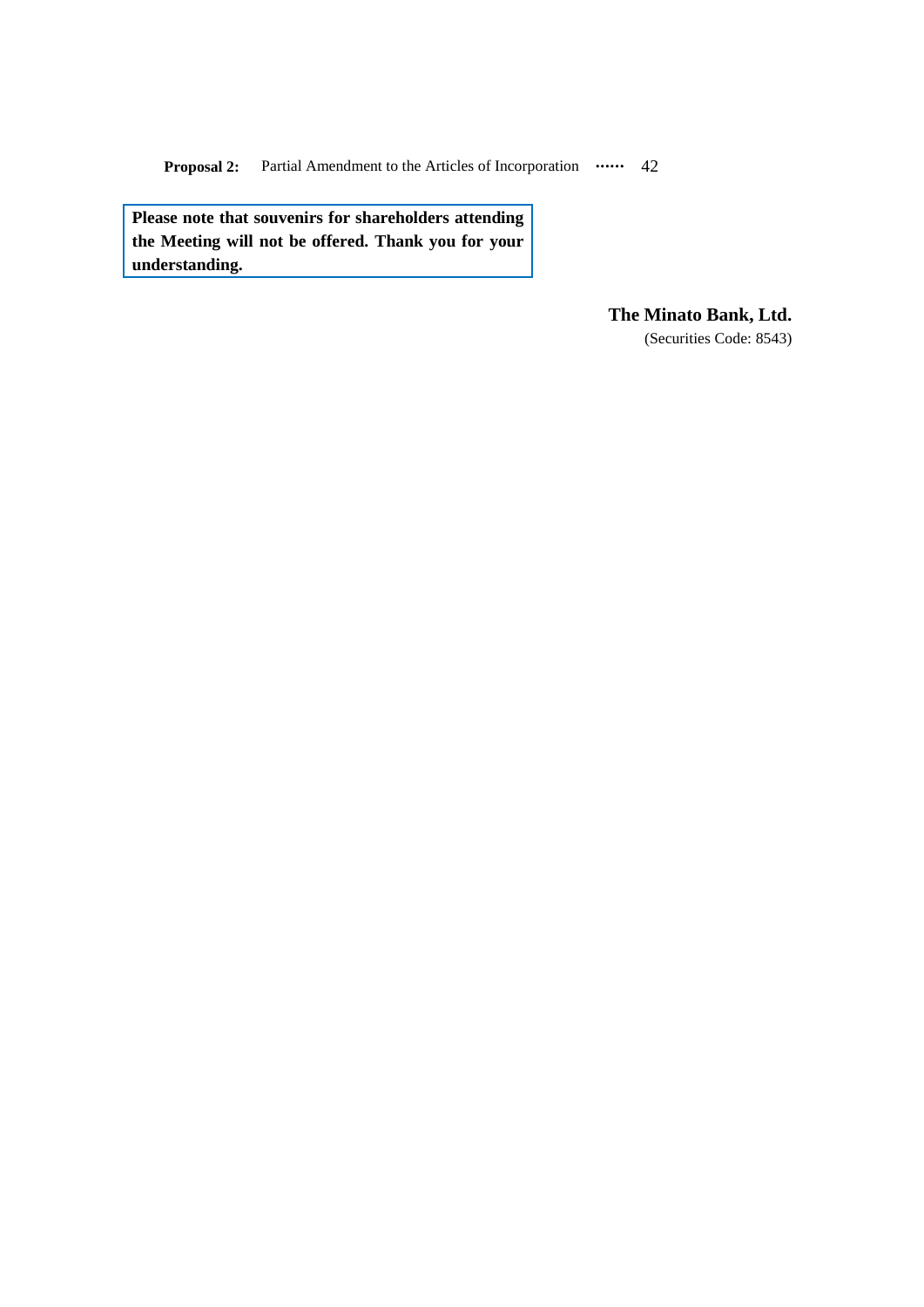**Proposal 2:** Partial Amendment to the Articles of Incorporation …… 42

**Please note that souvenirs for shareholders attending the Meeting will not be offered. Thank you for your understanding.**

**The Minato Bank, Ltd.**
(Securities Code: 8543)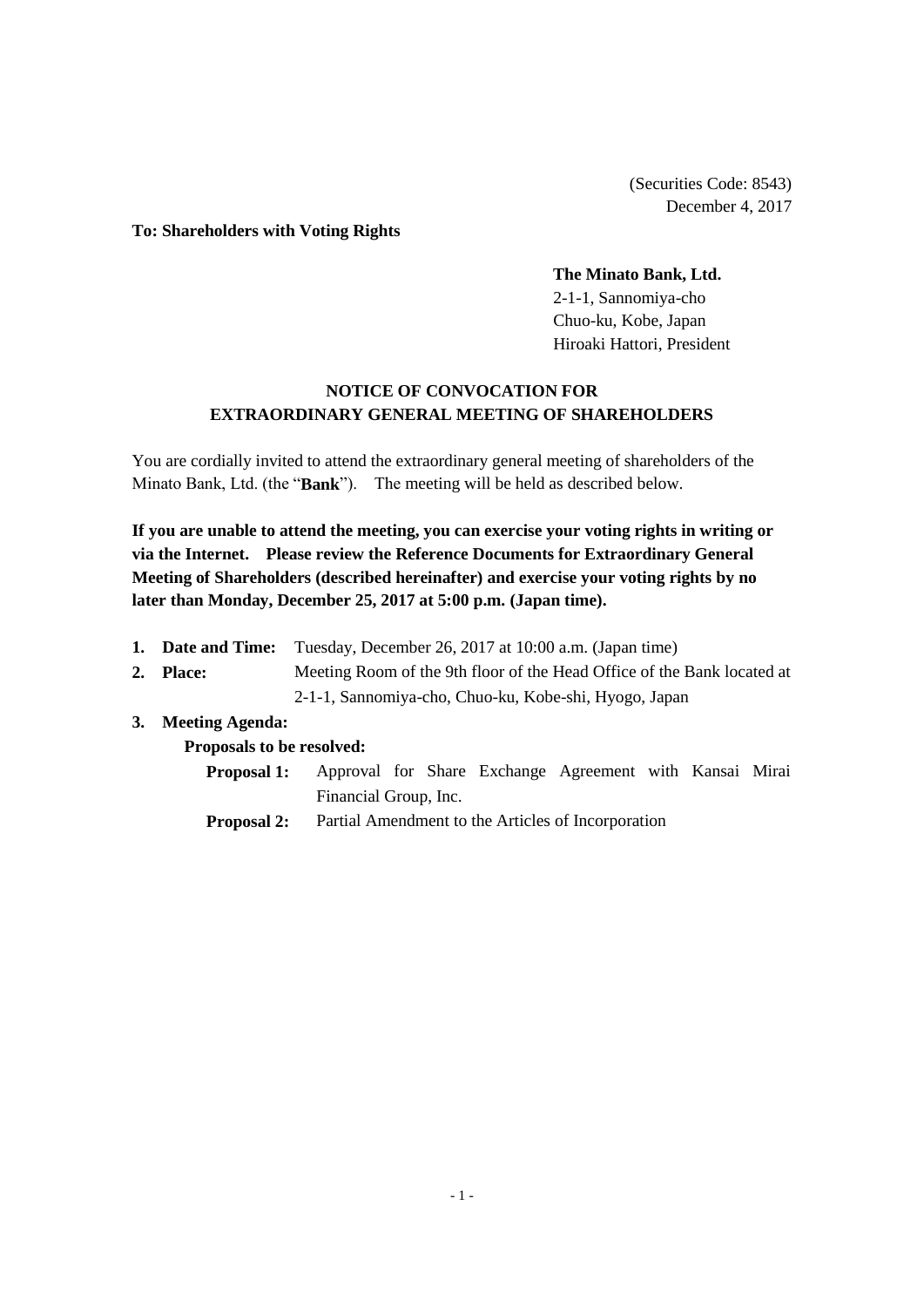(Securities Code: 8543)
December 4, 2017

**To: Shareholders with Voting Rights**

**The Minato Bank, Ltd.**
2-1-1, Sannomiya-cho
Chuo-ku, Kobe, Japan
Hiroaki Hattori, President

## NOTICE OF CONVOCATION FOR EXTRAORDINARY GENERAL MEETING OF SHAREHOLDERS

You are cordially invited to attend the extraordinary general meeting of shareholders of the Minato Bank, Ltd. (the "**Bank**"). The meeting will be held as described below.

**If you are unable to attend the meeting, you can exercise your voting rights in writing or via the Internet. Please review the Reference Documents for Extraordinary General Meeting of Shareholders (described hereinafter) and exercise your voting rights by no later than Monday, December 25, 2017 at 5:00 p.m. (Japan time).**

1. **Date and Time:** Tuesday, December 26, 2017 at 10:00 a.m. (Japan time)
2. **Place:** Meeting Room of the 9th floor of the Head Office of the Bank located at 2-1-1, Sannomiya-cho, Chuo-ku, Kobe-shi, Hyogo, Japan
3. **Meeting Agenda:**

   **Proposals to be resolved:**

   **Proposal 1:** Approval for Share Exchange Agreement with Kansai Mirai Financial Group, Inc.

   **Proposal 2:** Partial Amendment to the Articles of Incorporation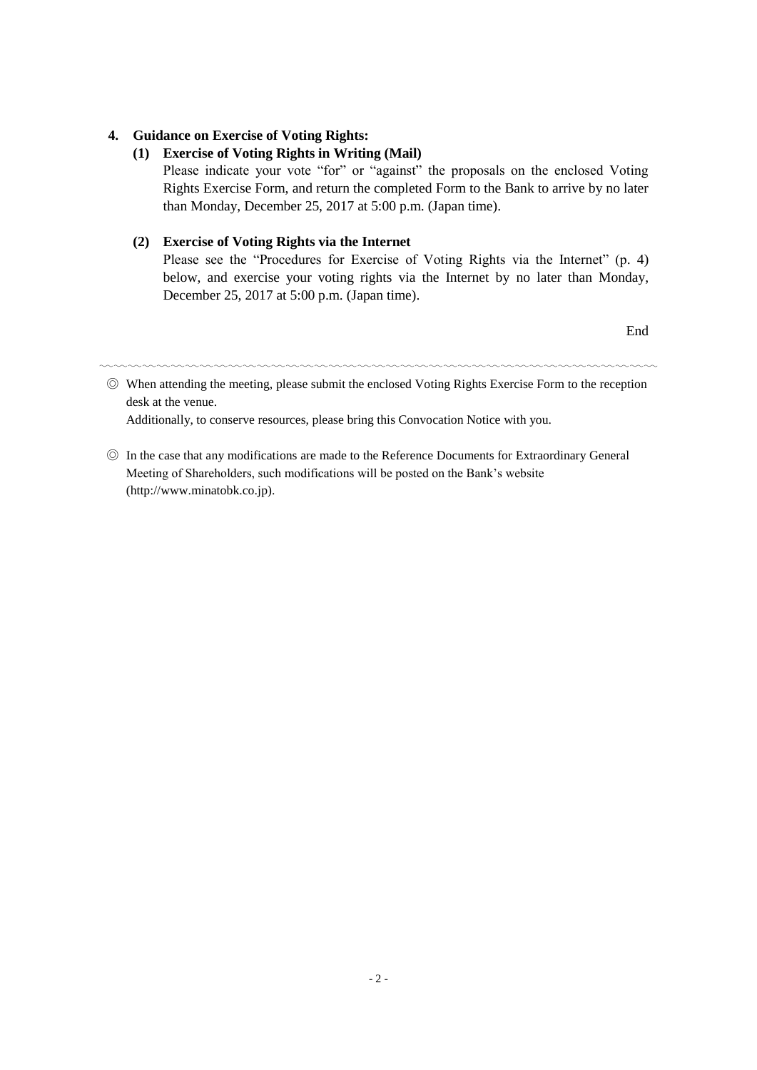## 4. Guidance on Exercise of Voting Rights:

### (1) Exercise of Voting Rights in Writing (Mail)

Please indicate your vote "for" or "against" the proposals on the enclosed Voting Rights Exercise Form, and return the completed Form to the Bank to arrive by no later than Monday, December 25, 2017 at 5:00 p.m. (Japan time).

### (2) Exercise of Voting Rights via the Internet

Please see the "Procedures for Exercise of Voting Rights via the Internet" (p. 4) below, and exercise your voting rights via the Internet by no later than Monday, December 25, 2017 at 5:00 p.m. (Japan time).

End

---

◎ When attending the meeting, please submit the enclosed Voting Rights Exercise Form to the reception desk at the venue.
Additionally, to conserve resources, please bring this Convocation Notice with you.

◎ In the case that any modifications are made to the Reference Documents for Extraordinary General Meeting of Shareholders, such modifications will be posted on the Bank's website (http://www.minatobk.co.jp).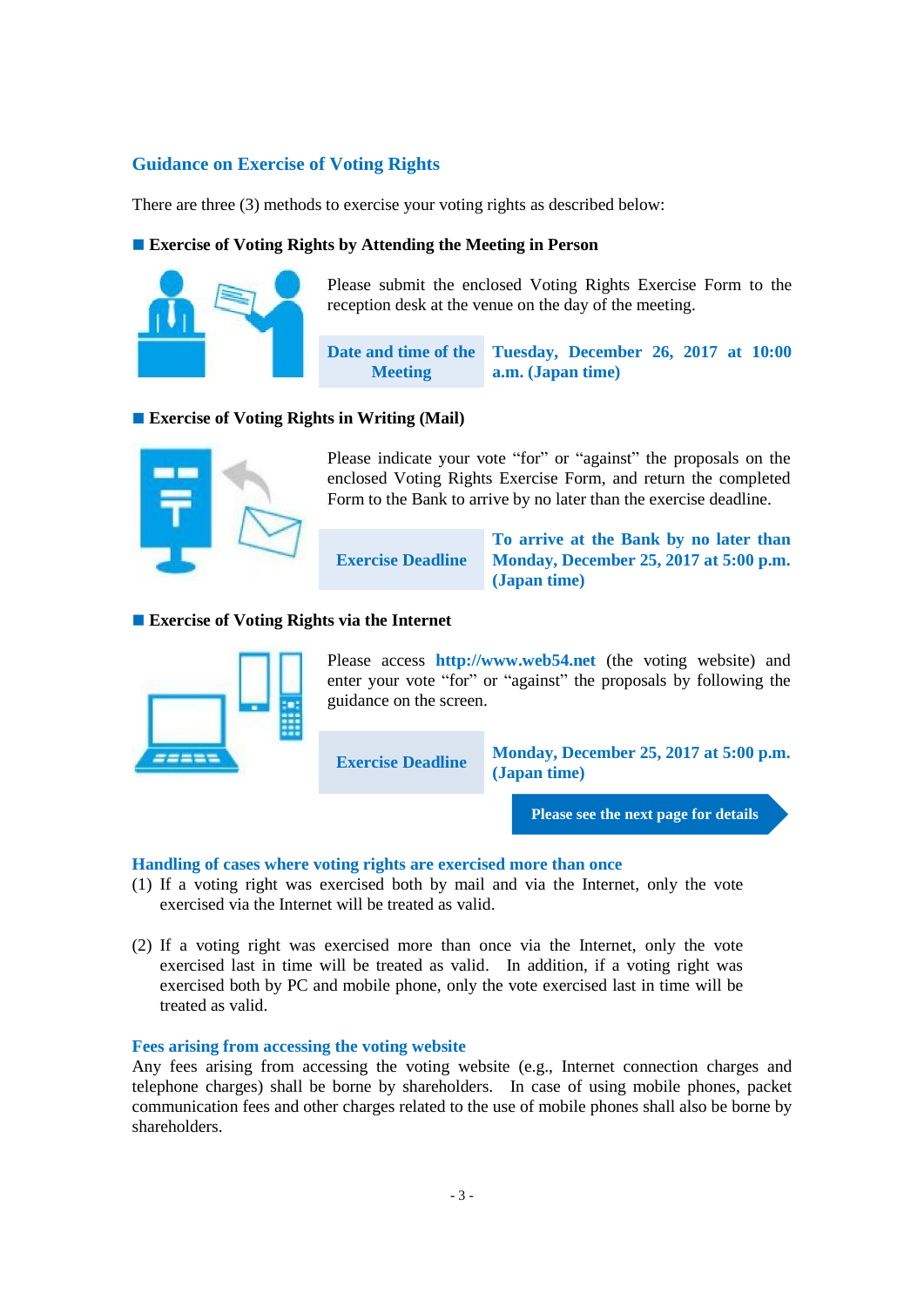## Guidance on Exercise of Voting Rights

There are three (3) methods to exercise your voting rights as described below:

### ■ Exercise of Voting Rights by Attending the Meeting in Person

Please submit the enclosed Voting Rights Exercise Form to the reception desk at the venue on the day of the meeting.

| Date and time of the Meeting | Tuesday, December 26, 2017 at 10:00 a.m. (Japan time) |
|---|---|

### ■ Exercise of Voting Rights in Writing (Mail)

Please indicate your vote "for" or "against" the proposals on the enclosed Voting Rights Exercise Form, and return the completed Form to the Bank to arrive by no later than the exercise deadline.

| Exercise Deadline | To arrive at the Bank by no later than Monday, December 25, 2017 at 5:00 p.m. (Japan time) |
|---|---|

### ■ Exercise of Voting Rights via the Internet

Please access **http://www.web54.net** (the voting website) and enter your vote "for" or "against" the proposals by following the guidance on the screen.

| Exercise Deadline | Monday, December 25, 2017 at 5:00 p.m. (Japan time) |
|---|---|

**Please see the next page for details**

### Handling of cases where voting rights are exercised more than once

(1) If a voting right was exercised both by mail and via the Internet, only the vote exercised via the Internet will be treated as valid.

(2) If a voting right was exercised more than once via the Internet, only the vote exercised last in time will be treated as valid. In addition, if a voting right was exercised both by PC and mobile phone, only the vote exercised last in time will be treated as valid.

### Fees arising from accessing the voting website

Any fees arising from accessing the voting website (e.g., Internet connection charges and telephone charges) shall be borne by shareholders. In case of using mobile phones, packet communication fees and other charges related to the use of mobile phones shall also be borne by shareholders.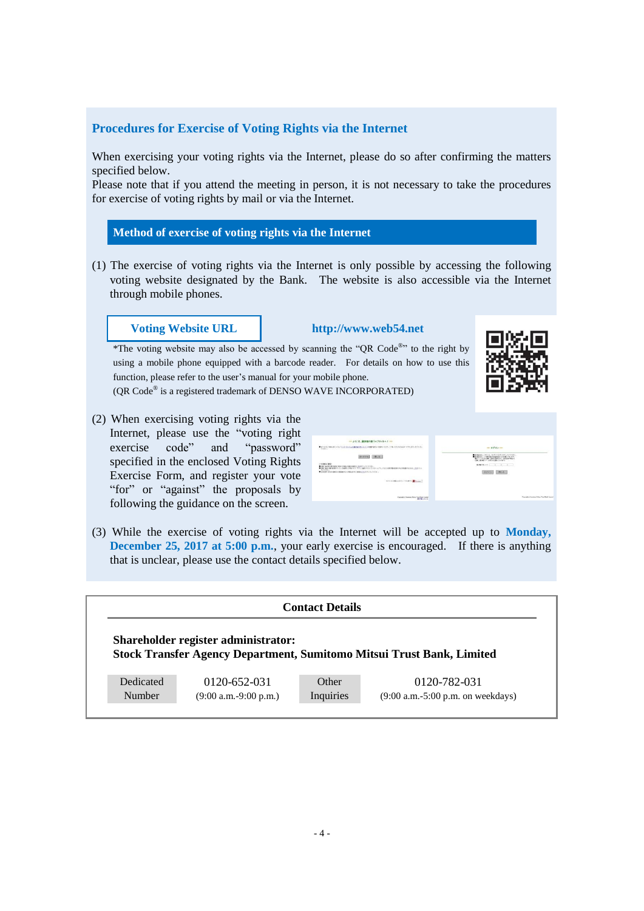## Procedures for Exercise of Voting Rights via the Internet

When exercising your voting rights via the Internet, please do so after confirming the matters specified below.
Please note that if you attend the meeting in person, it is not necessary to take the procedures for exercise of voting rights by mail or via the Internet.

### Method of exercise of voting rights via the Internet

(1) The exercise of voting rights via the Internet is only possible by accessing the following voting website designated by the Bank. The website is also accessible via the Internet through mobile phones.

**Voting Website URL** **http://www.web54.net**

*The voting website may also be accessed by scanning the "QR Code®" to the right by using a mobile phone equipped with a barcode reader. For details on how to use this function, please refer to the user's manual for your mobile phone.
(QR Code® is a registered trademark of DENSO WAVE INCORPORATED)

(2) When exercising voting rights via the Internet, please use the "voting right exercise code" and "password" specified in the enclosed Voting Rights Exercise Form, and register your vote "for" or "against" the proposals by following the guidance on the screen.

(3) While the exercise of voting rights via the Internet will be accepted up to **Monday, December 25, 2017 at 5:00 p.m.**, your early exercise is encouraged. If there is anything that is unclear, please use the contact details specified below.

**Contact Details**

**Shareholder register administrator:**
**Stock Transfer Agency Department, Sumitomo Mitsui Trust Bank, Limited**

| Dedicated Number | 0120-652-031 (9:00 a.m.-9:00 p.m.) | Other Inquiries | 0120-782-031 (9:00 a.m.-5:00 p.m. on weekdays) |
|---|---|---|---|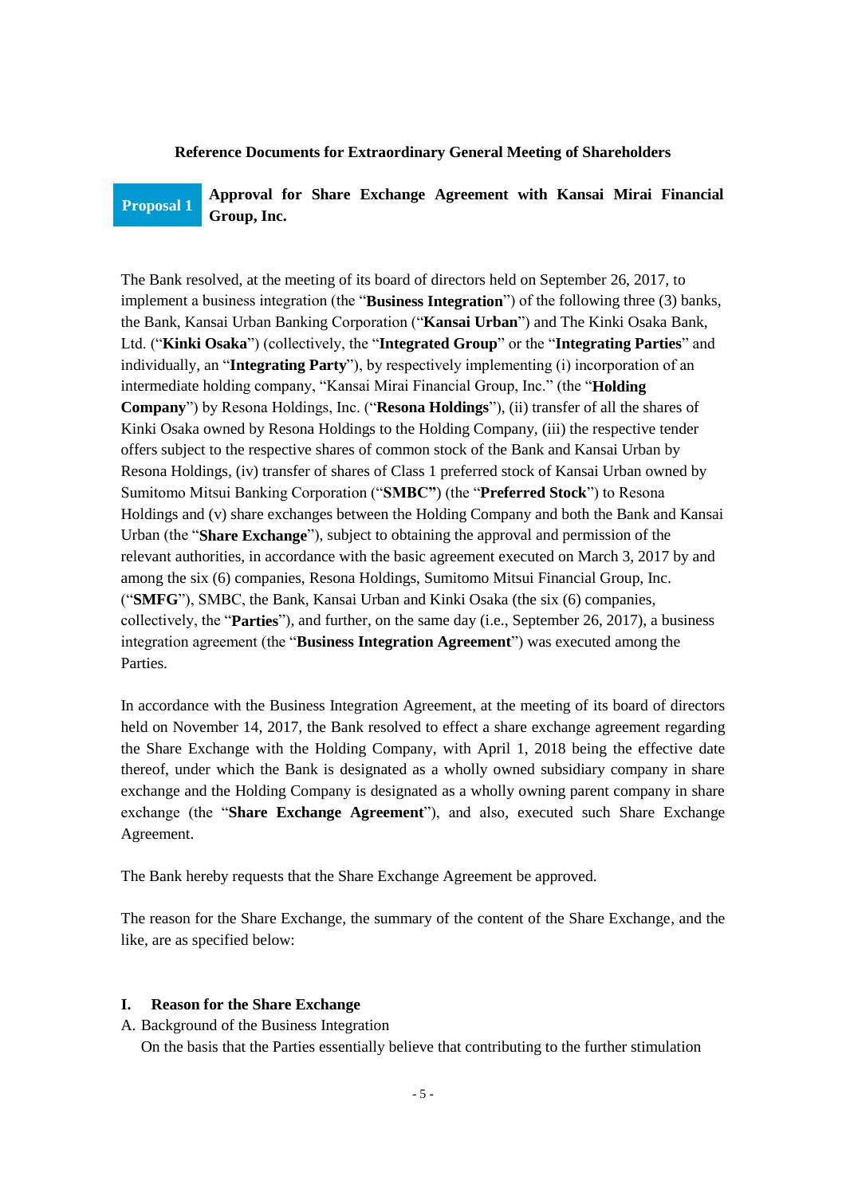## Reference Documents for Extraordinary General Meeting of Shareholders

### Proposal 1 Approval for Share Exchange Agreement with Kansai Mirai Financial Group, Inc.

The Bank resolved, at the meeting of its board of directors held on September 26, 2017, to implement a business integration (the "**Business Integration**") of the following three (3) banks, the Bank, Kansai Urban Banking Corporation ("**Kansai Urban**") and The Kinki Osaka Bank, Ltd. ("**Kinki Osaka**") (collectively, the "**Integrated Group**" or the "**Integrating Parties**" and individually, an "**Integrating Party**"), by respectively implementing (i) incorporation of an intermediate holding company, "Kansai Mirai Financial Group, Inc." (the "**Holding Company**") by Resona Holdings, Inc. ("**Resona Holdings**"), (ii) transfer of all the shares of Kinki Osaka owned by Resona Holdings to the Holding Company, (iii) the respective tender offers subject to the respective shares of common stock of the Bank and Kansai Urban by Resona Holdings, (iv) transfer of shares of Class 1 preferred stock of Kansai Urban owned by Sumitomo Mitsui Banking Corporation ("**SMBC**") (the "**Preferred Stock**") to Resona Holdings and (v) share exchanges between the Holding Company and both the Bank and Kansai Urban (the "**Share Exchange**"), subject to obtaining the approval and permission of the relevant authorities, in accordance with the basic agreement executed on March 3, 2017 by and among the six (6) companies, Resona Holdings, Sumitomo Mitsui Financial Group, Inc. ("**SMFG**"), SMBC, the Bank, Kansai Urban and Kinki Osaka (the six (6) companies, collectively, the "**Parties**"), and further, on the same day (i.e., September 26, 2017), a business integration agreement (the "**Business Integration Agreement**") was executed among the Parties.

In accordance with the Business Integration Agreement, at the meeting of its board of directors held on November 14, 2017, the Bank resolved to effect a share exchange agreement regarding the Share Exchange with the Holding Company, with April 1, 2018 being the effective date thereof, under which the Bank is designated as a wholly owned subsidiary company in share exchange and the Holding Company is designated as a wholly owning parent company in share exchange (the "**Share Exchange Agreement**"), and also, executed such Share Exchange Agreement.

The Bank hereby requests that the Share Exchange Agreement be approved.

The reason for the Share Exchange, the summary of the content of the Share Exchange, and the like, are as specified below:

#### I. Reason for the Share Exchange

A. Background of the Business Integration

On the basis that the Parties essentially believe that contributing to the further stimulation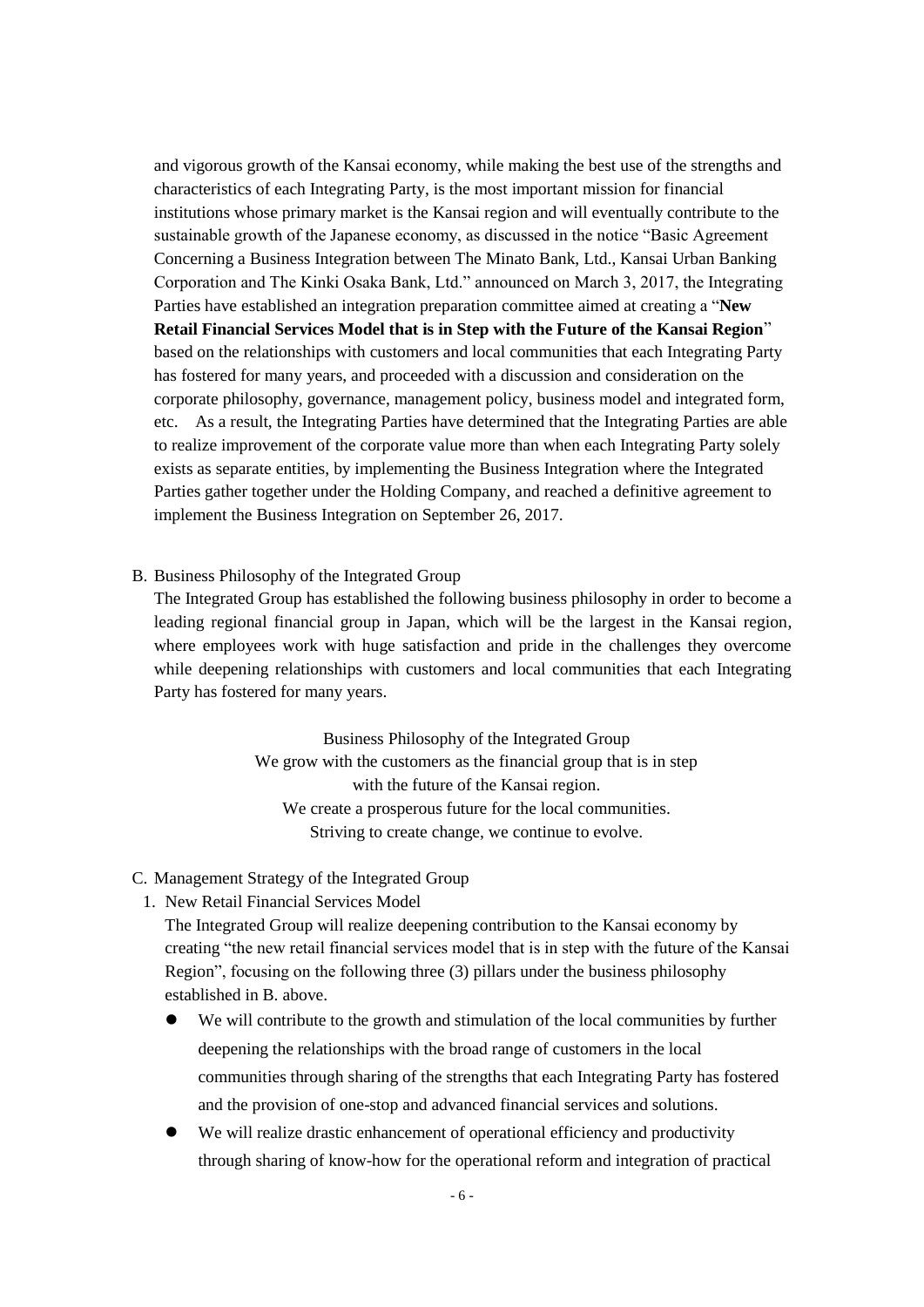and vigorous growth of the Kansai economy, while making the best use of the strengths and characteristics of each Integrating Party, is the most important mission for financial institutions whose primary market is the Kansai region and will eventually contribute to the sustainable growth of the Japanese economy, as discussed in the notice "Basic Agreement Concerning a Business Integration between The Minato Bank, Ltd., Kansai Urban Banking Corporation and The Kinki Osaka Bank, Ltd." announced on March 3, 2017, the Integrating Parties have established an integration preparation committee aimed at creating a "**New Retail Financial Services Model that is in Step with the Future of the Kansai Region**" based on the relationships with customers and local communities that each Integrating Party has fostered for many years, and proceeded with a discussion and consideration on the corporate philosophy, governance, management policy, business model and integrated form, etc. As a result, the Integrating Parties have determined that the Integrating Parties are able to realize improvement of the corporate value more than when each Integrating Party solely exists as separate entities, by implementing the Business Integration where the Integrated Parties gather together under the Holding Company, and reached a definitive agreement to implement the Business Integration on September 26, 2017.

B. Business Philosophy of the Integrated Group

The Integrated Group has established the following business philosophy in order to become a leading regional financial group in Japan, which will be the largest in the Kansai region, where employees work with huge satisfaction and pride in the challenges they overcome while deepening relationships with customers and local communities that each Integrating Party has fostered for many years.

Business Philosophy of the Integrated Group
We grow with the customers as the financial group that is in step with the future of the Kansai region.
We create a prosperous future for the local communities.
Striving to create change, we continue to evolve.

C. Management Strategy of the Integrated Group

1. New Retail Financial Services Model

The Integrated Group will realize deepening contribution to the Kansai economy by creating "the new retail financial services model that is in step with the future of the Kansai Region", focusing on the following three (3) pillars under the business philosophy established in B. above.

- We will contribute to the growth and stimulation of the local communities by further deepening the relationships with the broad range of customers in the local communities through sharing of the strengths that each Integrating Party has fostered and the provision of one-stop and advanced financial services and solutions.
- We will realize drastic enhancement of operational efficiency and productivity through sharing of know-how for the operational reform and integration of practical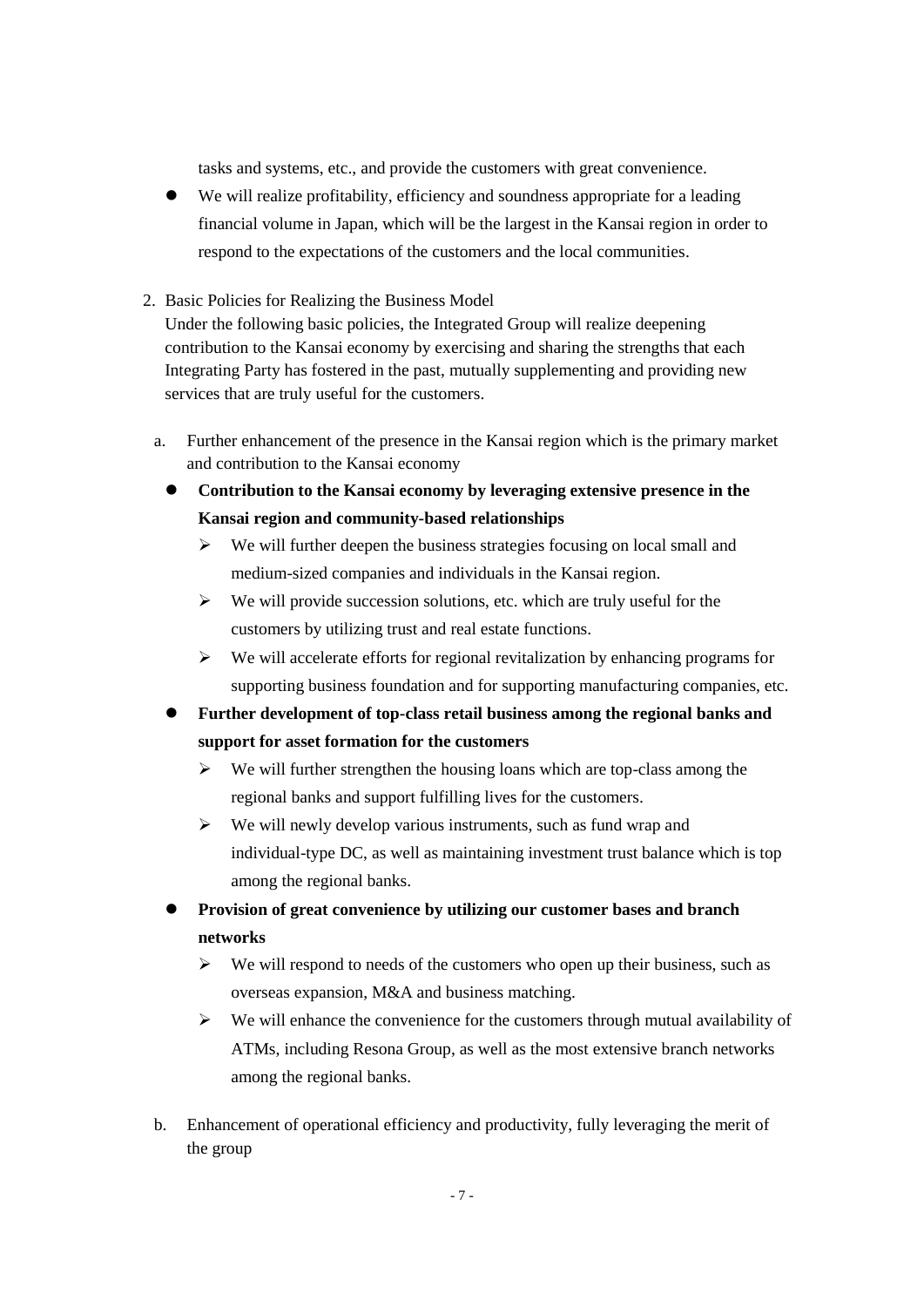tasks and systems, etc., and provide the customers with great convenience.

- We will realize profitability, efficiency and soundness appropriate for a leading financial volume in Japan, which will be the largest in the Kansai region in order to respond to the expectations of the customers and the local communities.

2. Basic Policies for Realizing the Business Model

   Under the following basic policies, the Integrated Group will realize deepening contribution to the Kansai economy by exercising and sharing the strengths that each Integrating Party has fostered in the past, mutually supplementing and providing new services that are truly useful for the customers.

   a. Further enhancement of the presence in the Kansai region which is the primary market and contribution to the Kansai economy

      - **Contribution to the Kansai economy by leveraging extensive presence in the Kansai region and community-based relationships**
        - We will further deepen the business strategies focusing on local small and medium-sized companies and individuals in the Kansai region.
        - We will provide succession solutions, etc. which are truly useful for the customers by utilizing trust and real estate functions.
        - We will accelerate efforts for regional revitalization by enhancing programs for supporting business foundation and for supporting manufacturing companies, etc.
      - **Further development of top-class retail business among the regional banks and support for asset formation for the customers**
        - We will further strengthen the housing loans which are top-class among the regional banks and support fulfilling lives for the customers.
        - We will newly develop various instruments, such as fund wrap and individual-type DC, as well as maintaining investment trust balance which is top among the regional banks.
      - **Provision of great convenience by utilizing our customer bases and branch networks**
        - We will respond to needs of the customers who open up their business, such as overseas expansion, M&A and business matching.
        - We will enhance the convenience for the customers through mutual availability of ATMs, including Resona Group, as well as the most extensive branch networks among the regional banks.

   b. Enhancement of operational efficiency and productivity, fully leveraging the merit of the group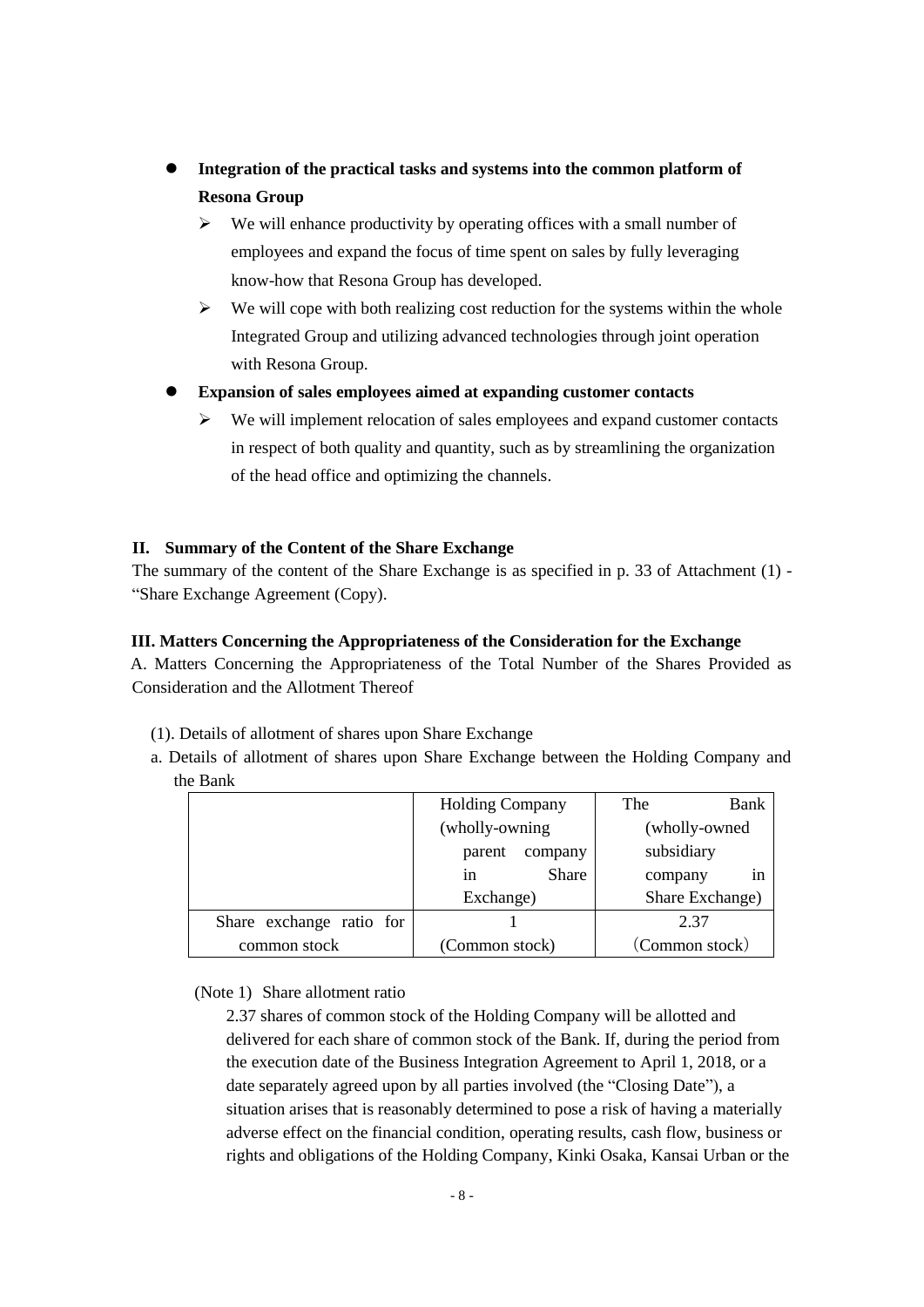- **Integration of the practical tasks and systems into the common platform of Resona Group**
  - We will enhance productivity by operating offices with a small number of employees and expand the focus of time spent on sales by fully leveraging know-how that Resona Group has developed.
  - We will cope with both realizing cost reduction for the systems within the whole Integrated Group and utilizing advanced technologies through joint operation with Resona Group.
- **Expansion of sales employees aimed at expanding customer contacts**
  - We will implement relocation of sales employees and expand customer contacts in respect of both quality and quantity, such as by streamlining the organization of the head office and optimizing the channels.

## II. Summary of the Content of the Share Exchange

The summary of the content of the Share Exchange is as specified in p. 33 of Attachment (1) - "Share Exchange Agreement (Copy).

## III. Matters Concerning the Appropriateness of the Consideration for the Exchange

A. Matters Concerning the Appropriateness of the Total Number of the Shares Provided as Consideration and the Allotment Thereof

(1). Details of allotment of shares upon Share Exchange

a. Details of allotment of shares upon Share Exchange between the Holding Company and the Bank

| | Holding Company (wholly-owning parent company in Share Exchange) | The Bank (wholly-owned subsidiary company in Share Exchange) |
|---|---|---|
| Share exchange ratio for common stock | 1 (Common stock) | 2.37 (Common stock) |

(Note 1) Share allotment ratio

2.37 shares of common stock of the Holding Company will be allotted and delivered for each share of common stock of the Bank. If, during the period from the execution date of the Business Integration Agreement to April 1, 2018, or a date separately agreed upon by all parties involved (the "Closing Date"), a situation arises that is reasonably determined to pose a risk of having a materially adverse effect on the financial condition, operating results, cash flow, business or rights and obligations of the Holding Company, Kinki Osaka, Kansai Urban or the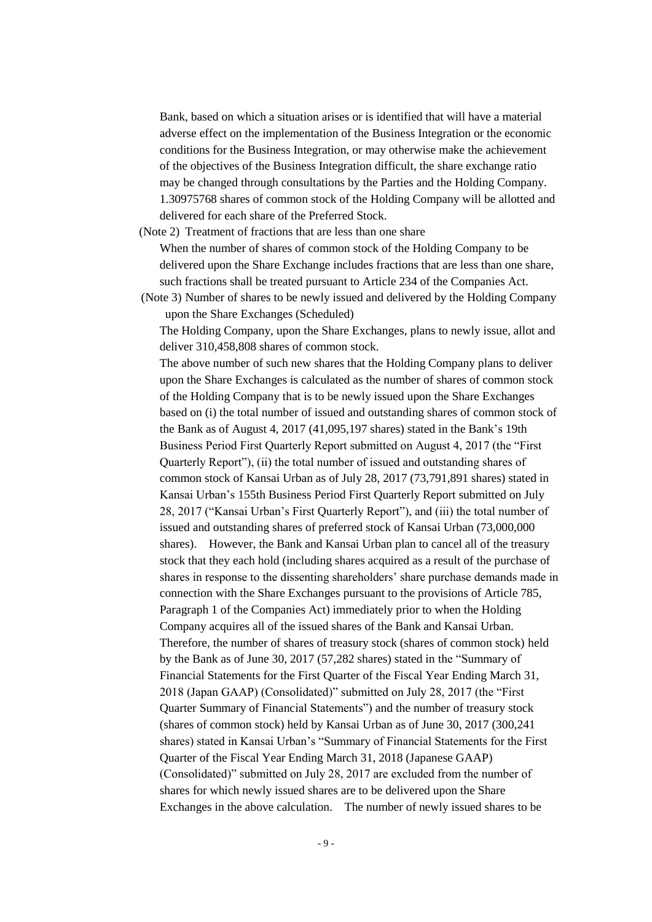Bank, based on which a situation arises or is identified that will have a material adverse effect on the implementation of the Business Integration or the economic conditions for the Business Integration, or may otherwise make the achievement of the objectives of the Business Integration difficult, the share exchange ratio may be changed through consultations by the Parties and the Holding Company. 1.30975768 shares of common stock of the Holding Company will be allotted and delivered for each share of the Preferred Stock.

(Note 2) Treatment of fractions that are less than one share

When the number of shares of common stock of the Holding Company to be delivered upon the Share Exchange includes fractions that are less than one share, such fractions shall be treated pursuant to Article 234 of the Companies Act.

(Note 3) Number of shares to be newly issued and delivered by the Holding Company upon the Share Exchanges (Scheduled)

The Holding Company, upon the Share Exchanges, plans to newly issue, allot and deliver 310,458,808 shares of common stock.

The above number of such new shares that the Holding Company plans to deliver upon the Share Exchanges is calculated as the number of shares of common stock of the Holding Company that is to be newly issued upon the Share Exchanges based on (i) the total number of issued and outstanding shares of common stock of the Bank as of August 4, 2017 (41,095,197 shares) stated in the Bank's 19th Business Period First Quarterly Report submitted on August 4, 2017 (the "First Quarterly Report"), (ii) the total number of issued and outstanding shares of common stock of Kansai Urban as of July 28, 2017 (73,791,891 shares) stated in Kansai Urban's 155th Business Period First Quarterly Report submitted on July 28, 2017 ("Kansai Urban's First Quarterly Report"), and (iii) the total number of issued and outstanding shares of preferred stock of Kansai Urban (73,000,000 shares). However, the Bank and Kansai Urban plan to cancel all of the treasury stock that they each hold (including shares acquired as a result of the purchase of shares in response to the dissenting shareholders' share purchase demands made in connection with the Share Exchanges pursuant to the provisions of Article 785, Paragraph 1 of the Companies Act) immediately prior to when the Holding Company acquires all of the issued shares of the Bank and Kansai Urban. Therefore, the number of shares of treasury stock (shares of common stock) held by the Bank as of June 30, 2017 (57,282 shares) stated in the "Summary of Financial Statements for the First Quarter of the Fiscal Year Ending March 31, 2018 (Japan GAAP) (Consolidated)" submitted on July 28, 2017 (the "First Quarter Summary of Financial Statements") and the number of treasury stock (shares of common stock) held by Kansai Urban as of June 30, 2017 (300,241 shares) stated in Kansai Urban's "Summary of Financial Statements for the First Quarter of the Fiscal Year Ending March 31, 2018 (Japanese GAAP) (Consolidated)" submitted on July 28, 2017 are excluded from the number of shares for which newly issued shares are to be delivered upon the Share Exchanges in the above calculation. The number of newly issued shares to be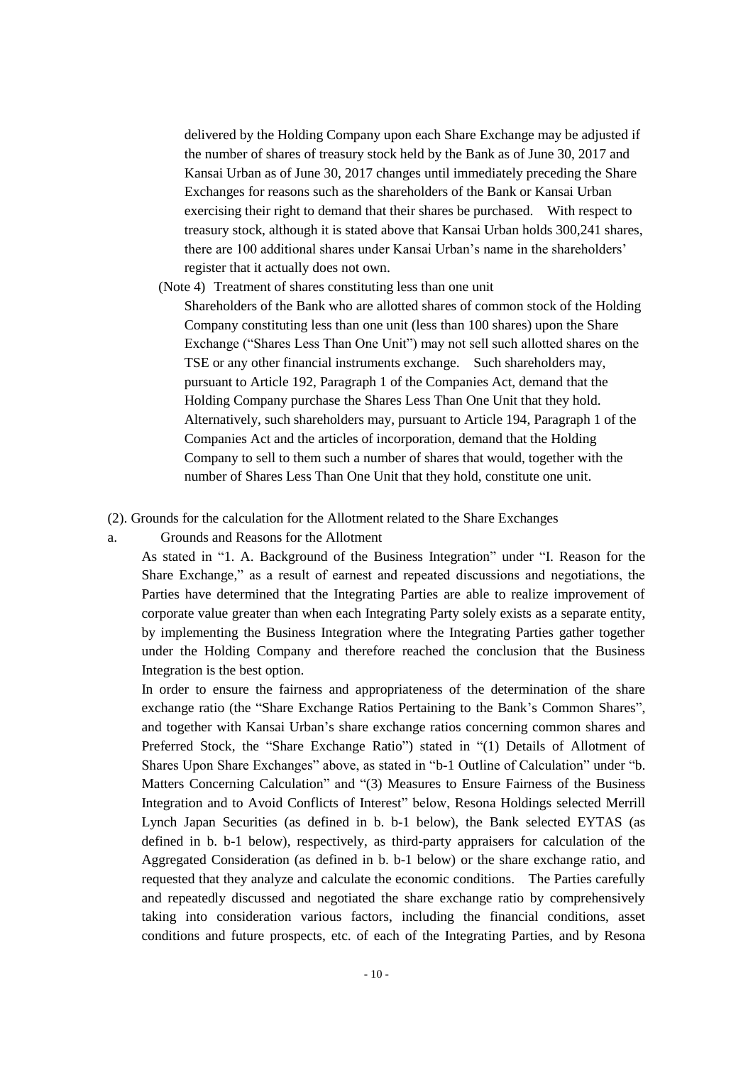delivered by the Holding Company upon each Share Exchange may be adjusted if the number of shares of treasury stock held by the Bank as of June 30, 2017 and Kansai Urban as of June 30, 2017 changes until immediately preceding the Share Exchanges for reasons such as the shareholders of the Bank or Kansai Urban exercising their right to demand that their shares be purchased. With respect to treasury stock, although it is stated above that Kansai Urban holds 300,241 shares, there are 100 additional shares under Kansai Urban's name in the shareholders' register that it actually does not own.

(Note 4) Treatment of shares constituting less than one unit

Shareholders of the Bank who are allotted shares of common stock of the Holding Company constituting less than one unit (less than 100 shares) upon the Share Exchange ("Shares Less Than One Unit") may not sell such allotted shares on the TSE or any other financial instruments exchange. Such shareholders may, pursuant to Article 192, Paragraph 1 of the Companies Act, demand that the Holding Company purchase the Shares Less Than One Unit that they hold. Alternatively, such shareholders may, pursuant to Article 194, Paragraph 1 of the Companies Act and the articles of incorporation, demand that the Holding Company to sell to them such a number of shares that would, together with the number of Shares Less Than One Unit that they hold, constitute one unit.

(2). Grounds for the calculation for the Allotment related to the Share Exchanges

a. Grounds and Reasons for the Allotment

As stated in "1. A. Background of the Business Integration" under "I. Reason for the Share Exchange," as a result of earnest and repeated discussions and negotiations, the Parties have determined that the Integrating Parties are able to realize improvement of corporate value greater than when each Integrating Party solely exists as a separate entity, by implementing the Business Integration where the Integrating Parties gather together under the Holding Company and therefore reached the conclusion that the Business Integration is the best option.

In order to ensure the fairness and appropriateness of the determination of the share exchange ratio (the "Share Exchange Ratios Pertaining to the Bank's Common Shares", and together with Kansai Urban's share exchange ratios concerning common shares and Preferred Stock, the "Share Exchange Ratio") stated in "(1) Details of Allotment of Shares Upon Share Exchanges" above, as stated in "b-1 Outline of Calculation" under "b. Matters Concerning Calculation" and "(3) Measures to Ensure Fairness of the Business Integration and to Avoid Conflicts of Interest" below, Resona Holdings selected Merrill Lynch Japan Securities (as defined in b. b-1 below), the Bank selected EYTAS (as defined in b. b-1 below), respectively, as third-party appraisers for calculation of the Aggregated Consideration (as defined in b. b-1 below) or the share exchange ratio, and requested that they analyze and calculate the economic conditions. The Parties carefully and repeatedly discussed and negotiated the share exchange ratio by comprehensively taking into consideration various factors, including the financial conditions, asset conditions and future prospects, etc. of each of the Integrating Parties, and by Resona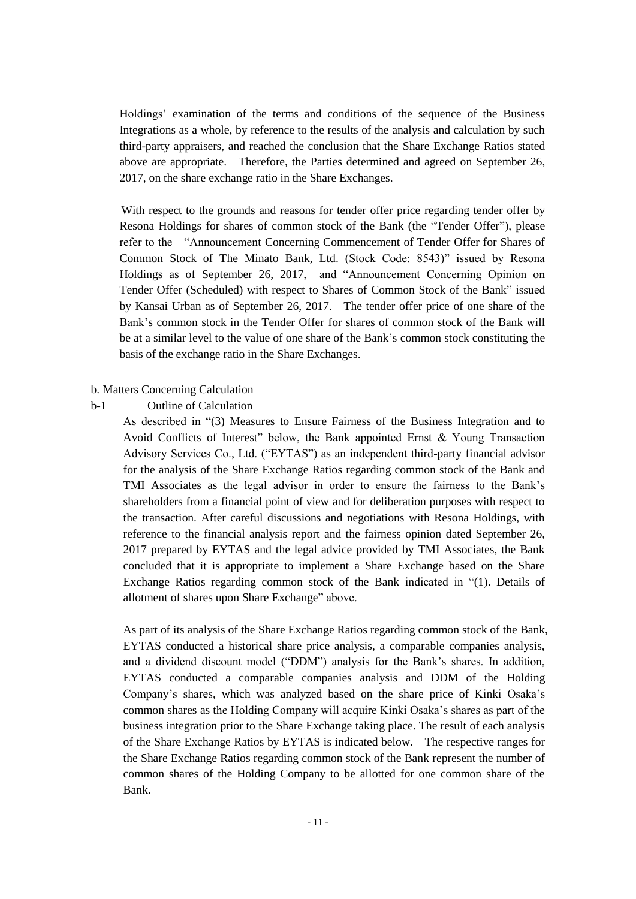Holdings' examination of the terms and conditions of the sequence of the Business Integrations as a whole, by reference to the results of the analysis and calculation by such third-party appraisers, and reached the conclusion that the Share Exchange Ratios stated above are appropriate. Therefore, the Parties determined and agreed on September 26, 2017, on the share exchange ratio in the Share Exchanges.

With respect to the grounds and reasons for tender offer price regarding tender offer by Resona Holdings for shares of common stock of the Bank (the "Tender Offer"), please refer to the "Announcement Concerning Commencement of Tender Offer for Shares of Common Stock of The Minato Bank, Ltd. (Stock Code: 8543)" issued by Resona Holdings as of September 26, 2017, and "Announcement Concerning Opinion on Tender Offer (Scheduled) with respect to Shares of Common Stock of the Bank" issued by Kansai Urban as of September 26, 2017. The tender offer price of one share of the Bank's common stock in the Tender Offer for shares of common stock of the Bank will be at a similar level to the value of one share of the Bank's common stock constituting the basis of the exchange ratio in the Share Exchanges.

b. Matters Concerning Calculation

b-1 Outline of Calculation

As described in "(3) Measures to Ensure Fairness of the Business Integration and to Avoid Conflicts of Interest" below, the Bank appointed Ernst & Young Transaction Advisory Services Co., Ltd. ("EYTAS") as an independent third-party financial advisor for the analysis of the Share Exchange Ratios regarding common stock of the Bank and TMI Associates as the legal advisor in order to ensure the fairness to the Bank's shareholders from a financial point of view and for deliberation purposes with respect to the transaction. After careful discussions and negotiations with Resona Holdings, with reference to the financial analysis report and the fairness opinion dated September 26, 2017 prepared by EYTAS and the legal advice provided by TMI Associates, the Bank concluded that it is appropriate to implement a Share Exchange based on the Share Exchange Ratios regarding common stock of the Bank indicated in "(1). Details of allotment of shares upon Share Exchange" above.

As part of its analysis of the Share Exchange Ratios regarding common stock of the Bank, EYTAS conducted a historical share price analysis, a comparable companies analysis, and a dividend discount model ("DDM") analysis for the Bank's shares. In addition, EYTAS conducted a comparable companies analysis and DDM of the Holding Company's shares, which was analyzed based on the share price of Kinki Osaka's common shares as the Holding Company will acquire Kinki Osaka's shares as part of the business integration prior to the Share Exchange taking place. The result of each analysis of the Share Exchange Ratios by EYTAS is indicated below. The respective ranges for the Share Exchange Ratios regarding common stock of the Bank represent the number of common shares of the Holding Company to be allotted for one common share of the Bank.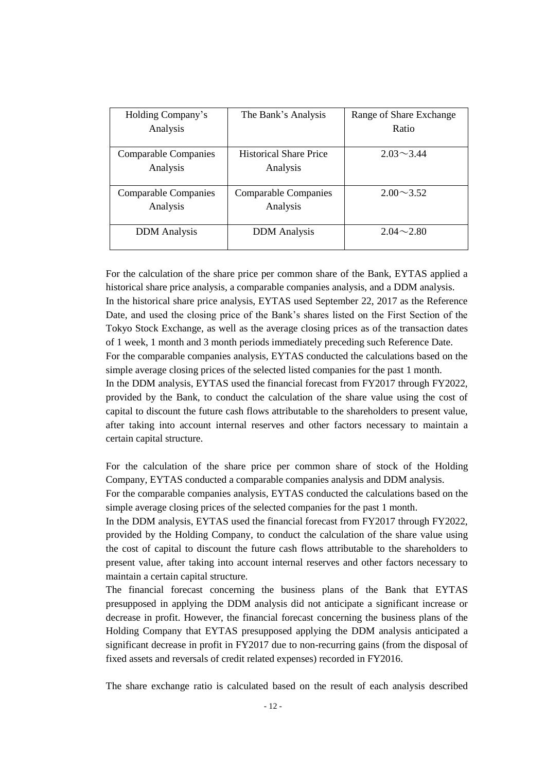| Holding Company's Analysis | The Bank's Analysis | Range of Share Exchange Ratio |
|---|---|---|
| Comparable Companies Analysis | Historical Share Price Analysis | 2.03～3.44 |
| Comparable Companies Analysis | Comparable Companies Analysis | 2.00～3.52 |
| DDM Analysis | DDM Analysis | 2.04～2.80 |

For the calculation of the share price per common share of the Bank, EYTAS applied a historical share price analysis, a comparable companies analysis, and a DDM analysis.
In the historical share price analysis, EYTAS used September 22, 2017 as the Reference Date, and used the closing price of the Bank's shares listed on the First Section of the Tokyo Stock Exchange, as well as the average closing prices as of the transaction dates of 1 week, 1 month and 3 month periods immediately preceding such Reference Date.
For the comparable companies analysis, EYTAS conducted the calculations based on the simple average closing prices of the selected listed companies for the past 1 month.
In the DDM analysis, EYTAS used the financial forecast from FY2017 through FY2022, provided by the Bank, to conduct the calculation of the share value using the cost of capital to discount the future cash flows attributable to the shareholders to present value, after taking into account internal reserves and other factors necessary to maintain a certain capital structure.

For the calculation of the share price per common share of stock of the Holding Company, EYTAS conducted a comparable companies analysis and DDM analysis.
For the comparable companies analysis, EYTAS conducted the calculations based on the simple average closing prices of the selected companies for the past 1 month.
In the DDM analysis, EYTAS used the financial forecast from FY2017 through FY2022, provided by the Holding Company, to conduct the calculation of the share value using the cost of capital to discount the future cash flows attributable to the shareholders to present value, after taking into account internal reserves and other factors necessary to maintain a certain capital structure.
The financial forecast concerning the business plans of the Bank that EYTAS presupposed in applying the DDM analysis did not anticipate a significant increase or decrease in profit. However, the financial forecast concerning the business plans of the Holding Company that EYTAS presupposed applying the DDM analysis anticipated a significant decrease in profit in FY2017 due to non-recurring gains (from the disposal of fixed assets and reversals of credit related expenses) recorded in FY2016.

The share exchange ratio is calculated based on the result of each analysis described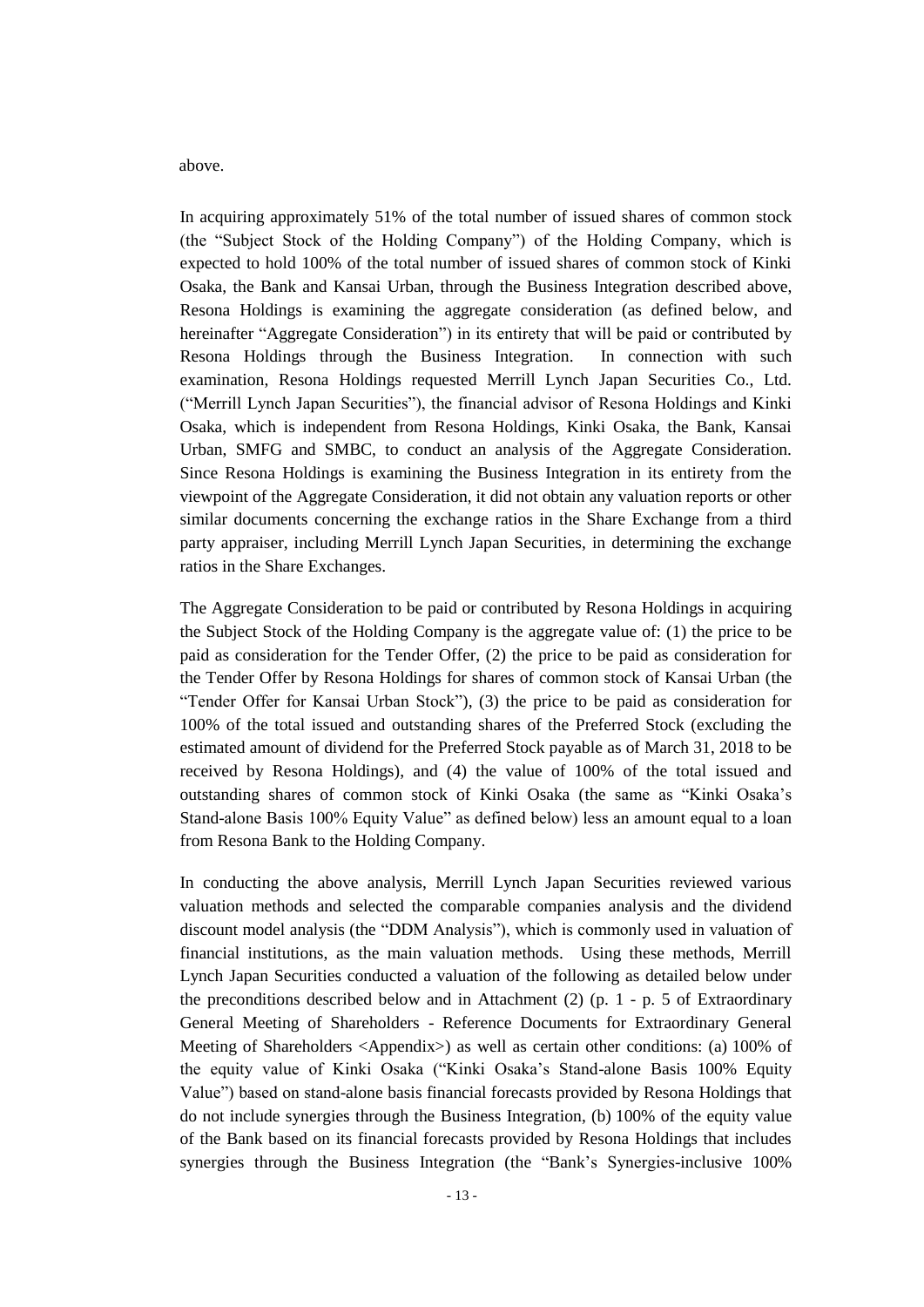above.

In acquiring approximately 51% of the total number of issued shares of common stock (the "Subject Stock of the Holding Company") of the Holding Company, which is expected to hold 100% of the total number of issued shares of common stock of Kinki Osaka, the Bank and Kansai Urban, through the Business Integration described above, Resona Holdings is examining the aggregate consideration (as defined below, and hereinafter "Aggregate Consideration") in its entirety that will be paid or contributed by Resona Holdings through the Business Integration. In connection with such examination, Resona Holdings requested Merrill Lynch Japan Securities Co., Ltd. ("Merrill Lynch Japan Securities"), the financial advisor of Resona Holdings and Kinki Osaka, which is independent from Resona Holdings, Kinki Osaka, the Bank, Kansai Urban, SMFG and SMBC, to conduct an analysis of the Aggregate Consideration. Since Resona Holdings is examining the Business Integration in its entirety from the viewpoint of the Aggregate Consideration, it did not obtain any valuation reports or other similar documents concerning the exchange ratios in the Share Exchange from a third party appraiser, including Merrill Lynch Japan Securities, in determining the exchange ratios in the Share Exchanges.

The Aggregate Consideration to be paid or contributed by Resona Holdings in acquiring the Subject Stock of the Holding Company is the aggregate value of: (1) the price to be paid as consideration for the Tender Offer, (2) the price to be paid as consideration for the Tender Offer by Resona Holdings for shares of common stock of Kansai Urban (the "Tender Offer for Kansai Urban Stock"), (3) the price to be paid as consideration for 100% of the total issued and outstanding shares of the Preferred Stock (excluding the estimated amount of dividend for the Preferred Stock payable as of March 31, 2018 to be received by Resona Holdings), and (4) the value of 100% of the total issued and outstanding shares of common stock of Kinki Osaka (the same as "Kinki Osaka's Stand-alone Basis 100% Equity Value" as defined below) less an amount equal to a loan from Resona Bank to the Holding Company.

In conducting the above analysis, Merrill Lynch Japan Securities reviewed various valuation methods and selected the comparable companies analysis and the dividend discount model analysis (the "DDM Analysis"), which is commonly used in valuation of financial institutions, as the main valuation methods. Using these methods, Merrill Lynch Japan Securities conducted a valuation of the following as detailed below under the preconditions described below and in Attachment (2) (p. 1 - p. 5 of Extraordinary General Meeting of Shareholders - Reference Documents for Extraordinary General Meeting of Shareholders <Appendix>) as well as certain other conditions: (a) 100% of the equity value of Kinki Osaka ("Kinki Osaka's Stand-alone Basis 100% Equity Value") based on stand-alone basis financial forecasts provided by Resona Holdings that do not include synergies through the Business Integration, (b) 100% of the equity value of the Bank based on its financial forecasts provided by Resona Holdings that includes synergies through the Business Integration (the "Bank's Synergies-inclusive 100%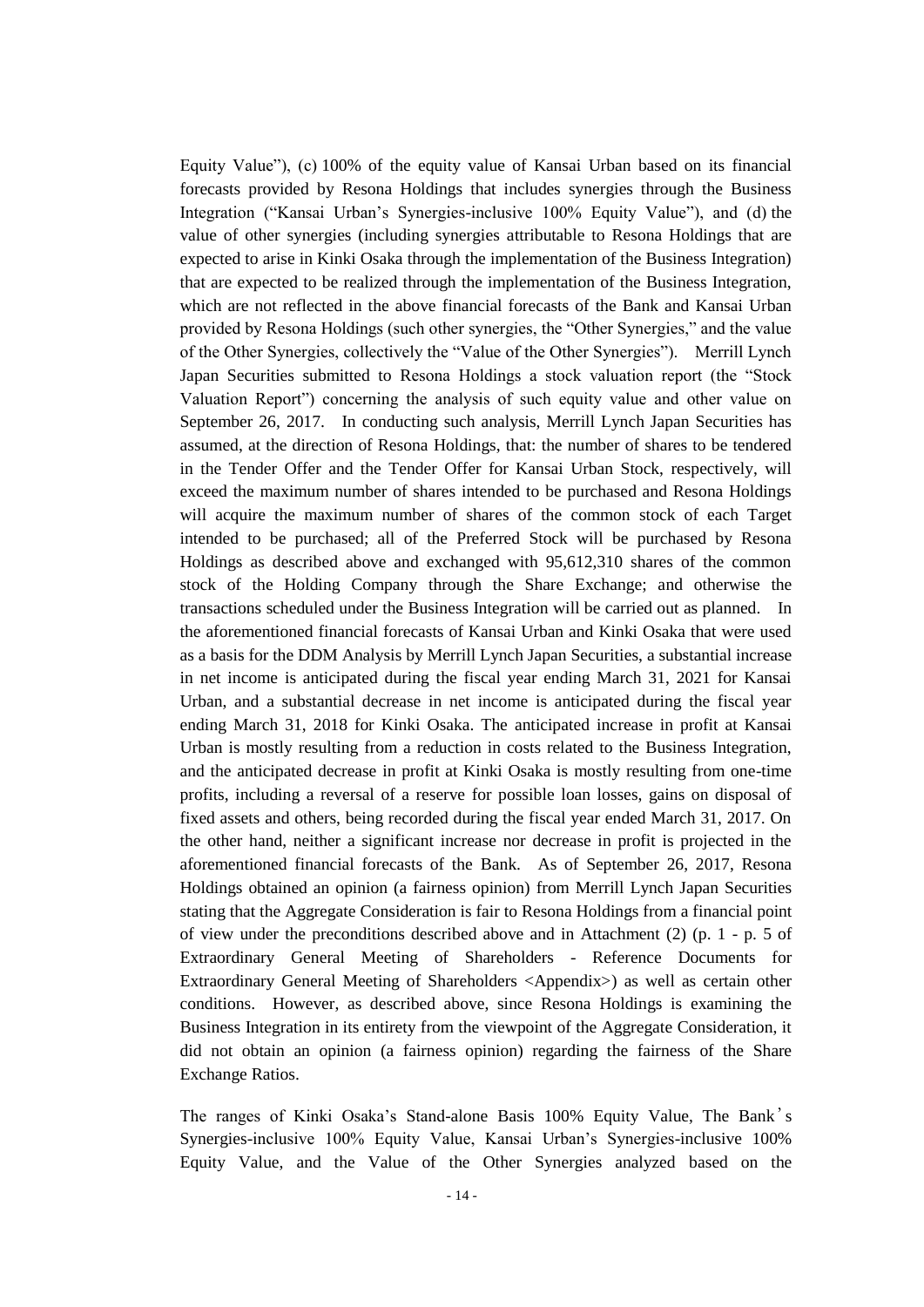Equity Value"), (c) 100% of the equity value of Kansai Urban based on its financial forecasts provided by Resona Holdings that includes synergies through the Business Integration ("Kansai Urban's Synergies-inclusive 100% Equity Value"), and (d) the value of other synergies (including synergies attributable to Resona Holdings that are expected to arise in Kinki Osaka through the implementation of the Business Integration) that are expected to be realized through the implementation of the Business Integration, which are not reflected in the above financial forecasts of the Bank and Kansai Urban provided by Resona Holdings (such other synergies, the "Other Synergies," and the value of the Other Synergies, collectively the "Value of the Other Synergies"). Merrill Lynch Japan Securities submitted to Resona Holdings a stock valuation report (the "Stock Valuation Report") concerning the analysis of such equity value and other value on September 26, 2017. In conducting such analysis, Merrill Lynch Japan Securities has assumed, at the direction of Resona Holdings, that: the number of shares to be tendered in the Tender Offer and the Tender Offer for Kansai Urban Stock, respectively, will exceed the maximum number of shares intended to be purchased and Resona Holdings will acquire the maximum number of shares of the common stock of each Target intended to be purchased; all of the Preferred Stock will be purchased by Resona Holdings as described above and exchanged with 95,612,310 shares of the common stock of the Holding Company through the Share Exchange; and otherwise the transactions scheduled under the Business Integration will be carried out as planned. In the aforementioned financial forecasts of Kansai Urban and Kinki Osaka that were used as a basis for the DDM Analysis by Merrill Lynch Japan Securities, a substantial increase in net income is anticipated during the fiscal year ending March 31, 2021 for Kansai Urban, and a substantial decrease in net income is anticipated during the fiscal year ending March 31, 2018 for Kinki Osaka. The anticipated increase in profit at Kansai Urban is mostly resulting from a reduction in costs related to the Business Integration, and the anticipated decrease in profit at Kinki Osaka is mostly resulting from one-time profits, including a reversal of a reserve for possible loan losses, gains on disposal of fixed assets and others, being recorded during the fiscal year ended March 31, 2017. On the other hand, neither a significant increase nor decrease in profit is projected in the aforementioned financial forecasts of the Bank. As of September 26, 2017, Resona Holdings obtained an opinion (a fairness opinion) from Merrill Lynch Japan Securities stating that the Aggregate Consideration is fair to Resona Holdings from a financial point of view under the preconditions described above and in Attachment (2) (p. 1 - p. 5 of Extraordinary General Meeting of Shareholders - Reference Documents for Extraordinary General Meeting of Shareholders <Appendix>) as well as certain other conditions. However, as described above, since Resona Holdings is examining the Business Integration in its entirety from the viewpoint of the Aggregate Consideration, it did not obtain an opinion (a fairness opinion) regarding the fairness of the Share Exchange Ratios.

The ranges of Kinki Osaka's Stand-alone Basis 100% Equity Value, The Bank's Synergies-inclusive 100% Equity Value, Kansai Urban's Synergies-inclusive 100% Equity Value, and the Value of the Other Synergies analyzed based on the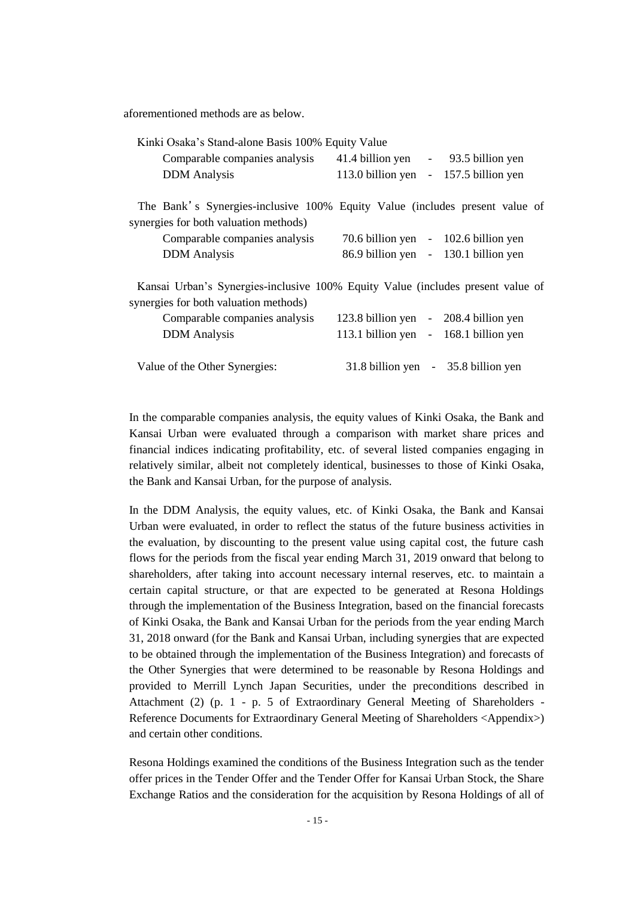aforementioned methods are as below.

Kinki Osaka's Stand-alone Basis 100% Equity Value

| | | | |
|---|---|---|---|
| Comparable companies analysis | 41.4 billion yen | - | 93.5 billion yen |
| DDM Analysis | 113.0 billion yen | - | 157.5 billion yen |

The Bank's Synergies-inclusive 100% Equity Value (includes present value of synergies for both valuation methods)

| | | | |
|---|---|---|---|
| Comparable companies analysis | 70.6 billion yen | - | 102.6 billion yen |
| DDM Analysis | 86.9 billion yen | - | 130.1 billion yen |

Kansai Urban's Synergies-inclusive 100% Equity Value (includes present value of synergies for both valuation methods)

| | | | |
|---|---|---|---|
| Comparable companies analysis | 123.8 billion yen | - | 208.4 billion yen |
| DDM Analysis | 113.1 billion yen | - | 168.1 billion yen |

| | | | |
|---|---|---|---|
| Value of the Other Synergies: | 31.8 billion yen | - | 35.8 billion yen |

In the comparable companies analysis, the equity values of Kinki Osaka, the Bank and Kansai Urban were evaluated through a comparison with market share prices and financial indices indicating profitability, etc. of several listed companies engaging in relatively similar, albeit not completely identical, businesses to those of Kinki Osaka, the Bank and Kansai Urban, for the purpose of analysis.

In the DDM Analysis, the equity values, etc. of Kinki Osaka, the Bank and Kansai Urban were evaluated, in order to reflect the status of the future business activities in the evaluation, by discounting to the present value using capital cost, the future cash flows for the periods from the fiscal year ending March 31, 2019 onward that belong to shareholders, after taking into account necessary internal reserves, etc. to maintain a certain capital structure, or that are expected to be generated at Resona Holdings through the implementation of the Business Integration, based on the financial forecasts of Kinki Osaka, the Bank and Kansai Urban for the periods from the year ending March 31, 2018 onward (for the Bank and Kansai Urban, including synergies that are expected to be obtained through the implementation of the Business Integration) and forecasts of the Other Synergies that were determined to be reasonable by Resona Holdings and provided to Merrill Lynch Japan Securities, under the preconditions described in Attachment (2) (p. 1 - p. 5 of Extraordinary General Meeting of Shareholders - Reference Documents for Extraordinary General Meeting of Shareholders <Appendix>) and certain other conditions.

Resona Holdings examined the conditions of the Business Integration such as the tender offer prices in the Tender Offer and the Tender Offer for Kansai Urban Stock, the Share Exchange Ratios and the consideration for the acquisition by Resona Holdings of all of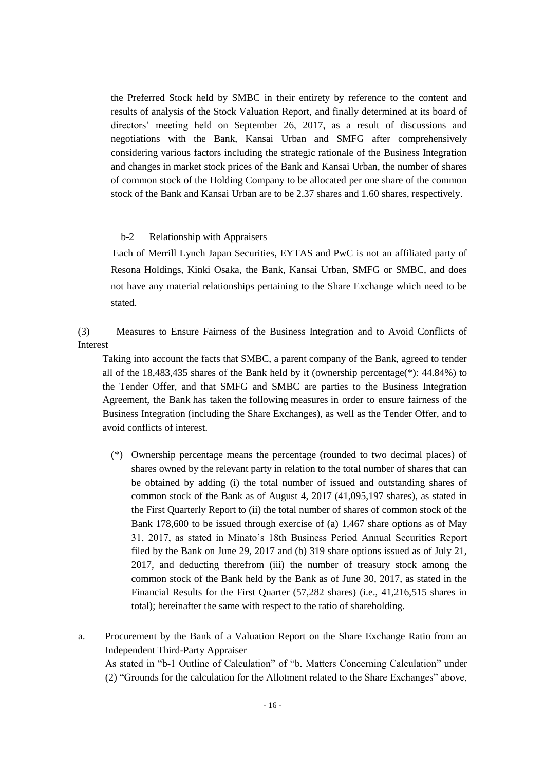the Preferred Stock held by SMBC in their entirety by reference to the content and results of analysis of the Stock Valuation Report, and finally determined at its board of directors' meeting held on September 26, 2017, as a result of discussions and negotiations with the Bank, Kansai Urban and SMFG after comprehensively considering various factors including the strategic rationale of the Business Integration and changes in market stock prices of the Bank and Kansai Urban, the number of shares of common stock of the Holding Company to be allocated per one share of the common stock of the Bank and Kansai Urban are to be 2.37 shares and 1.60 shares, respectively.

b-2 Relationship with Appraisers

Each of Merrill Lynch Japan Securities, EYTAS and PwC is not an affiliated party of Resona Holdings, Kinki Osaka, the Bank, Kansai Urban, SMFG or SMBC, and does not have any material relationships pertaining to the Share Exchange which need to be stated.

(3) Measures to Ensure Fairness of the Business Integration and to Avoid Conflicts of Interest

Taking into account the facts that SMBC, a parent company of the Bank, agreed to tender all of the 18,483,435 shares of the Bank held by it (ownership percentage(*): 44.84%) to the Tender Offer, and that SMFG and SMBC are parties to the Business Integration Agreement, the Bank has taken the following measures in order to ensure fairness of the Business Integration (including the Share Exchanges), as well as the Tender Offer, and to avoid conflicts of interest.

(*) Ownership percentage means the percentage (rounded to two decimal places) of shares owned by the relevant party in relation to the total number of shares that can be obtained by adding (i) the total number of issued and outstanding shares of common stock of the Bank as of August 4, 2017 (41,095,197 shares), as stated in the First Quarterly Report to (ii) the total number of shares of common stock of the Bank 178,600 to be issued through exercise of (a) 1,467 share options as of May 31, 2017, as stated in Minato's 18th Business Period Annual Securities Report filed by the Bank on June 29, 2017 and (b) 319 share options issued as of July 21, 2017, and deducting therefrom (iii) the number of treasury stock among the common stock of the Bank held by the Bank as of June 30, 2017, as stated in the Financial Results for the First Quarter (57,282 shares) (i.e., 41,216,515 shares in total); hereinafter the same with respect to the ratio of shareholding.

a. Procurement by the Bank of a Valuation Report on the Share Exchange Ratio from an Independent Third-Party Appraiser

As stated in "b-1 Outline of Calculation" of "b. Matters Concerning Calculation" under (2) "Grounds for the calculation for the Allotment related to the Share Exchanges" above,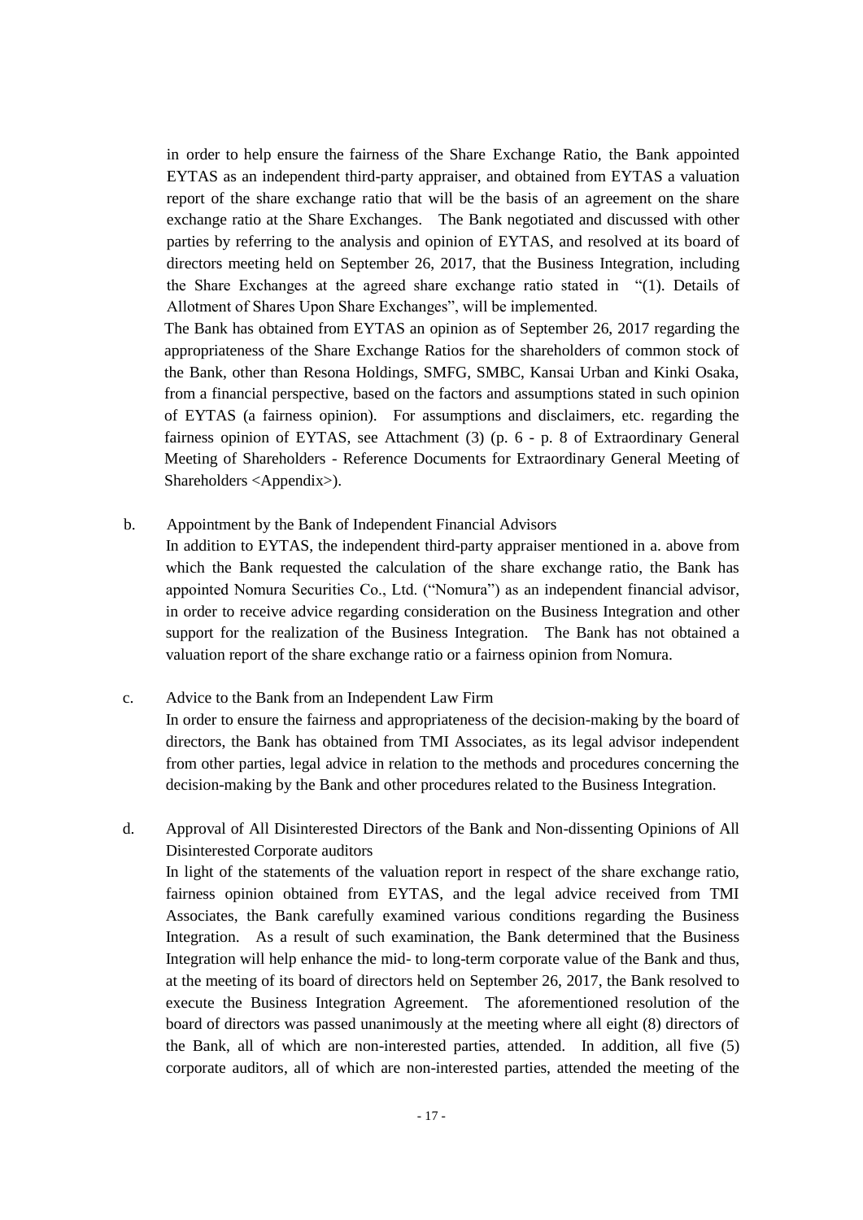in order to help ensure the fairness of the Share Exchange Ratio, the Bank appointed EYTAS as an independent third-party appraiser, and obtained from EYTAS a valuation report of the share exchange ratio that will be the basis of an agreement on the share exchange ratio at the Share Exchanges. The Bank negotiated and discussed with other parties by referring to the analysis and opinion of EYTAS, and resolved at its board of directors meeting held on September 26, 2017, that the Business Integration, including the Share Exchanges at the agreed share exchange ratio stated in "(1). Details of Allotment of Shares Upon Share Exchanges", will be implemented.

The Bank has obtained from EYTAS an opinion as of September 26, 2017 regarding the appropriateness of the Share Exchange Ratios for the shareholders of common stock of the Bank, other than Resona Holdings, SMFG, SMBC, Kansai Urban and Kinki Osaka, from a financial perspective, based on the factors and assumptions stated in such opinion of EYTAS (a fairness opinion). For assumptions and disclaimers, etc. regarding the fairness opinion of EYTAS, see Attachment (3) (p. 6 - p. 8 of Extraordinary General Meeting of Shareholders - Reference Documents for Extraordinary General Meeting of Shareholders <Appendix>).

b. Appointment by the Bank of Independent Financial Advisors

In addition to EYTAS, the independent third-party appraiser mentioned in a. above from which the Bank requested the calculation of the share exchange ratio, the Bank has appointed Nomura Securities Co., Ltd. ("Nomura") as an independent financial advisor, in order to receive advice regarding consideration on the Business Integration and other support for the realization of the Business Integration. The Bank has not obtained a valuation report of the share exchange ratio or a fairness opinion from Nomura.

c. Advice to the Bank from an Independent Law Firm

In order to ensure the fairness and appropriateness of the decision-making by the board of directors, the Bank has obtained from TMI Associates, as its legal advisor independent from other parties, legal advice in relation to the methods and procedures concerning the decision-making by the Bank and other procedures related to the Business Integration.

d. Approval of All Disinterested Directors of the Bank and Non-dissenting Opinions of All Disinterested Corporate auditors

In light of the statements of the valuation report in respect of the share exchange ratio, fairness opinion obtained from EYTAS, and the legal advice received from TMI Associates, the Bank carefully examined various conditions regarding the Business Integration. As a result of such examination, the Bank determined that the Business Integration will help enhance the mid- to long-term corporate value of the Bank and thus, at the meeting of its board of directors held on September 26, 2017, the Bank resolved to execute the Business Integration Agreement. The aforementioned resolution of the board of directors was passed unanimously at the meeting where all eight (8) directors of the Bank, all of which are non-interested parties, attended. In addition, all five (5) corporate auditors, all of which are non-interested parties, attended the meeting of the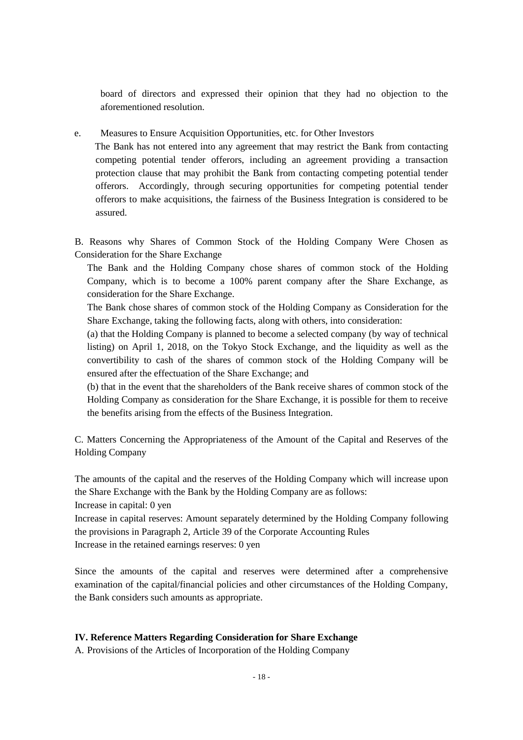board of directors and expressed their opinion that they had no objection to the aforementioned resolution.

e. Measures to Ensure Acquisition Opportunities, etc. for Other Investors

The Bank has not entered into any agreement that may restrict the Bank from contacting competing potential tender offerors, including an agreement providing a transaction protection clause that may prohibit the Bank from contacting competing potential tender offerors. Accordingly, through securing opportunities for competing potential tender offerors to make acquisitions, the fairness of the Business Integration is considered to be assured.

B. Reasons why Shares of Common Stock of the Holding Company Were Chosen as Consideration for the Share Exchange

The Bank and the Holding Company chose shares of common stock of the Holding Company, which is to become a 100% parent company after the Share Exchange, as consideration for the Share Exchange.

The Bank chose shares of common stock of the Holding Company as Consideration for the Share Exchange, taking the following facts, along with others, into consideration:

(a) that the Holding Company is planned to become a selected company (by way of technical listing) on April 1, 2018, on the Tokyo Stock Exchange, and the liquidity as well as the convertibility to cash of the shares of common stock of the Holding Company will be ensured after the effectuation of the Share Exchange; and

(b) that in the event that the shareholders of the Bank receive shares of common stock of the Holding Company as consideration for the Share Exchange, it is possible for them to receive the benefits arising from the effects of the Business Integration.

C. Matters Concerning the Appropriateness of the Amount of the Capital and Reserves of the Holding Company

The amounts of the capital and the reserves of the Holding Company which will increase upon the Share Exchange with the Bank by the Holding Company are as follows:

Increase in capital: 0 yen

Increase in capital reserves: Amount separately determined by the Holding Company following the provisions in Paragraph 2, Article 39 of the Corporate Accounting Rules

Increase in the retained earnings reserves: 0 yen

Since the amounts of the capital and reserves were determined after a comprehensive examination of the capital/financial policies and other circumstances of the Holding Company, the Bank considers such amounts as appropriate.

**IV. Reference Matters Regarding Consideration for Share Exchange**

A. Provisions of the Articles of Incorporation of the Holding Company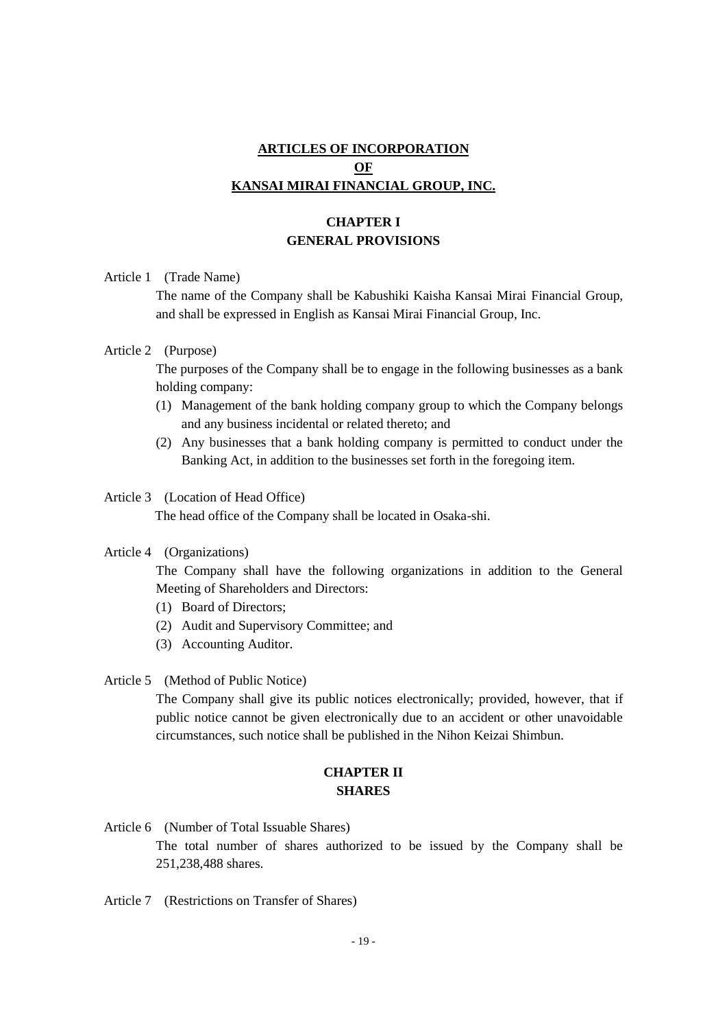# ARTICLES OF INCORPORATION
# OF
# KANSAI MIRAI FINANCIAL GROUP, INC.

## CHAPTER I
## GENERAL PROVISIONS

Article 1 (Trade Name)

The name of the Company shall be Kabushiki Kaisha Kansai Mirai Financial Group, and shall be expressed in English as Kansai Mirai Financial Group, Inc.

Article 2 (Purpose)

The purposes of the Company shall be to engage in the following businesses as a bank holding company:

(1) Management of the bank holding company group to which the Company belongs and any business incidental or related thereto; and

(2) Any businesses that a bank holding company is permitted to conduct under the Banking Act, in addition to the businesses set forth in the foregoing item.

Article 3 (Location of Head Office)

The head office of the Company shall be located in Osaka-shi.

Article 4 (Organizations)

The Company shall have the following organizations in addition to the General Meeting of Shareholders and Directors:

(1) Board of Directors;

(2) Audit and Supervisory Committee; and

(3) Accounting Auditor.

Article 5 (Method of Public Notice)

The Company shall give its public notices electronically; provided, however, that if public notice cannot be given electronically due to an accident or other unavoidable circumstances, such notice shall be published in the Nihon Keizai Shimbun.

## CHAPTER II
## SHARES

Article 6 (Number of Total Issuable Shares)

The total number of shares authorized to be issued by the Company shall be 251,238,488 shares.

Article 7 (Restrictions on Transfer of Shares)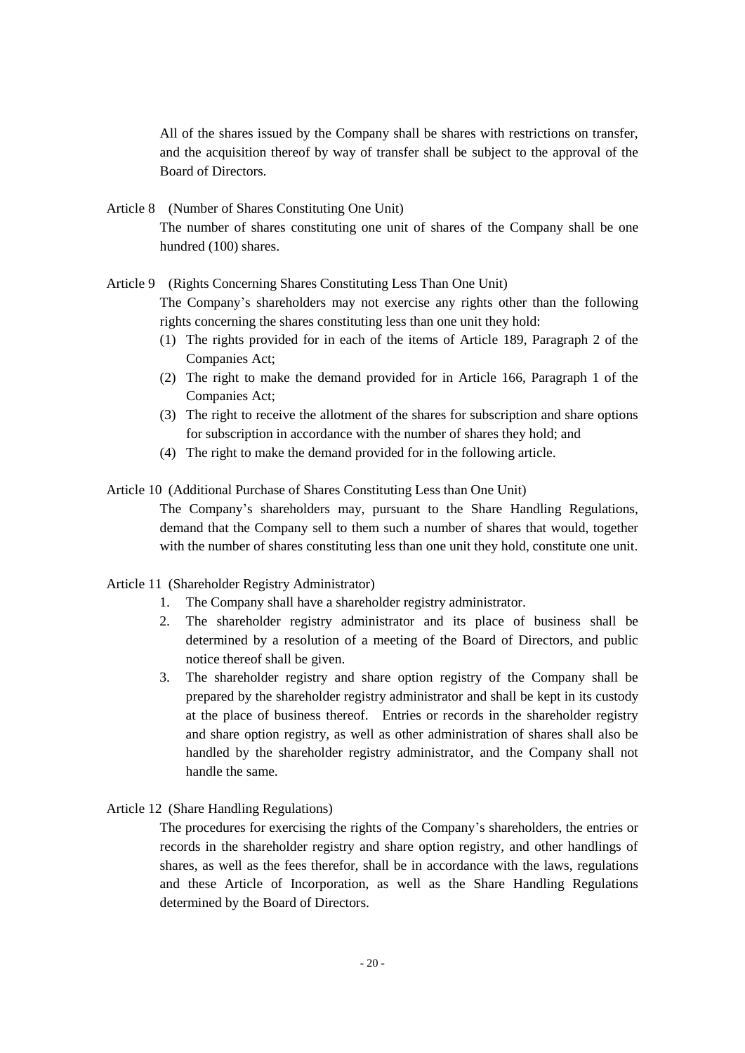All of the shares issued by the Company shall be shares with restrictions on transfer, and the acquisition thereof by way of transfer shall be subject to the approval of the Board of Directors.

Article 8 (Number of Shares Constituting One Unit)

The number of shares constituting one unit of shares of the Company shall be one hundred (100) shares.

Article 9 (Rights Concerning Shares Constituting Less Than One Unit)

The Company's shareholders may not exercise any rights other than the following rights concerning the shares constituting less than one unit they hold:

(1) The rights provided for in each of the items of Article 189, Paragraph 2 of the Companies Act;

(2) The right to make the demand provided for in Article 166, Paragraph 1 of the Companies Act;

(3) The right to receive the allotment of the shares for subscription and share options for subscription in accordance with the number of shares they hold; and

(4) The right to make the demand provided for in the following article.

Article 10 (Additional Purchase of Shares Constituting Less than One Unit)

The Company's shareholders may, pursuant to the Share Handling Regulations, demand that the Company sell to them such a number of shares that would, together with the number of shares constituting less than one unit they hold, constitute one unit.

Article 11 (Shareholder Registry Administrator)

1. The Company shall have a shareholder registry administrator.
2. The shareholder registry administrator and its place of business shall be determined by a resolution of a meeting of the Board of Directors, and public notice thereof shall be given.
3. The shareholder registry and share option registry of the Company shall be prepared by the shareholder registry administrator and shall be kept in its custody at the place of business thereof. Entries or records in the shareholder registry and share option registry, as well as other administration of shares shall also be handled by the shareholder registry administrator, and the Company shall not handle the same.

Article 12 (Share Handling Regulations)

The procedures for exercising the rights of the Company's shareholders, the entries or records in the shareholder registry and share option registry, and other handlings of shares, as well as the fees therefor, shall be in accordance with the laws, regulations and these Article of Incorporation, as well as the Share Handling Regulations determined by the Board of Directors.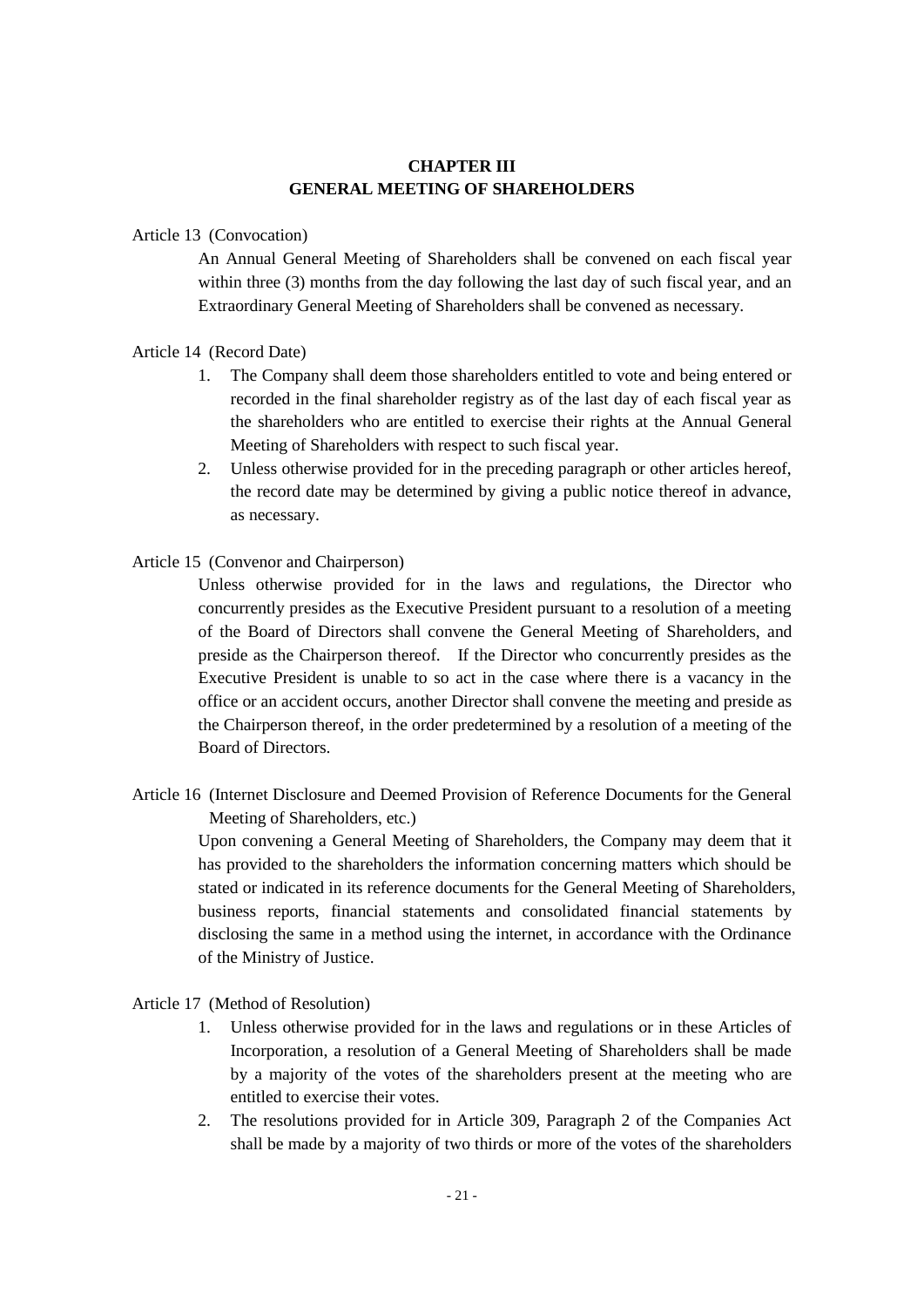## CHAPTER III
## GENERAL MEETING OF SHAREHOLDERS

Article 13 (Convocation)

An Annual General Meeting of Shareholders shall be convened on each fiscal year within three (3) months from the day following the last day of such fiscal year, and an Extraordinary General Meeting of Shareholders shall be convened as necessary.

Article 14 (Record Date)

1. The Company shall deem those shareholders entitled to vote and being entered or recorded in the final shareholder registry as of the last day of each fiscal year as the shareholders who are entitled to exercise their rights at the Annual General Meeting of Shareholders with respect to such fiscal year.
2. Unless otherwise provided for in the preceding paragraph or other articles hereof, the record date may be determined by giving a public notice thereof in advance, as necessary.

Article 15 (Convenor and Chairperson)

Unless otherwise provided for in the laws and regulations, the Director who concurrently presides as the Executive President pursuant to a resolution of a meeting of the Board of Directors shall convene the General Meeting of Shareholders, and preside as the Chairperson thereof. If the Director who concurrently presides as the Executive President is unable to so act in the case where there is a vacancy in the office or an accident occurs, another Director shall convene the meeting and preside as the Chairperson thereof, in the order predetermined by a resolution of a meeting of the Board of Directors.

Article 16 (Internet Disclosure and Deemed Provision of Reference Documents for the General Meeting of Shareholders, etc.)

Upon convening a General Meeting of Shareholders, the Company may deem that it has provided to the shareholders the information concerning matters which should be stated or indicated in its reference documents for the General Meeting of Shareholders, business reports, financial statements and consolidated financial statements by disclosing the same in a method using the internet, in accordance with the Ordinance of the Ministry of Justice.

Article 17 (Method of Resolution)

1. Unless otherwise provided for in the laws and regulations or in these Articles of Incorporation, a resolution of a General Meeting of Shareholders shall be made by a majority of the votes of the shareholders present at the meeting who are entitled to exercise their votes.
2. The resolutions provided for in Article 309, Paragraph 2 of the Companies Act shall be made by a majority of two thirds or more of the votes of the shareholders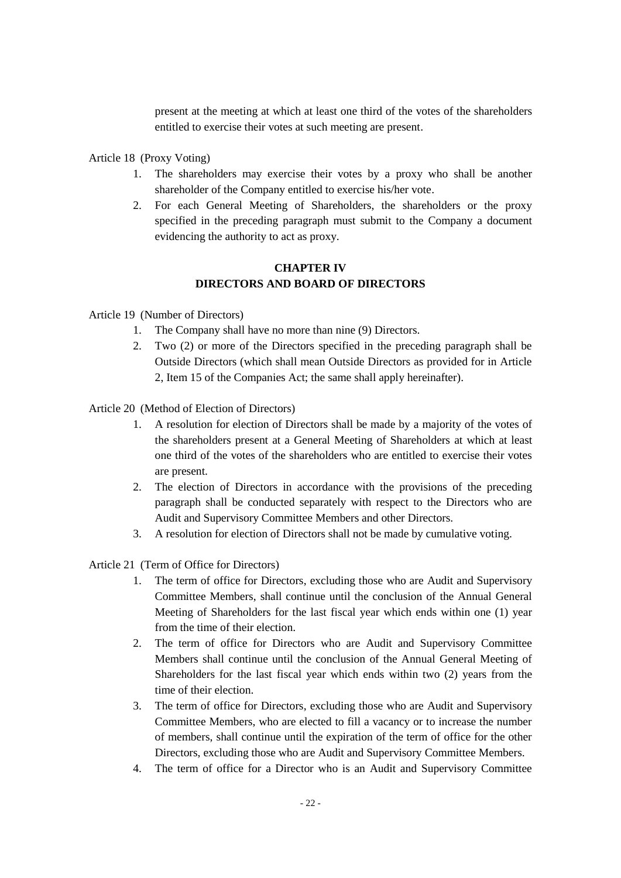present at the meeting at which at least one third of the votes of the shareholders entitled to exercise their votes at such meeting are present.

Article 18 (Proxy Voting)

1. The shareholders may exercise their votes by a proxy who shall be another shareholder of the Company entitled to exercise his/her vote.
2. For each General Meeting of Shareholders, the shareholders or the proxy specified in the preceding paragraph must submit to the Company a document evidencing the authority to act as proxy.

## CHAPTER IV
## DIRECTORS AND BOARD OF DIRECTORS

Article 19 (Number of Directors)

1. The Company shall have no more than nine (9) Directors.
2. Two (2) or more of the Directors specified in the preceding paragraph shall be Outside Directors (which shall mean Outside Directors as provided for in Article 2, Item 15 of the Companies Act; the same shall apply hereinafter).

Article 20 (Method of Election of Directors)

1. A resolution for election of Directors shall be made by a majority of the votes of the shareholders present at a General Meeting of Shareholders at which at least one third of the votes of the shareholders who are entitled to exercise their votes are present.
2. The election of Directors in accordance with the provisions of the preceding paragraph shall be conducted separately with respect to the Directors who are Audit and Supervisory Committee Members and other Directors.
3. A resolution for election of Directors shall not be made by cumulative voting.

Article 21 (Term of Office for Directors)

1. The term of office for Directors, excluding those who are Audit and Supervisory Committee Members, shall continue until the conclusion of the Annual General Meeting of Shareholders for the last fiscal year which ends within one (1) year from the time of their election.
2. The term of office for Directors who are Audit and Supervisory Committee Members shall continue until the conclusion of the Annual General Meeting of Shareholders for the last fiscal year which ends within two (2) years from the time of their election.
3. The term of office for Directors, excluding those who are Audit and Supervisory Committee Members, who are elected to fill a vacancy or to increase the number of members, shall continue until the expiration of the term of office for the other Directors, excluding those who are Audit and Supervisory Committee Members.
4. The term of office for a Director who is an Audit and Supervisory Committee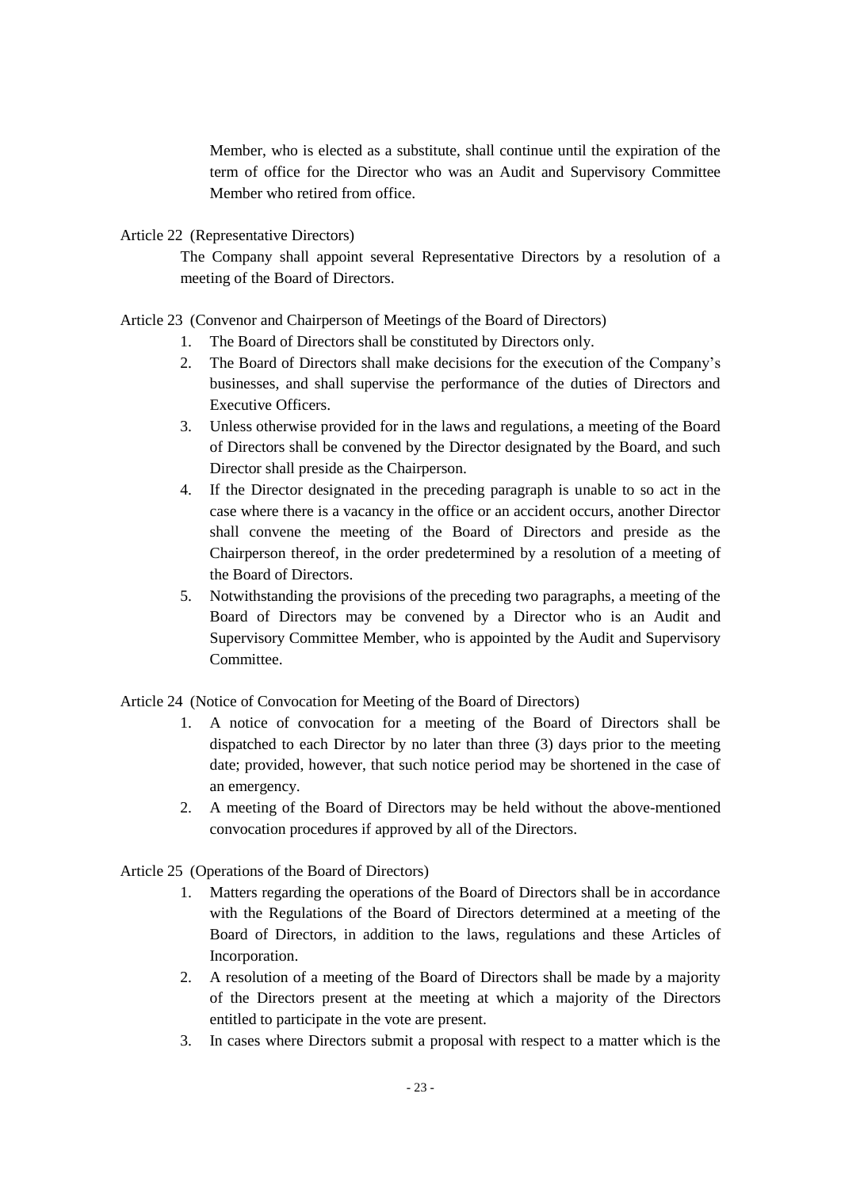Member, who is elected as a substitute, shall continue until the expiration of the term of office for the Director who was an Audit and Supervisory Committee Member who retired from office.

Article 22 (Representative Directors)

The Company shall appoint several Representative Directors by a resolution of a meeting of the Board of Directors.

Article 23 (Convenor and Chairperson of Meetings of the Board of Directors)

1. The Board of Directors shall be constituted by Directors only.
2. The Board of Directors shall make decisions for the execution of the Company's businesses, and shall supervise the performance of the duties of Directors and Executive Officers.
3. Unless otherwise provided for in the laws and regulations, a meeting of the Board of Directors shall be convened by the Director designated by the Board, and such Director shall preside as the Chairperson.
4. If the Director designated in the preceding paragraph is unable to so act in the case where there is a vacancy in the office or an accident occurs, another Director shall convene the meeting of the Board of Directors and preside as the Chairperson thereof, in the order predetermined by a resolution of a meeting of the Board of Directors.
5. Notwithstanding the provisions of the preceding two paragraphs, a meeting of the Board of Directors may be convened by a Director who is an Audit and Supervisory Committee Member, who is appointed by the Audit and Supervisory Committee.

Article 24 (Notice of Convocation for Meeting of the Board of Directors)

1. A notice of convocation for a meeting of the Board of Directors shall be dispatched to each Director by no later than three (3) days prior to the meeting date; provided, however, that such notice period may be shortened in the case of an emergency.
2. A meeting of the Board of Directors may be held without the above-mentioned convocation procedures if approved by all of the Directors.

Article 25 (Operations of the Board of Directors)

1. Matters regarding the operations of the Board of Directors shall be in accordance with the Regulations of the Board of Directors determined at a meeting of the Board of Directors, in addition to the laws, regulations and these Articles of Incorporation.
2. A resolution of a meeting of the Board of Directors shall be made by a majority of the Directors present at the meeting at which a majority of the Directors entitled to participate in the vote are present.
3. In cases where Directors submit a proposal with respect to a matter which is the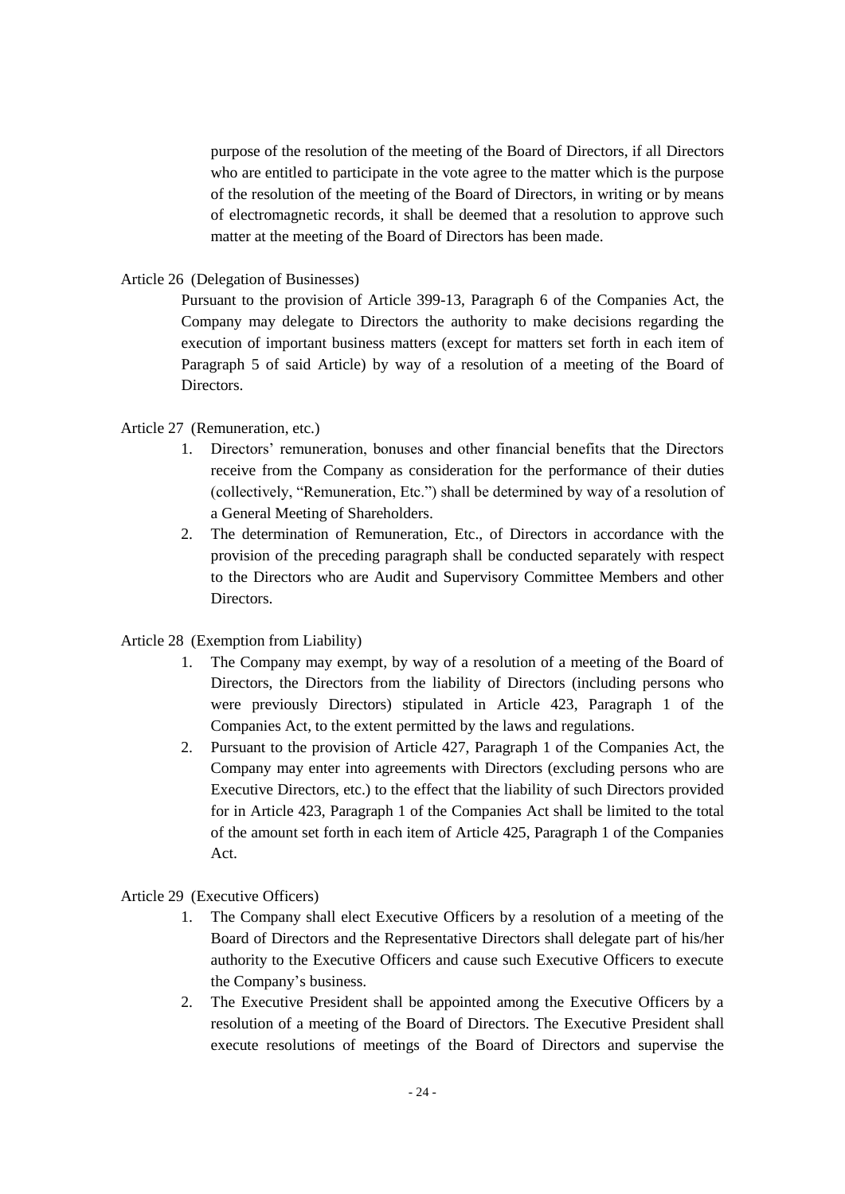purpose of the resolution of the meeting of the Board of Directors, if all Directors who are entitled to participate in the vote agree to the matter which is the purpose of the resolution of the meeting of the Board of Directors, in writing or by means of electromagnetic records, it shall be deemed that a resolution to approve such matter at the meeting of the Board of Directors has been made.

Article 26 (Delegation of Businesses)

Pursuant to the provision of Article 399-13, Paragraph 6 of the Companies Act, the Company may delegate to Directors the authority to make decisions regarding the execution of important business matters (except for matters set forth in each item of Paragraph 5 of said Article) by way of a resolution of a meeting of the Board of Directors.

Article 27 (Remuneration, etc.)

1. Directors' remuneration, bonuses and other financial benefits that the Directors receive from the Company as consideration for the performance of their duties (collectively, "Remuneration, Etc.") shall be determined by way of a resolution of a General Meeting of Shareholders.
2. The determination of Remuneration, Etc., of Directors in accordance with the provision of the preceding paragraph shall be conducted separately with respect to the Directors who are Audit and Supervisory Committee Members and other Directors.

Article 28 (Exemption from Liability)

1. The Company may exempt, by way of a resolution of a meeting of the Board of Directors, the Directors from the liability of Directors (including persons who were previously Directors) stipulated in Article 423, Paragraph 1 of the Companies Act, to the extent permitted by the laws and regulations.
2. Pursuant to the provision of Article 427, Paragraph 1 of the Companies Act, the Company may enter into agreements with Directors (excluding persons who are Executive Directors, etc.) to the effect that the liability of such Directors provided for in Article 423, Paragraph 1 of the Companies Act shall be limited to the total of the amount set forth in each item of Article 425, Paragraph 1 of the Companies Act.

Article 29 (Executive Officers)

1. The Company shall elect Executive Officers by a resolution of a meeting of the Board of Directors and the Representative Directors shall delegate part of his/her authority to the Executive Officers and cause such Executive Officers to execute the Company's business.
2. The Executive President shall be appointed among the Executive Officers by a resolution of a meeting of the Board of Directors. The Executive President shall execute resolutions of meetings of the Board of Directors and supervise the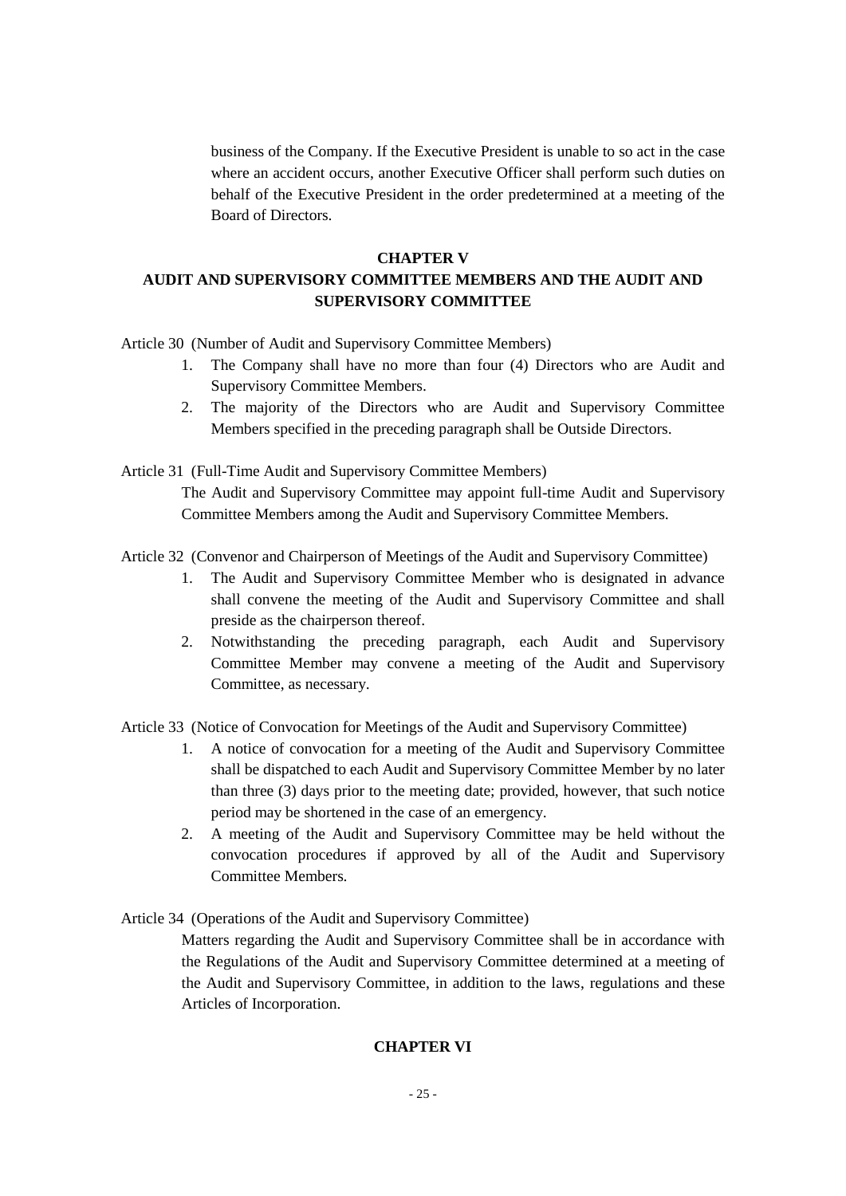business of the Company. If the Executive President is unable to so act in the case where an accident occurs, another Executive Officer shall perform such duties on behalf of the Executive President in the order predetermined at a meeting of the Board of Directors.

## CHAPTER V
## AUDIT AND SUPERVISORY COMMITTEE MEMBERS AND THE AUDIT AND SUPERVISORY COMMITTEE

Article 30 (Number of Audit and Supervisory Committee Members)

1. The Company shall have no more than four (4) Directors who are Audit and Supervisory Committee Members.
2. The majority of the Directors who are Audit and Supervisory Committee Members specified in the preceding paragraph shall be Outside Directors.

Article 31 (Full-Time Audit and Supervisory Committee Members)

The Audit and Supervisory Committee may appoint full-time Audit and Supervisory Committee Members among the Audit and Supervisory Committee Members.

Article 32 (Convenor and Chairperson of Meetings of the Audit and Supervisory Committee)

1. The Audit and Supervisory Committee Member who is designated in advance shall convene the meeting of the Audit and Supervisory Committee and shall preside as the chairperson thereof.
2. Notwithstanding the preceding paragraph, each Audit and Supervisory Committee Member may convene a meeting of the Audit and Supervisory Committee, as necessary.

Article 33 (Notice of Convocation for Meetings of the Audit and Supervisory Committee)

1. A notice of convocation for a meeting of the Audit and Supervisory Committee shall be dispatched to each Audit and Supervisory Committee Member by no later than three (3) days prior to the meeting date; provided, however, that such notice period may be shortened in the case of an emergency.
2. A meeting of the Audit and Supervisory Committee may be held without the convocation procedures if approved by all of the Audit and Supervisory Committee Members.

Article 34 (Operations of the Audit and Supervisory Committee)

Matters regarding the Audit and Supervisory Committee shall be in accordance with the Regulations of the Audit and Supervisory Committee determined at a meeting of the Audit and Supervisory Committee, in addition to the laws, regulations and these Articles of Incorporation.

## CHAPTER VI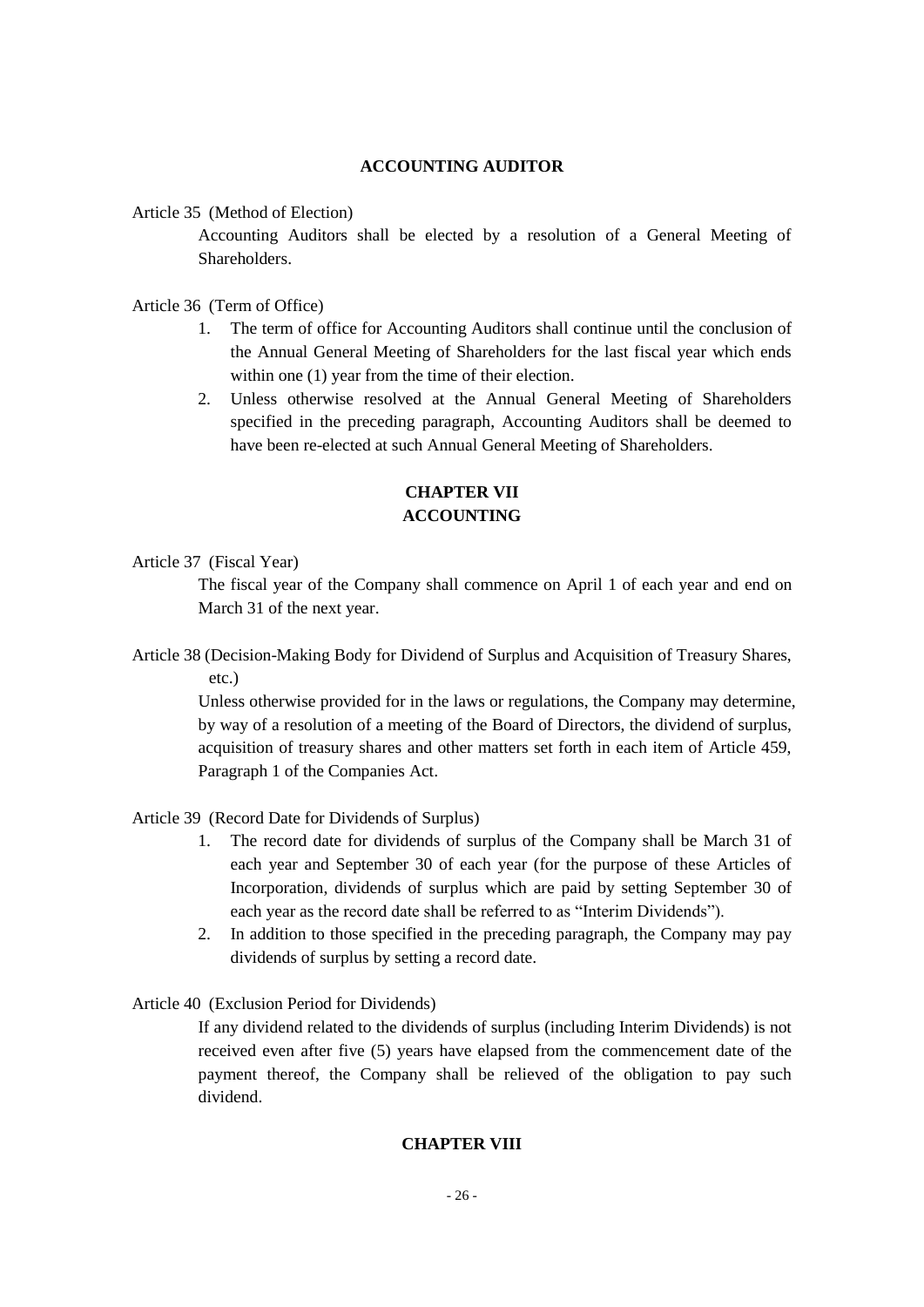## ACCOUNTING AUDITOR

Article 35 (Method of Election)

Accounting Auditors shall be elected by a resolution of a General Meeting of Shareholders.

Article 36 (Term of Office)

1. The term of office for Accounting Auditors shall continue until the conclusion of the Annual General Meeting of Shareholders for the last fiscal year which ends within one (1) year from the time of their election.
2. Unless otherwise resolved at the Annual General Meeting of Shareholders specified in the preceding paragraph, Accounting Auditors shall be deemed to have been re-elected at such Annual General Meeting of Shareholders.

## CHAPTER VII
## ACCOUNTING

Article 37 (Fiscal Year)

The fiscal year of the Company shall commence on April 1 of each year and end on March 31 of the next year.

Article 38 (Decision-Making Body for Dividend of Surplus and Acquisition of Treasury Shares, etc.)

Unless otherwise provided for in the laws or regulations, the Company may determine, by way of a resolution of a meeting of the Board of Directors, the dividend of surplus, acquisition of treasury shares and other matters set forth in each item of Article 459, Paragraph 1 of the Companies Act.

Article 39 (Record Date for Dividends of Surplus)

1. The record date for dividends of surplus of the Company shall be March 31 of each year and September 30 of each year (for the purpose of these Articles of Incorporation, dividends of surplus which are paid by setting September 30 of each year as the record date shall be referred to as "Interim Dividends").
2. In addition to those specified in the preceding paragraph, the Company may pay dividends of surplus by setting a record date.

Article 40 (Exclusion Period for Dividends)

If any dividend related to the dividends of surplus (including Interim Dividends) is not received even after five (5) years have elapsed from the commencement date of the payment thereof, the Company shall be relieved of the obligation to pay such dividend.

## CHAPTER VIII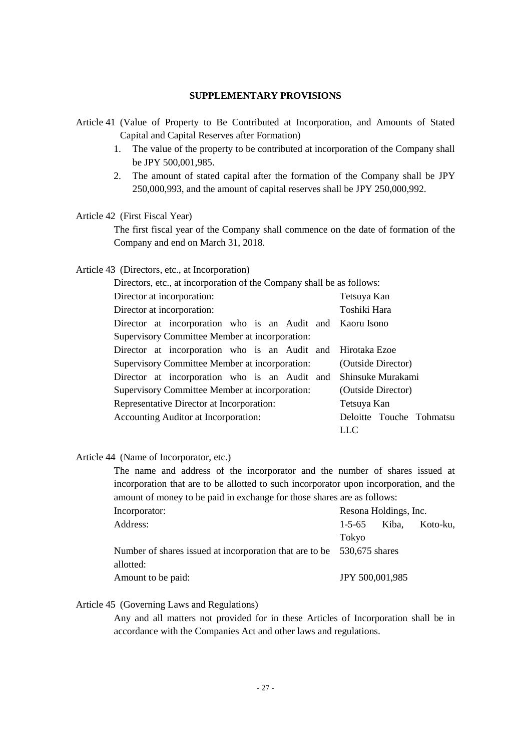## SUPPLEMENTARY PROVISIONS

Article 41 (Value of Property to Be Contributed at Incorporation, and Amounts of Stated Capital and Capital Reserves after Formation)

1. The value of the property to be contributed at incorporation of the Company shall be JPY 500,001,985.
2. The amount of stated capital after the formation of the Company shall be JPY 250,000,993, and the amount of capital reserves shall be JPY 250,000,992.

Article 42 (First Fiscal Year)

The first fiscal year of the Company shall commence on the date of formation of the Company and end on March 31, 2018.

Article 43 (Directors, etc., at Incorporation)

Directors, etc., at incorporation of the Company shall be as follows:

| | |
|---|---|
| Director at incorporation: | Tetsuya Kan |
| Director at incorporation: | Toshiki Hara |
| Director at incorporation who is an Audit and Supervisory Committee Member at incorporation: | Kaoru Isono |
| Director at incorporation who is an Audit and Supervisory Committee Member at incorporation: | Hirotaka Ezoe (Outside Director) |
| Director at incorporation who is an Audit and Supervisory Committee Member at incorporation: | Shinsuke Murakami (Outside Director) |
| Representative Director at Incorporation: | Tetsuya Kan |
| Accounting Auditor at Incorporation: | Deloitte Touche Tohmatsu LLC |

Article 44 (Name of Incorporator, etc.)

The name and address of the incorporator and the number of shares issued at incorporation that are to be allotted to such incorporator upon incorporation, and the amount of money to be paid in exchange for those shares are as follows:

| | |
|---|---|
| Incorporator: | Resona Holdings, Inc. |
| Address: | 1-5-65 Kiba, Koto-ku, Tokyo |
| Number of shares issued at incorporation that are to be allotted: | 530,675 shares |
| Amount to be paid: | JPY 500,001,985 |

Article 45 (Governing Laws and Regulations)

Any and all matters not provided for in these Articles of Incorporation shall be in accordance with the Companies Act and other laws and regulations.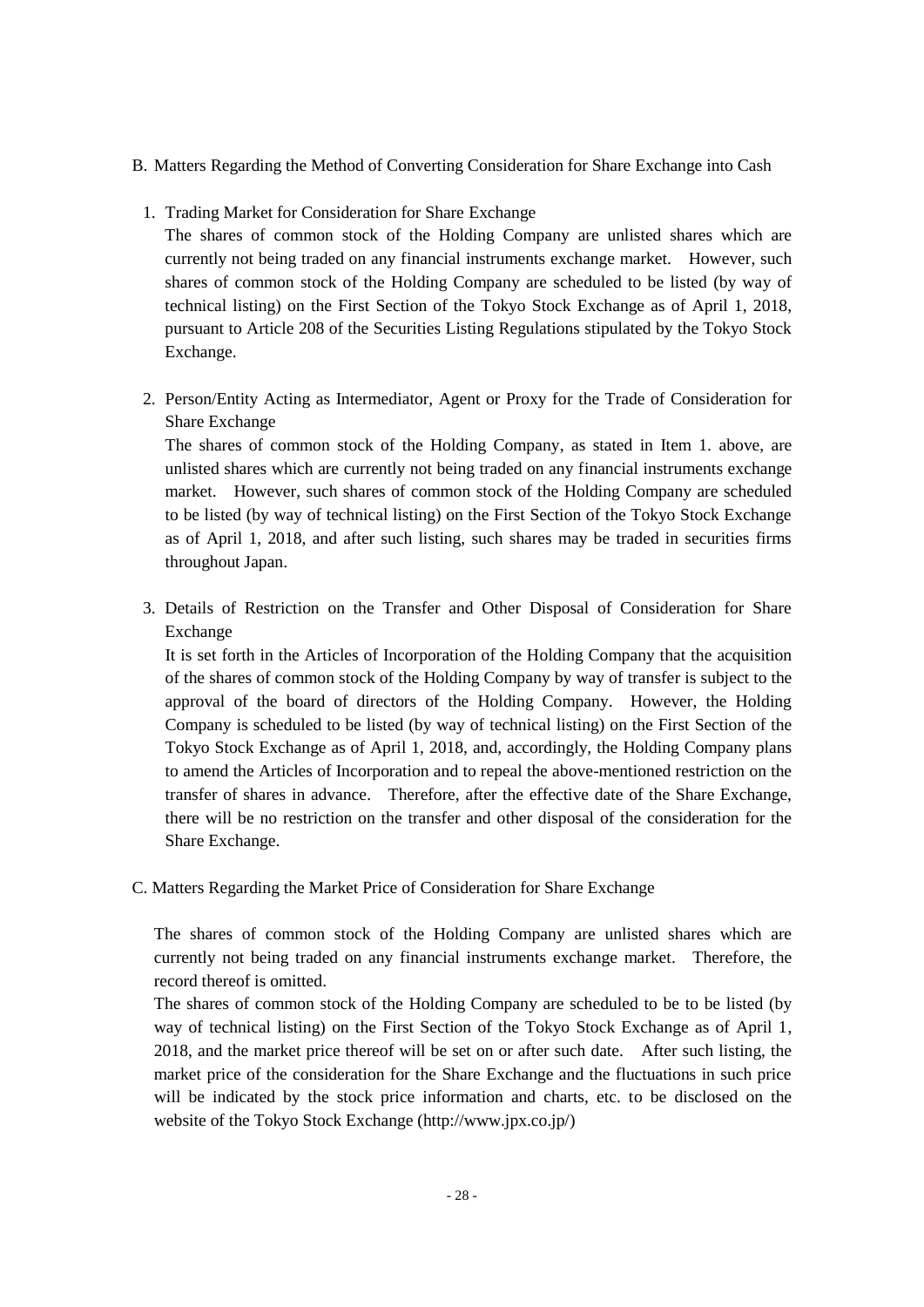B. Matters Regarding the Method of Converting Consideration for Share Exchange into Cash

1. Trading Market for Consideration for Share Exchange

   The shares of common stock of the Holding Company are unlisted shares which are currently not being traded on any financial instruments exchange market. However, such shares of common stock of the Holding Company are scheduled to be listed (by way of technical listing) on the First Section of the Tokyo Stock Exchange as of April 1, 2018, pursuant to Article 208 of the Securities Listing Regulations stipulated by the Tokyo Stock Exchange.

2. Person/Entity Acting as Intermediator, Agent or Proxy for the Trade of Consideration for Share Exchange

   The shares of common stock of the Holding Company, as stated in Item 1. above, are unlisted shares which are currently not being traded on any financial instruments exchange market. However, such shares of common stock of the Holding Company are scheduled to be listed (by way of technical listing) on the First Section of the Tokyo Stock Exchange as of April 1, 2018, and after such listing, such shares may be traded in securities firms throughout Japan.

3. Details of Restriction on the Transfer and Other Disposal of Consideration for Share Exchange

   It is set forth in the Articles of Incorporation of the Holding Company that the acquisition of the shares of common stock of the Holding Company by way of transfer is subject to the approval of the board of directors of the Holding Company. However, the Holding Company is scheduled to be listed (by way of technical listing) on the First Section of the Tokyo Stock Exchange as of April 1, 2018, and, accordingly, the Holding Company plans to amend the Articles of Incorporation and to repeal the above-mentioned restriction on the transfer of shares in advance. Therefore, after the effective date of the Share Exchange, there will be no restriction on the transfer and other disposal of the consideration for the Share Exchange.

C. Matters Regarding the Market Price of Consideration for Share Exchange

The shares of common stock of the Holding Company are unlisted shares which are currently not being traded on any financial instruments exchange market. Therefore, the record thereof is omitted.

The shares of common stock of the Holding Company are scheduled to be to be listed (by way of technical listing) on the First Section of the Tokyo Stock Exchange as of April 1, 2018, and the market price thereof will be set on or after such date. After such listing, the market price of the consideration for the Share Exchange and the fluctuations in such price will be indicated by the stock price information and charts, etc. to be disclosed on the website of the Tokyo Stock Exchange (http://www.jpx.co.jp/)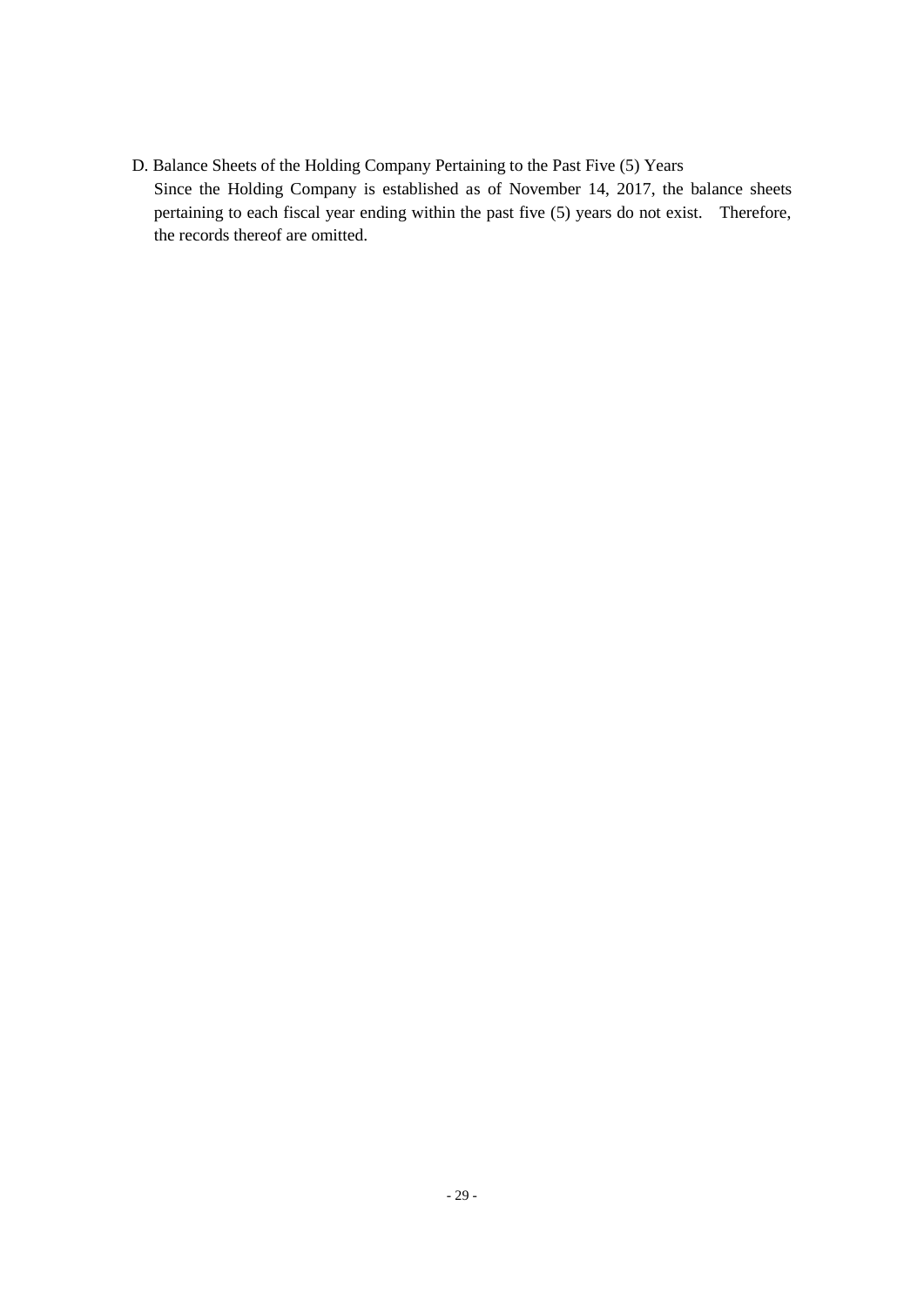D. Balance Sheets of the Holding Company Pertaining to the Past Five (5) Years

Since the Holding Company is established as of November 14, 2017, the balance sheets pertaining to each fiscal year ending within the past five (5) years do not exist. Therefore, the records thereof are omitted.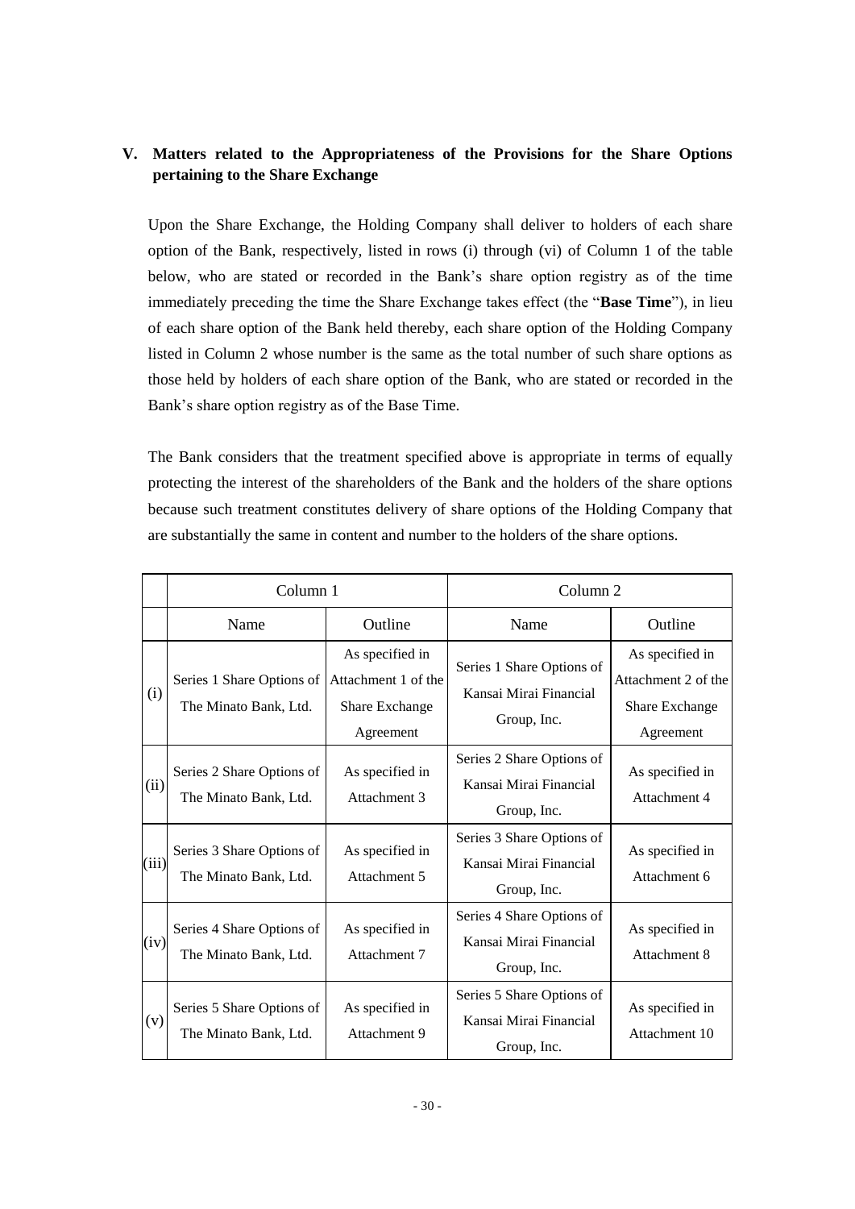## V. Matters related to the Appropriateness of the Provisions for the Share Options pertaining to the Share Exchange

Upon the Share Exchange, the Holding Company shall deliver to holders of each share option of the Bank, respectively, listed in rows (i) through (vi) of Column 1 of the table below, who are stated or recorded in the Bank's share option registry as of the time immediately preceding the time the Share Exchange takes effect (the "**Base Time**"), in lieu of each share option of the Bank held thereby, each share option of the Holding Company listed in Column 2 whose number is the same as the total number of such share options as those held by holders of each share option of the Bank, who are stated or recorded in the Bank's share option registry as of the Base Time.

The Bank considers that the treatment specified above is appropriate in terms of equally protecting the interest of the shareholders of the Bank and the holders of the share options because such treatment constitutes delivery of share options of the Holding Company that are substantially the same in content and number to the holders of the share options.

| | Column 1 | | Column 2 | |
|---|---|---|---|---|
| | Name | Outline | Name | Outline |
| (i) | Series 1 Share Options of The Minato Bank, Ltd. | As specified in Attachment 1 of the Share Exchange Agreement | Series 1 Share Options of Kansai Mirai Financial Group, Inc. | As specified in Attachment 2 of the Share Exchange Agreement |
| (ii) | Series 2 Share Options of The Minato Bank, Ltd. | As specified in Attachment 3 | Series 2 Share Options of Kansai Mirai Financial Group, Inc. | As specified in Attachment 4 |
| (iii) | Series 3 Share Options of The Minato Bank, Ltd. | As specified in Attachment 5 | Series 3 Share Options of Kansai Mirai Financial Group, Inc. | As specified in Attachment 6 |
| (iv) | Series 4 Share Options of The Minato Bank, Ltd. | As specified in Attachment 7 | Series 4 Share Options of Kansai Mirai Financial Group, Inc. | As specified in Attachment 8 |
| (v) | Series 5 Share Options of The Minato Bank, Ltd. | As specified in Attachment 9 | Series 5 Share Options of Kansai Mirai Financial Group, Inc. | As specified in Attachment 10 |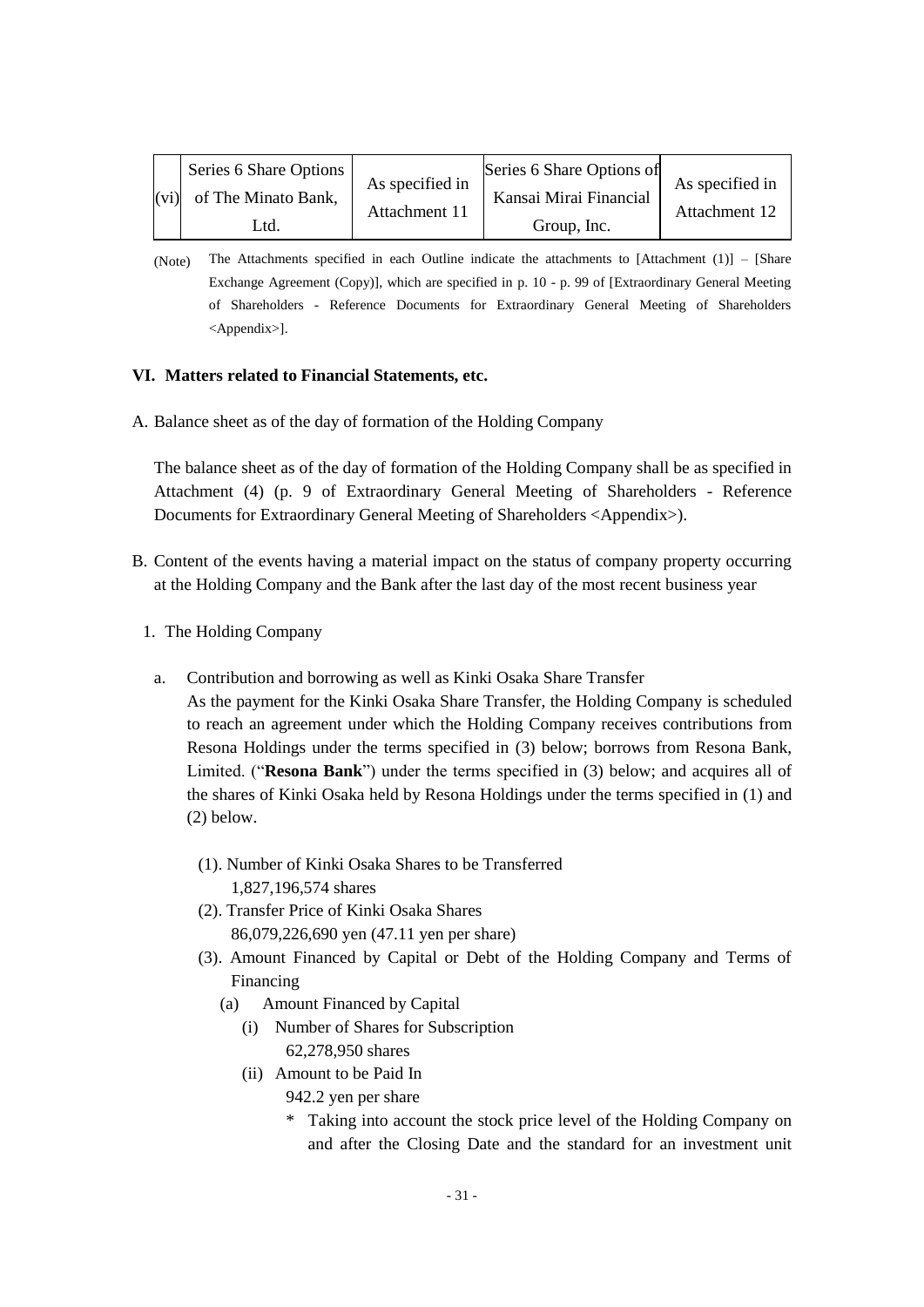| (vi) | Series 6 Share Options of The Minato Bank, Ltd. | As specified in Attachment 11 | Series 6 Share Options of Kansai Mirai Financial Group, Inc. | As specified in Attachment 12 |
|---|---|---|---|---|

(Note) The Attachments specified in each Outline indicate the attachments to [Attachment (1)] – [Share Exchange Agreement (Copy)], which are specified in p. 10 - p. 99 of [Extraordinary General Meeting of Shareholders - Reference Documents for Extraordinary General Meeting of Shareholders <Appendix>].

### VI. Matters related to Financial Statements, etc.

A. Balance sheet as of the day of formation of the Holding Company

The balance sheet as of the day of formation of the Holding Company shall be as specified in Attachment (4) (p. 9 of Extraordinary General Meeting of Shareholders - Reference Documents for Extraordinary General Meeting of Shareholders <Appendix>).

B. Content of the events having a material impact on the status of company property occurring at the Holding Company and the Bank after the last day of the most recent business year

1. The Holding Company

   a. Contribution and borrowing as well as Kinki Osaka Share Transfer
   As the payment for the Kinki Osaka Share Transfer, the Holding Company is scheduled to reach an agreement under which the Holding Company receives contributions from Resona Holdings under the terms specified in (3) below; borrows from Resona Bank, Limited. ("**Resona Bank**") under the terms specified in (3) below; and acquires all of the shares of Kinki Osaka held by Resona Holdings under the terms specified in (1) and (2) below.

      (1). Number of Kinki Osaka Shares to be Transferred
      1,827,196,574 shares
      
      (2). Transfer Price of Kinki Osaka Shares
      86,079,226,690 yen (47.11 yen per share)
      
      (3). Amount Financed by Capital or Debt of the Holding Company and Terms of Financing
      
         (a) Amount Financed by Capital
         
            (i) Number of Shares for Subscription
            62,278,950 shares
            
            (ii) Amount to be Paid In
            942.2 yen per share
            
            * Taking into account the stock price level of the Holding Company on and after the Closing Date and the standard for an investment unit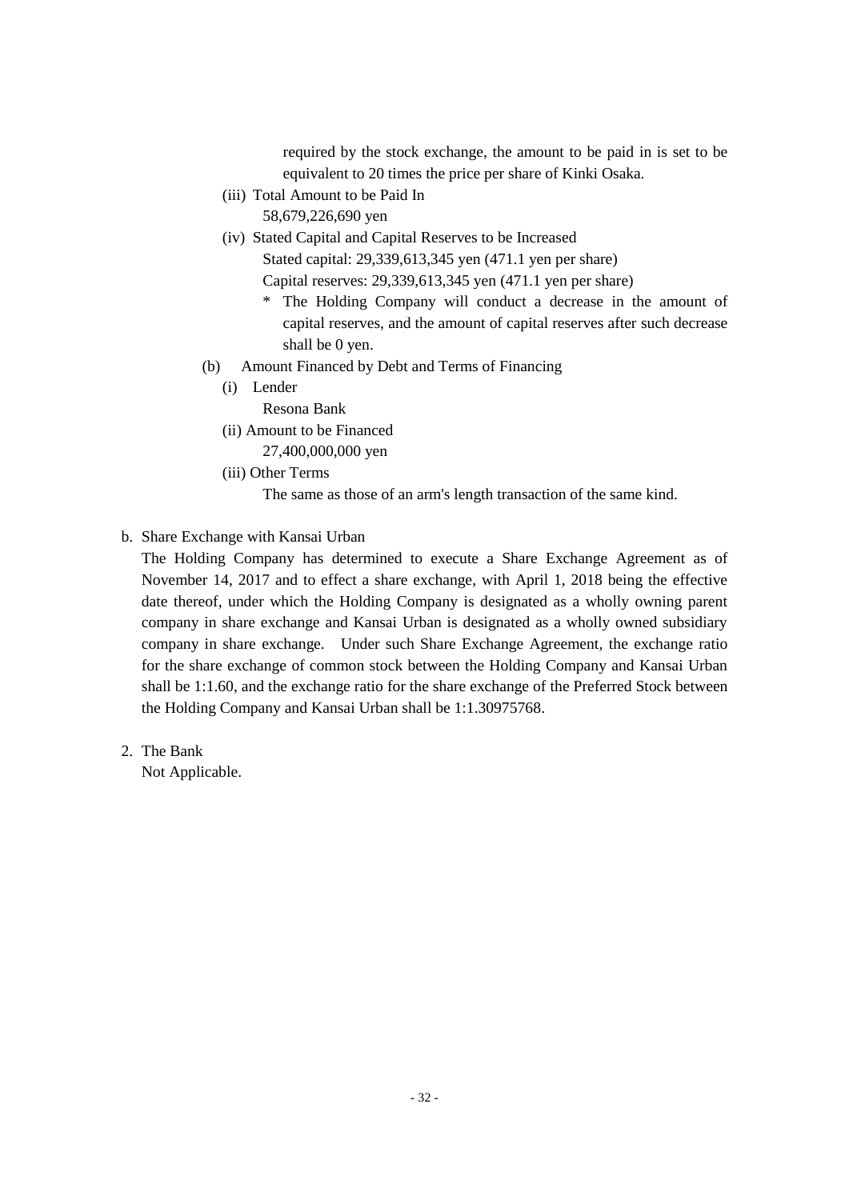required by the stock exchange, the amount to be paid in is set to be equivalent to 20 times the price per share of Kinki Osaka.

(iii) Total Amount to be Paid In

58,679,226,690 yen

(iv) Stated Capital and Capital Reserves to be Increased

Stated capital: 29,339,613,345 yen (471.1 yen per share)

Capital reserves: 29,339,613,345 yen (471.1 yen per share)

* The Holding Company will conduct a decrease in the amount of capital reserves, and the amount of capital reserves after such decrease shall be 0 yen.

(b) Amount Financed by Debt and Terms of Financing

(i) Lender

Resona Bank

(ii) Amount to be Financed

27,400,000,000 yen

(iii) Other Terms

The same as those of an arm's length transaction of the same kind.

b. Share Exchange with Kansai Urban

The Holding Company has determined to execute a Share Exchange Agreement as of November 14, 2017 and to effect a share exchange, with April 1, 2018 being the effective date thereof, under which the Holding Company is designated as a wholly owning parent company in share exchange and Kansai Urban is designated as a wholly owned subsidiary company in share exchange. Under such Share Exchange Agreement, the exchange ratio for the share exchange of common stock between the Holding Company and Kansai Urban shall be 1:1.60, and the exchange ratio for the share exchange of the Preferred Stock between the Holding Company and Kansai Urban shall be 1:1.30975768.

2. The Bank

Not Applicable.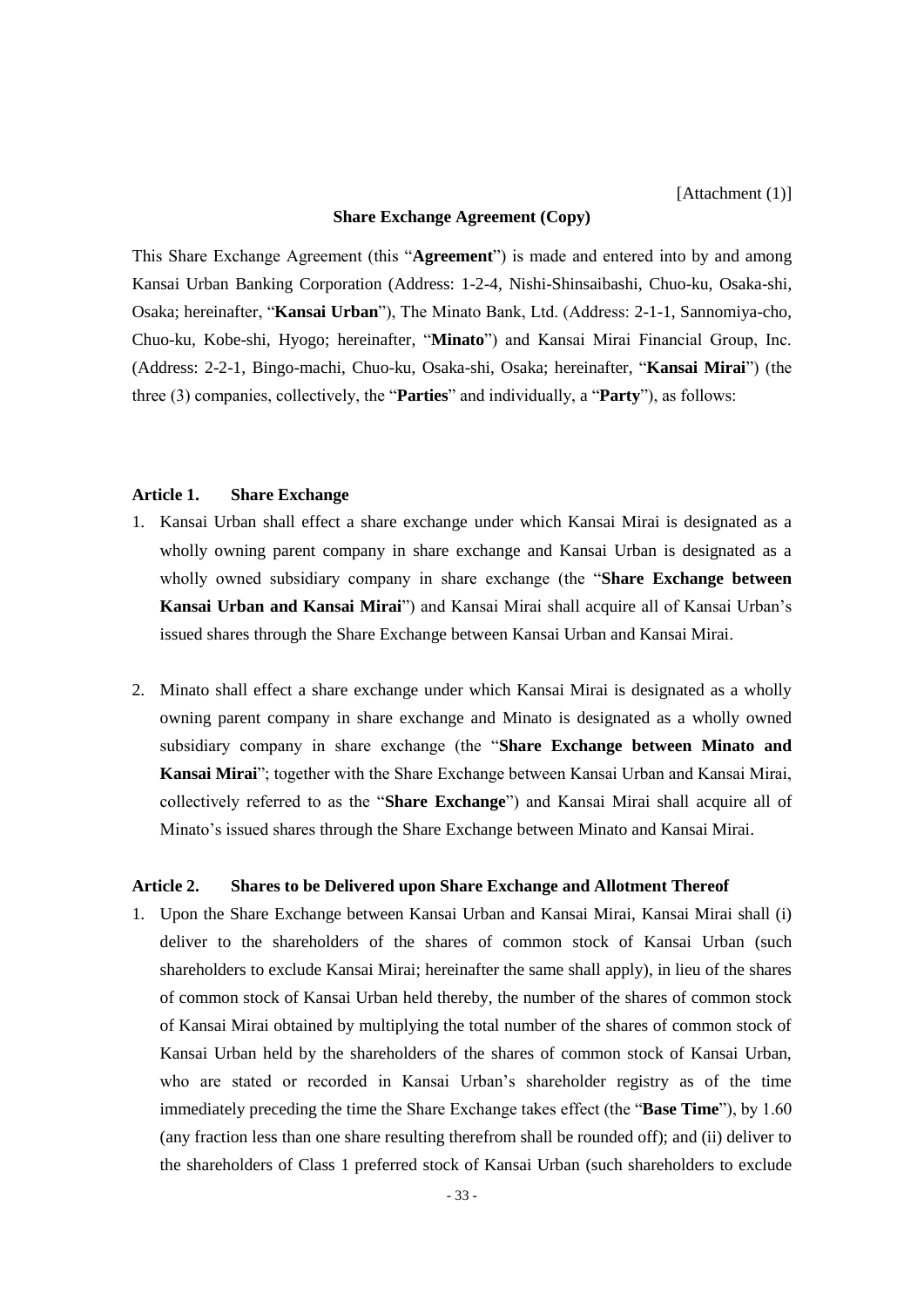[Attachment (1)]

**Share Exchange Agreement (Copy)**

This Share Exchange Agreement (this "**Agreement**") is made and entered into by and among Kansai Urban Banking Corporation (Address: 1-2-4, Nishi-Shinsaibashi, Chuo-ku, Osaka-shi, Osaka; hereinafter, "**Kansai Urban**"), The Minato Bank, Ltd. (Address: 2-1-1, Sannomiya-cho, Chuo-ku, Kobe-shi, Hyogo; hereinafter, "**Minato**") and Kansai Mirai Financial Group, Inc. (Address: 2-2-1, Bingo-machi, Chuo-ku, Osaka-shi, Osaka; hereinafter, "**Kansai Mirai**") (the three (3) companies, collectively, the "**Parties**" and individually, a "**Party**"), as follows:

**Article 1. Share Exchange**

1. Kansai Urban shall effect a share exchange under which Kansai Mirai is designated as a wholly owning parent company in share exchange and Kansai Urban is designated as a wholly owned subsidiary company in share exchange (the "**Share Exchange between Kansai Urban and Kansai Mirai**") and Kansai Mirai shall acquire all of Kansai Urban's issued shares through the Share Exchange between Kansai Urban and Kansai Mirai.

2. Minato shall effect a share exchange under which Kansai Mirai is designated as a wholly owning parent company in share exchange and Minato is designated as a wholly owned subsidiary company in share exchange (the "**Share Exchange between Minato and Kansai Mirai**"; together with the Share Exchange between Kansai Urban and Kansai Mirai, collectively referred to as the "**Share Exchange**") and Kansai Mirai shall acquire all of Minato's issued shares through the Share Exchange between Minato and Kansai Mirai.

**Article 2. Shares to be Delivered upon Share Exchange and Allotment Thereof**

1. Upon the Share Exchange between Kansai Urban and Kansai Mirai, Kansai Mirai shall (i) deliver to the shareholders of the shares of common stock of Kansai Urban (such shareholders to exclude Kansai Mirai; hereinafter the same shall apply), in lieu of the shares of common stock of Kansai Urban held thereby, the number of the shares of common stock of Kansai Mirai obtained by multiplying the total number of the shares of common stock of Kansai Urban held by the shareholders of the shares of common stock of Kansai Urban, who are stated or recorded in Kansai Urban's shareholder registry as of the time immediately preceding the time the Share Exchange takes effect (the "**Base Time**"), by 1.60 (any fraction less than one share resulting therefrom shall be rounded off); and (ii) deliver to the shareholders of Class 1 preferred stock of Kansai Urban (such shareholders to exclude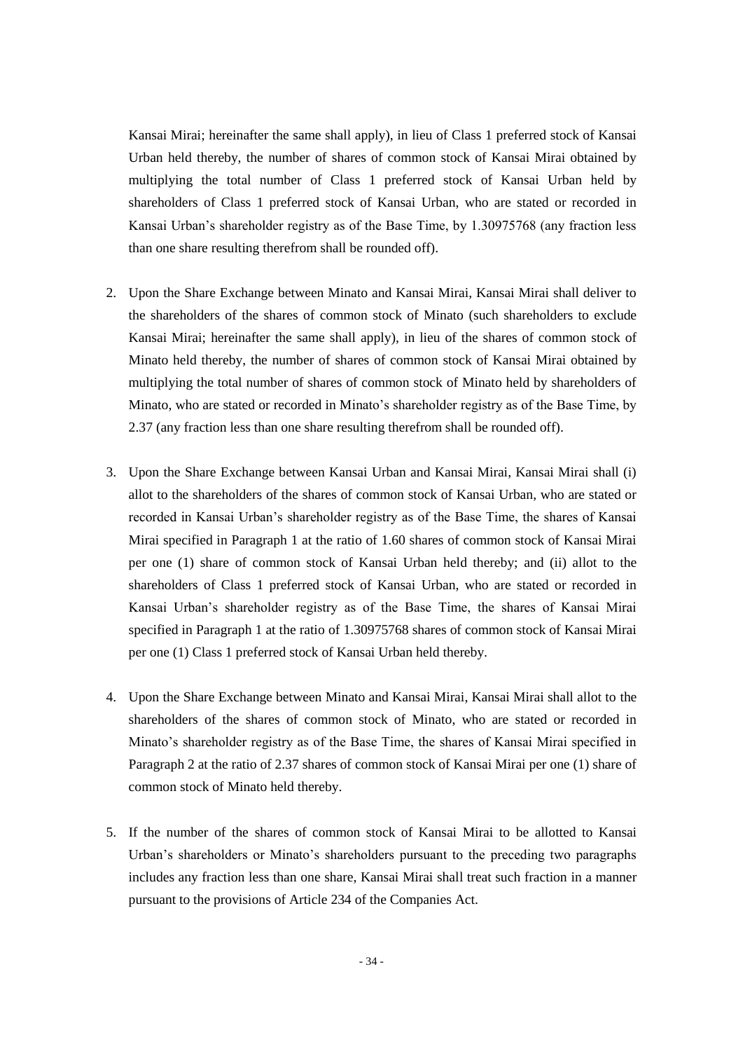Kansai Mirai; hereinafter the same shall apply), in lieu of Class 1 preferred stock of Kansai Urban held thereby, the number of shares of common stock of Kansai Mirai obtained by multiplying the total number of Class 1 preferred stock of Kansai Urban held by shareholders of Class 1 preferred stock of Kansai Urban, who are stated or recorded in Kansai Urban's shareholder registry as of the Base Time, by 1.30975768 (any fraction less than one share resulting therefrom shall be rounded off).

2. Upon the Share Exchange between Minato and Kansai Mirai, Kansai Mirai shall deliver to the shareholders of the shares of common stock of Minato (such shareholders to exclude Kansai Mirai; hereinafter the same shall apply), in lieu of the shares of common stock of Minato held thereby, the number of shares of common stock of Kansai Mirai obtained by multiplying the total number of shares of common stock of Minato held by shareholders of Minato, who are stated or recorded in Minato's shareholder registry as of the Base Time, by 2.37 (any fraction less than one share resulting therefrom shall be rounded off).

3. Upon the Share Exchange between Kansai Urban and Kansai Mirai, Kansai Mirai shall (i) allot to the shareholders of the shares of common stock of Kansai Urban, who are stated or recorded in Kansai Urban's shareholder registry as of the Base Time, the shares of Kansai Mirai specified in Paragraph 1 at the ratio of 1.60 shares of common stock of Kansai Mirai per one (1) share of common stock of Kansai Urban held thereby; and (ii) allot to the shareholders of Class 1 preferred stock of Kansai Urban, who are stated or recorded in Kansai Urban's shareholder registry as of the Base Time, the shares of Kansai Mirai specified in Paragraph 1 at the ratio of 1.30975768 shares of common stock of Kansai Mirai per one (1) Class 1 preferred stock of Kansai Urban held thereby.

4. Upon the Share Exchange between Minato and Kansai Mirai, Kansai Mirai shall allot to the shareholders of the shares of common stock of Minato, who are stated or recorded in Minato's shareholder registry as of the Base Time, the shares of Kansai Mirai specified in Paragraph 2 at the ratio of 2.37 shares of common stock of Kansai Mirai per one (1) share of common stock of Minato held thereby.

5. If the number of the shares of common stock of Kansai Mirai to be allotted to Kansai Urban's shareholders or Minato's shareholders pursuant to the preceding two paragraphs includes any fraction less than one share, Kansai Mirai shall treat such fraction in a manner pursuant to the provisions of Article 234 of the Companies Act.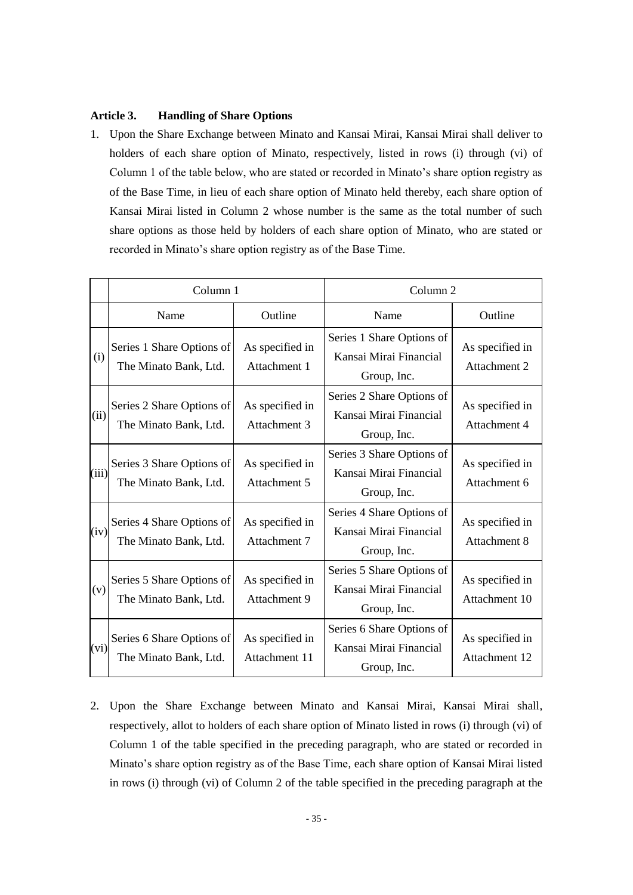**Article 3. Handling of Share Options**

1. Upon the Share Exchange between Minato and Kansai Mirai, Kansai Mirai shall deliver to holders of each share option of Minato, respectively, listed in rows (i) through (vi) of Column 1 of the table below, who are stated or recorded in Minato's share option registry as of the Base Time, in lieu of each share option of Minato held thereby, each share option of Kansai Mirai listed in Column 2 whose number is the same as the total number of such share options as those held by holders of each share option of Minato, who are stated or recorded in Minato's share option registry as of the Base Time.

| | Column 1 | | Column 2 | |
|---|---|---|---|---|
| | Name | Outline | Name | Outline |
| (i) | Series 1 Share Options of The Minato Bank, Ltd. | As specified in Attachment 1 | Series 1 Share Options of Kansai Mirai Financial Group, Inc. | As specified in Attachment 2 |
| (ii) | Series 2 Share Options of The Minato Bank, Ltd. | As specified in Attachment 3 | Series 2 Share Options of Kansai Mirai Financial Group, Inc. | As specified in Attachment 4 |
| (iii) | Series 3 Share Options of The Minato Bank, Ltd. | As specified in Attachment 5 | Series 3 Share Options of Kansai Mirai Financial Group, Inc. | As specified in Attachment 6 |
| (iv) | Series 4 Share Options of The Minato Bank, Ltd. | As specified in Attachment 7 | Series 4 Share Options of Kansai Mirai Financial Group, Inc. | As specified in Attachment 8 |
| (v) | Series 5 Share Options of The Minato Bank, Ltd. | As specified in Attachment 9 | Series 5 Share Options of Kansai Mirai Financial Group, Inc. | As specified in Attachment 10 |
| (vi) | Series 6 Share Options of The Minato Bank, Ltd. | As specified in Attachment 11 | Series 6 Share Options of Kansai Mirai Financial Group, Inc. | As specified in Attachment 12 |

2. Upon the Share Exchange between Minato and Kansai Mirai, Kansai Mirai shall, respectively, allot to holders of each share option of Minato listed in rows (i) through (vi) of Column 1 of the table specified in the preceding paragraph, who are stated or recorded in Minato's share option registry as of the Base Time, each share option of Kansai Mirai listed in rows (i) through (vi) of Column 2 of the table specified in the preceding paragraph at the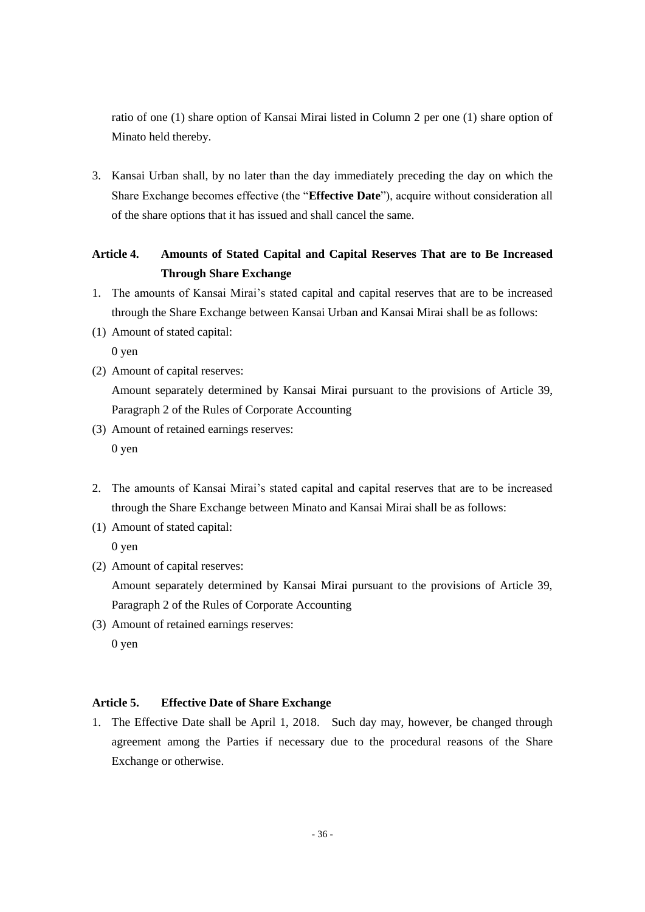ratio of one (1) share option of Kansai Mirai listed in Column 2 per one (1) share option of Minato held thereby.

3. Kansai Urban shall, by no later than the day immediately preceding the day on which the Share Exchange becomes effective (the "**Effective Date**"), acquire without consideration all of the share options that it has issued and shall cancel the same.

### Article 4. Amounts of Stated Capital and Capital Reserves That are to Be Increased Through Share Exchange

1. The amounts of Kansai Mirai's stated capital and capital reserves that are to be increased through the Share Exchange between Kansai Urban and Kansai Mirai shall be as follows:

(1) Amount of stated capital:
   0 yen

(2) Amount of capital reserves:
   Amount separately determined by Kansai Mirai pursuant to the provisions of Article 39, Paragraph 2 of the Rules of Corporate Accounting

(3) Amount of retained earnings reserves:
   0 yen

2. The amounts of Kansai Mirai's stated capital and capital reserves that are to be increased through the Share Exchange between Minato and Kansai Mirai shall be as follows:

(1) Amount of stated capital:
   0 yen

(2) Amount of capital reserves:
   Amount separately determined by Kansai Mirai pursuant to the provisions of Article 39, Paragraph 2 of the Rules of Corporate Accounting

(3) Amount of retained earnings reserves:
   0 yen

### Article 5. Effective Date of Share Exchange

1. The Effective Date shall be April 1, 2018. Such day may, however, be changed through agreement among the Parties if necessary due to the procedural reasons of the Share Exchange or otherwise.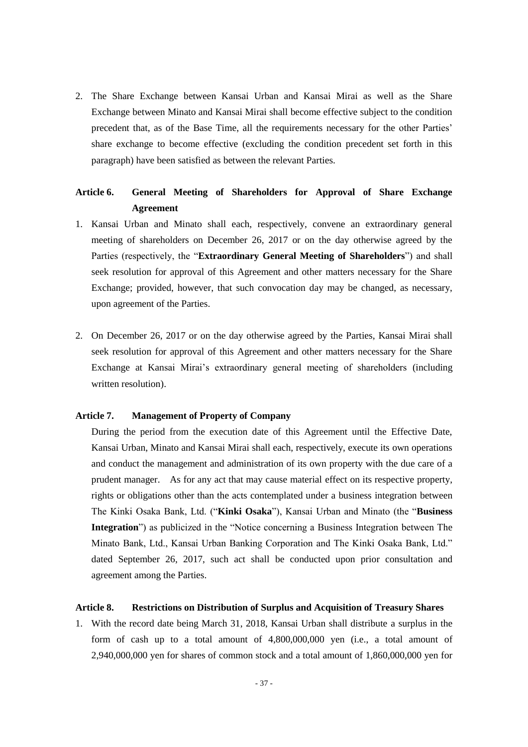2. The Share Exchange between Kansai Urban and Kansai Mirai as well as the Share Exchange between Minato and Kansai Mirai shall become effective subject to the condition precedent that, as of the Base Time, all the requirements necessary for the other Parties' share exchange to become effective (excluding the condition precedent set forth in this paragraph) have been satisfied as between the relevant Parties.

### Article 6. General Meeting of Shareholders for Approval of Share Exchange Agreement

1. Kansai Urban and Minato shall each, respectively, convene an extraordinary general meeting of shareholders on December 26, 2017 or on the day otherwise agreed by the Parties (respectively, the "**Extraordinary General Meeting of Shareholders**") and shall seek resolution for approval of this Agreement and other matters necessary for the Share Exchange; provided, however, that such convocation day may be changed, as necessary, upon agreement of the Parties.

2. On December 26, 2017 or on the day otherwise agreed by the Parties, Kansai Mirai shall seek resolution for approval of this Agreement and other matters necessary for the Share Exchange at Kansai Mirai's extraordinary general meeting of shareholders (including written resolution).

### Article 7. Management of Property of Company

During the period from the execution date of this Agreement until the Effective Date, Kansai Urban, Minato and Kansai Mirai shall each, respectively, execute its own operations and conduct the management and administration of its own property with the due care of a prudent manager. As for any act that may cause material effect on its respective property, rights or obligations other than the acts contemplated under a business integration between The Kinki Osaka Bank, Ltd. ("**Kinki Osaka**"), Kansai Urban and Minato (the "**Business Integration**") as publicized in the "Notice concerning a Business Integration between The Minato Bank, Ltd., Kansai Urban Banking Corporation and The Kinki Osaka Bank, Ltd." dated September 26, 2017, such act shall be conducted upon prior consultation and agreement among the Parties.

### Article 8. Restrictions on Distribution of Surplus and Acquisition of Treasury Shares

1. With the record date being March 31, 2018, Kansai Urban shall distribute a surplus in the form of cash up to a total amount of 4,800,000,000 yen (i.e., a total amount of 2,940,000,000 yen for shares of common stock and a total amount of 1,860,000,000 yen for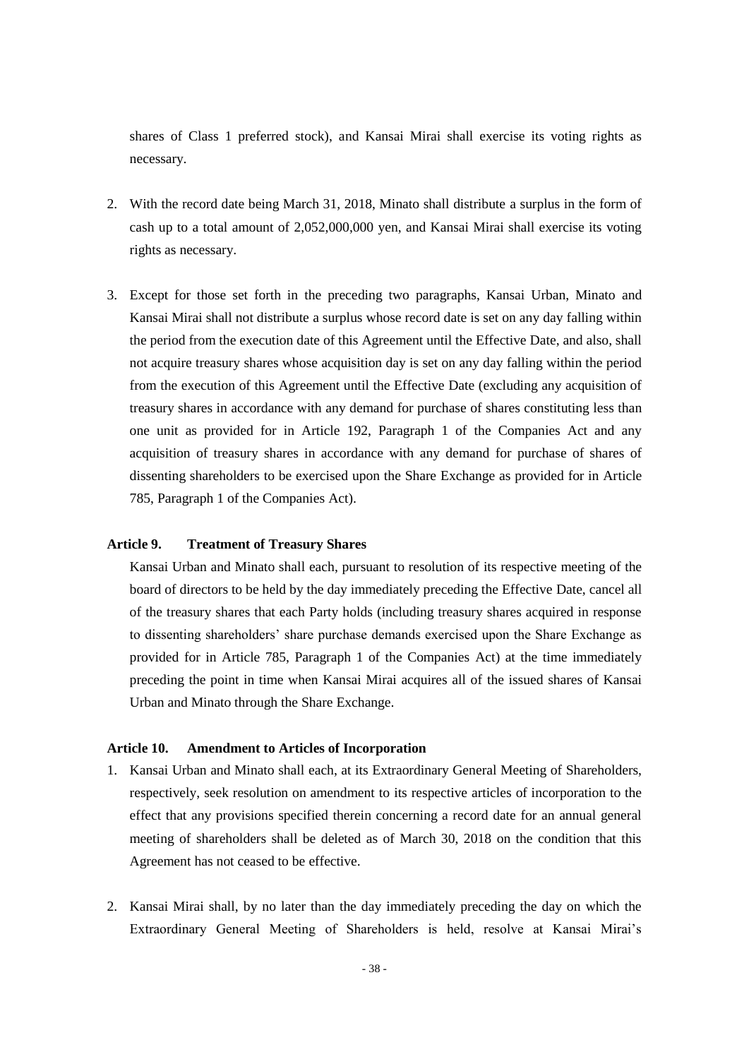shares of Class 1 preferred stock), and Kansai Mirai shall exercise its voting rights as necessary.

2. With the record date being March 31, 2018, Minato shall distribute a surplus in the form of cash up to a total amount of 2,052,000,000 yen, and Kansai Mirai shall exercise its voting rights as necessary.

3. Except for those set forth in the preceding two paragraphs, Kansai Urban, Minato and Kansai Mirai shall not distribute a surplus whose record date is set on any day falling within the period from the execution date of this Agreement until the Effective Date, and also, shall not acquire treasury shares whose acquisition day is set on any day falling within the period from the execution of this Agreement until the Effective Date (excluding any acquisition of treasury shares in accordance with any demand for purchase of shares constituting less than one unit as provided for in Article 192, Paragraph 1 of the Companies Act and any acquisition of treasury shares in accordance with any demand for purchase of shares of dissenting shareholders to be exercised upon the Share Exchange as provided for in Article 785, Paragraph 1 of the Companies Act).

**Article 9. Treatment of Treasury Shares**

Kansai Urban and Minato shall each, pursuant to resolution of its respective meeting of the board of directors to be held by the day immediately preceding the Effective Date, cancel all of the treasury shares that each Party holds (including treasury shares acquired in response to dissenting shareholders' share purchase demands exercised upon the Share Exchange as provided for in Article 785, Paragraph 1 of the Companies Act) at the time immediately preceding the point in time when Kansai Mirai acquires all of the issued shares of Kansai Urban and Minato through the Share Exchange.

**Article 10. Amendment to Articles of Incorporation**

1. Kansai Urban and Minato shall each, at its Extraordinary General Meeting of Shareholders, respectively, seek resolution on amendment to its respective articles of incorporation to the effect that any provisions specified therein concerning a record date for an annual general meeting of shareholders shall be deleted as of March 30, 2018 on the condition that this Agreement has not ceased to be effective.

2. Kansai Mirai shall, by no later than the day immediately preceding the day on which the Extraordinary General Meeting of Shareholders is held, resolve at Kansai Mirai's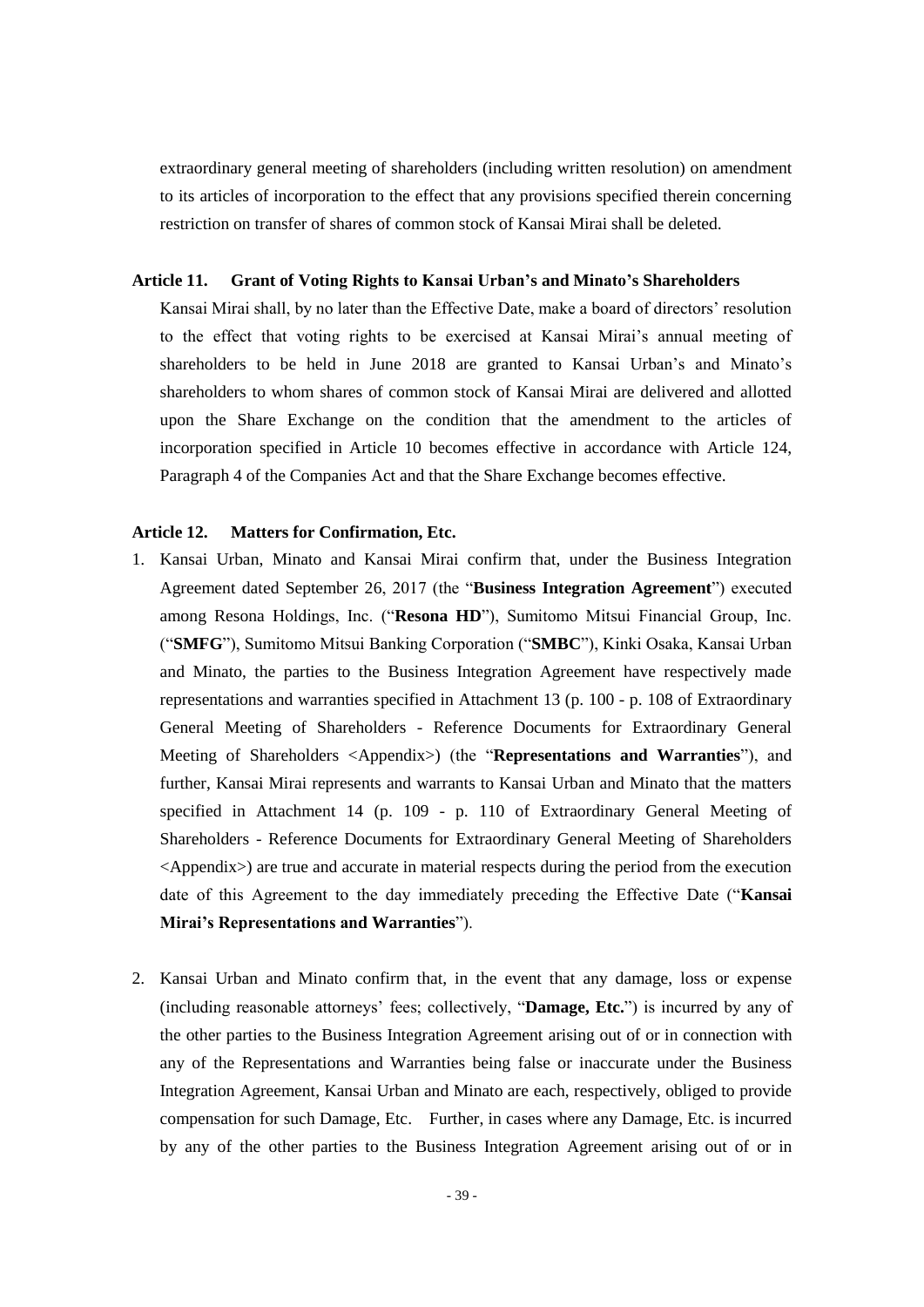extraordinary general meeting of shareholders (including written resolution) on amendment to its articles of incorporation to the effect that any provisions specified therein concerning restriction on transfer of shares of common stock of Kansai Mirai shall be deleted.

**Article 11. Grant of Voting Rights to Kansai Urban's and Minato's Shareholders**

Kansai Mirai shall, by no later than the Effective Date, make a board of directors' resolution to the effect that voting rights to be exercised at Kansai Mirai's annual meeting of shareholders to be held in June 2018 are granted to Kansai Urban's and Minato's shareholders to whom shares of common stock of Kansai Mirai are delivered and allotted upon the Share Exchange on the condition that the amendment to the articles of incorporation specified in Article 10 becomes effective in accordance with Article 124, Paragraph 4 of the Companies Act and that the Share Exchange becomes effective.

**Article 12. Matters for Confirmation, Etc.**

1. Kansai Urban, Minato and Kansai Mirai confirm that, under the Business Integration Agreement dated September 26, 2017 (the "**Business Integration Agreement**") executed among Resona Holdings, Inc. ("**Resona HD**"), Sumitomo Mitsui Financial Group, Inc. ("**SMFG**"), Sumitomo Mitsui Banking Corporation ("**SMBC**"), Kinki Osaka, Kansai Urban and Minato, the parties to the Business Integration Agreement have respectively made representations and warranties specified in Attachment 13 (p. 100 - p. 108 of Extraordinary General Meeting of Shareholders - Reference Documents for Extraordinary General Meeting of Shareholders <Appendix>) (the "**Representations and Warranties**"), and further, Kansai Mirai represents and warrants to Kansai Urban and Minato that the matters specified in Attachment 14 (p. 109 - p. 110 of Extraordinary General Meeting of Shareholders - Reference Documents for Extraordinary General Meeting of Shareholders <Appendix>) are true and accurate in material respects during the period from the execution date of this Agreement to the day immediately preceding the Effective Date ("**Kansai Mirai's Representations and Warranties**").

2. Kansai Urban and Minato confirm that, in the event that any damage, loss or expense (including reasonable attorneys' fees; collectively, "**Damage, Etc.**") is incurred by any of the other parties to the Business Integration Agreement arising out of or in connection with any of the Representations and Warranties being false or inaccurate under the Business Integration Agreement, Kansai Urban and Minato are each, respectively, obliged to provide compensation for such Damage, Etc. Further, in cases where any Damage, Etc. is incurred by any of the other parties to the Business Integration Agreement arising out of or in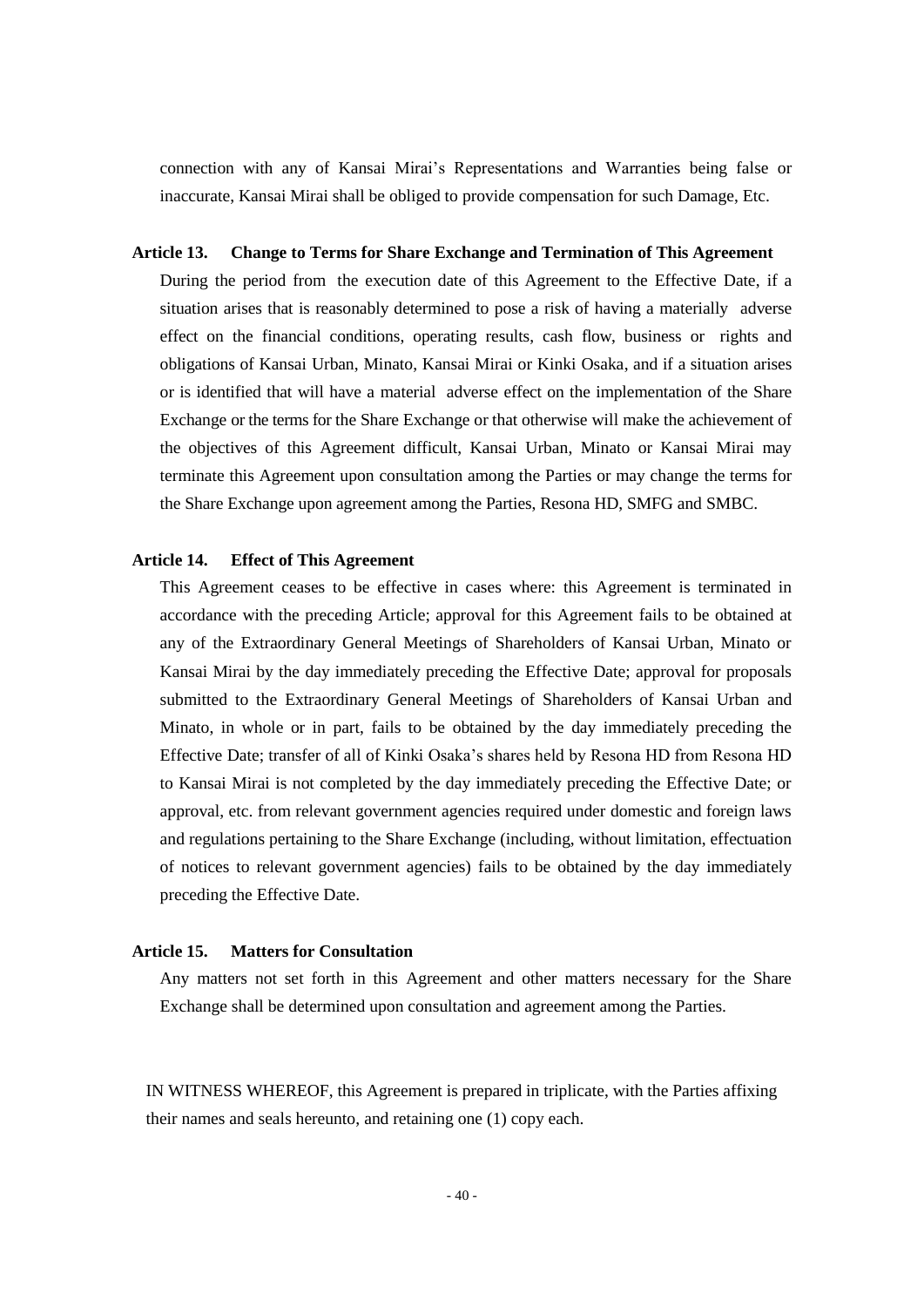connection with any of Kansai Mirai's Representations and Warranties being false or inaccurate, Kansai Mirai shall be obliged to provide compensation for such Damage, Etc.

**Article 13. Change to Terms for Share Exchange and Termination of This Agreement**

During the period from the execution date of this Agreement to the Effective Date, if a situation arises that is reasonably determined to pose a risk of having a materially adverse effect on the financial conditions, operating results, cash flow, business or rights and obligations of Kansai Urban, Minato, Kansai Mirai or Kinki Osaka, and if a situation arises or is identified that will have a material adverse effect on the implementation of the Share Exchange or the terms for the Share Exchange or that otherwise will make the achievement of the objectives of this Agreement difficult, Kansai Urban, Minato or Kansai Mirai may terminate this Agreement upon consultation among the Parties or may change the terms for the Share Exchange upon agreement among the Parties, Resona HD, SMFG and SMBC.

**Article 14. Effect of This Agreement**

This Agreement ceases to be effective in cases where: this Agreement is terminated in accordance with the preceding Article; approval for this Agreement fails to be obtained at any of the Extraordinary General Meetings of Shareholders of Kansai Urban, Minato or Kansai Mirai by the day immediately preceding the Effective Date; approval for proposals submitted to the Extraordinary General Meetings of Shareholders of Kansai Urban and Minato, in whole or in part, fails to be obtained by the day immediately preceding the Effective Date; transfer of all of Kinki Osaka's shares held by Resona HD from Resona HD to Kansai Mirai is not completed by the day immediately preceding the Effective Date; or approval, etc. from relevant government agencies required under domestic and foreign laws and regulations pertaining to the Share Exchange (including, without limitation, effectuation of notices to relevant government agencies) fails to be obtained by the day immediately preceding the Effective Date.

**Article 15. Matters for Consultation**

Any matters not set forth in this Agreement and other matters necessary for the Share Exchange shall be determined upon consultation and agreement among the Parties.

IN WITNESS WHEREOF, this Agreement is prepared in triplicate, with the Parties affixing their names and seals hereunto, and retaining one (1) copy each.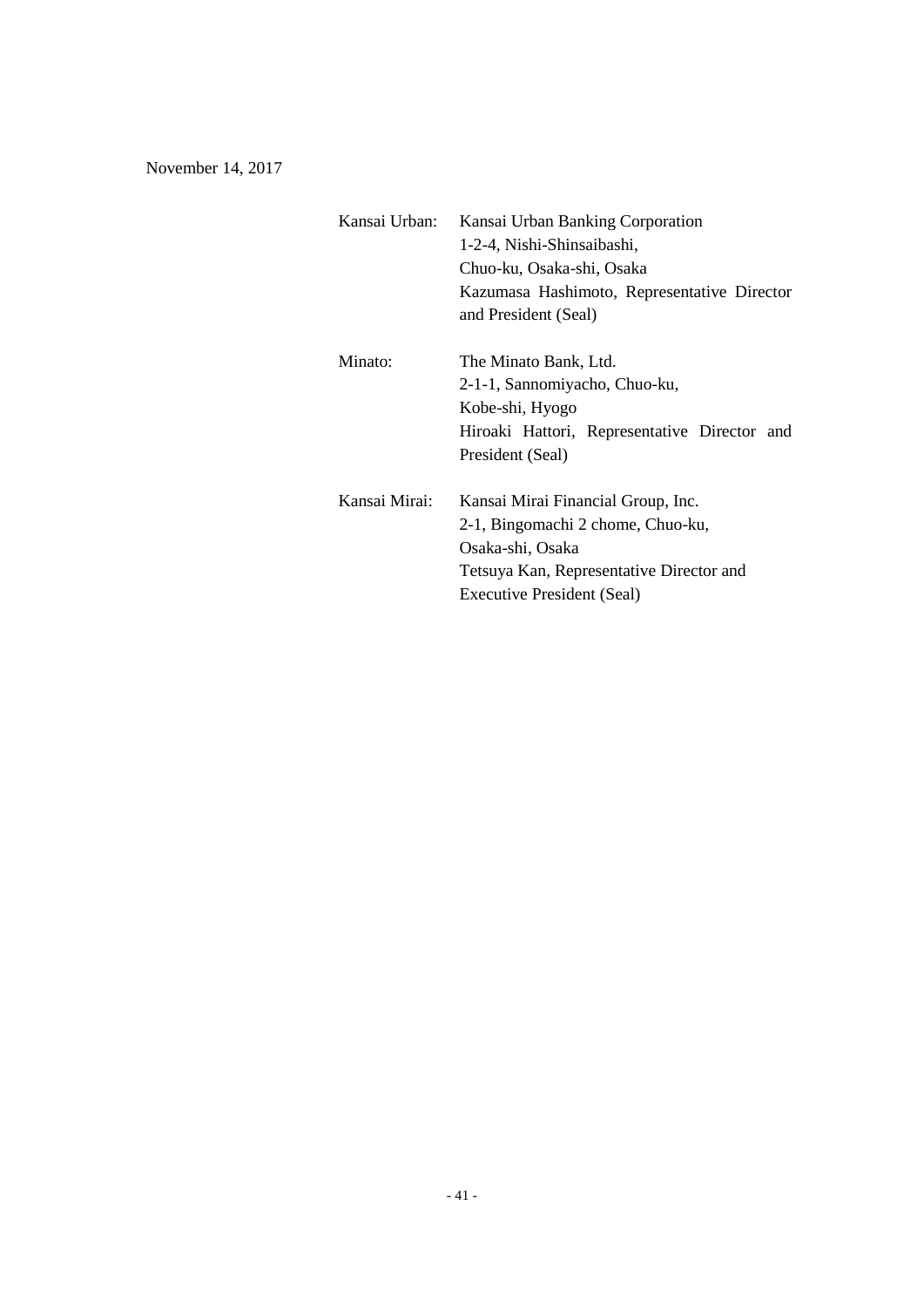November 14, 2017

| | |
|---|---|
| Kansai Urban: | Kansai Urban Banking Corporation<br>1-2-4, Nishi-Shinsaibashi,<br>Chuo-ku, Osaka-shi, Osaka<br>Kazumasa Hashimoto, Representative Director and President (Seal) |
| Minato: | The Minato Bank, Ltd.<br>2-1-1, Sannomiyacho, Chuo-ku,<br>Kobe-shi, Hyogo<br>Hiroaki Hattori, Representative Director and President (Seal) |
| Kansai Mirai: | Kansai Mirai Financial Group, Inc.<br>2-1, Bingomachi 2 chome, Chuo-ku,<br>Osaka-shi, Osaka<br>Tetsuya Kan, Representative Director and Executive President (Seal) |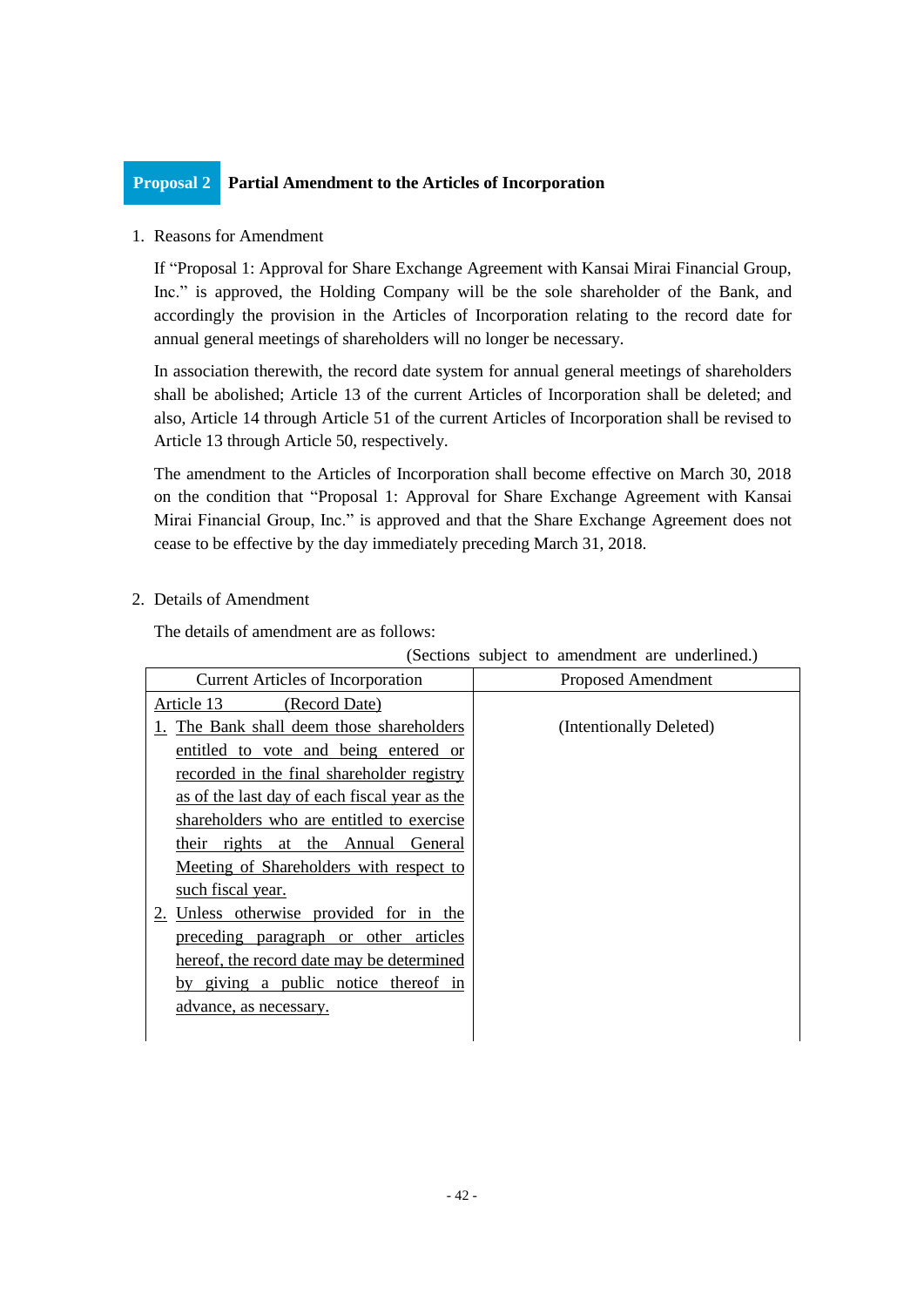## Proposal 2 Partial Amendment to the Articles of Incorporation

1. Reasons for Amendment

   If "Proposal 1: Approval for Share Exchange Agreement with Kansai Mirai Financial Group, Inc." is approved, the Holding Company will be the sole shareholder of the Bank, and accordingly the provision in the Articles of Incorporation relating to the record date for annual general meetings of shareholders will no longer be necessary.

   In association therewith, the record date system for annual general meetings of shareholders shall be abolished; Article 13 of the current Articles of Incorporation shall be deleted; and also, Article 14 through Article 51 of the current Articles of Incorporation shall be revised to Article 13 through Article 50, respectively.

   The amendment to the Articles of Incorporation shall become effective on March 30, 2018 on the condition that "Proposal 1: Approval for Share Exchange Agreement with Kansai Mirai Financial Group, Inc." is approved and that the Share Exchange Agreement does not cease to be effective by the day immediately preceding March 31, 2018.

2. Details of Amendment

   The details of amendment are as follows:

(Sections subject to amendment are underlined.)

| Current Articles of Incorporation | Proposed Amendment |
|---|---|
| <u>Article 13 (Record Date)</u><br><u>1. The Bank shall deem those shareholders entitled to vote and being entered or recorded in the final shareholder registry as of the last day of each fiscal year as the shareholders who are entitled to exercise their rights at the Annual General Meeting of Shareholders with respect to such fiscal year.</u><br><u>2. Unless otherwise provided for in the preceding paragraph or other articles hereof, the record date may be determined by giving a public notice thereof in advance, as necessary.</u> | (Intentionally Deleted) |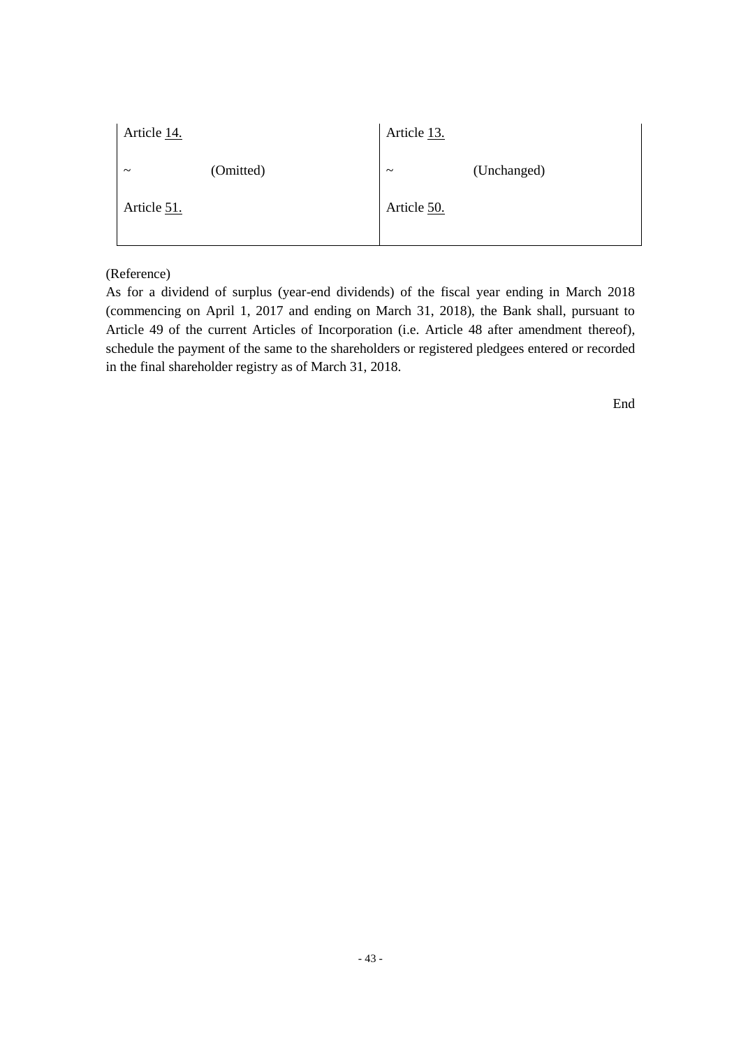| | |
|---|---|
| Article 14.<br><br>~ (Omitted)<br><br>Article 51. | Article 13.<br><br>~ (Unchanged)<br><br>Article 50. |

(Reference)

As for a dividend of surplus (year-end dividends) of the fiscal year ending in March 2018 (commencing on April 1, 2017 and ending on March 31, 2018), the Bank shall, pursuant to Article 49 of the current Articles of Incorporation (i.e. Article 48 after amendment thereof), schedule the payment of the same to the shareholders or registered pledgees entered or recorded in the final shareholder registry as of March 31, 2018.

End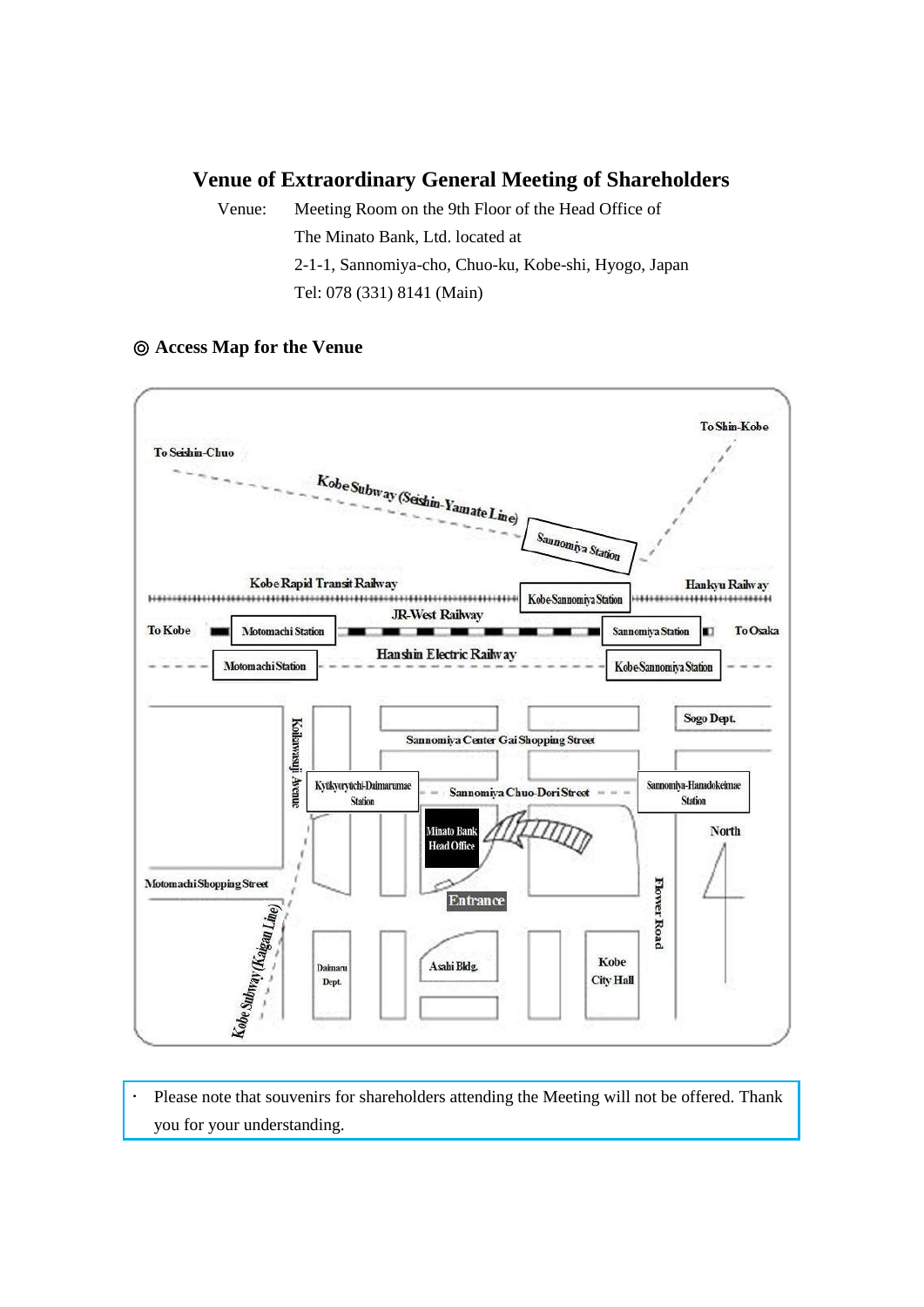## Venue of Extraordinary General Meeting of Shareholders

Venue: Meeting Room on the 9th Floor of the Head Office of The Minato Bank, Ltd. located at 2-1-1, Sannomiya-cho, Chuo-ku, Kobe-shi, Hyogo, Japan
Tel: 078 (331) 8141 (Main)

### ◎ Access Map for the Venue

To Shin-Kobe
To Seishin-Chuo
Kobe Subway (Seishin-Yamate Line)
Sannomiya Station
Kobe Rapid Transit Railway
Kobe Sannomiya Station
Hankyu Railway
JR-West Railway
To Kobe
Motomachi Station
Sannomiya Station
To Osaka
Motomachi Station
Hanshin Electric Railway
Kobe Sannomiya Station
Sogo Dept.
Koikawasuji Avenue
Sannomiya Center Gai Shopping Street
Kyukyoryuchi-Daimarumae Station
Sannomiya Chuo-Dori Street
Sannomiya-Hanadokeimae Station
North
Minato Bank Head Office
Entrance
Flower Road
Motomachi Shopping Street
Kobe Subway (Kaigan Line)
Daimaru Dept.
Asahi Bldg.
Kobe City Hall

- Please note that souvenirs for shareholders attending the Meeting will not be offered. Thank you for your understanding.